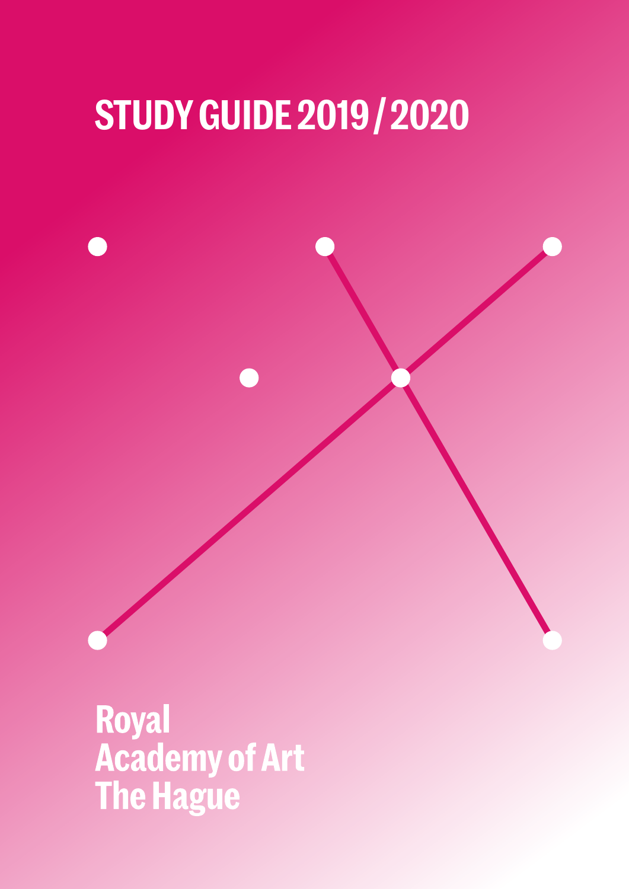# STUDY GUIDE 2019 / 2020

Royal
Academy of Art
The Hague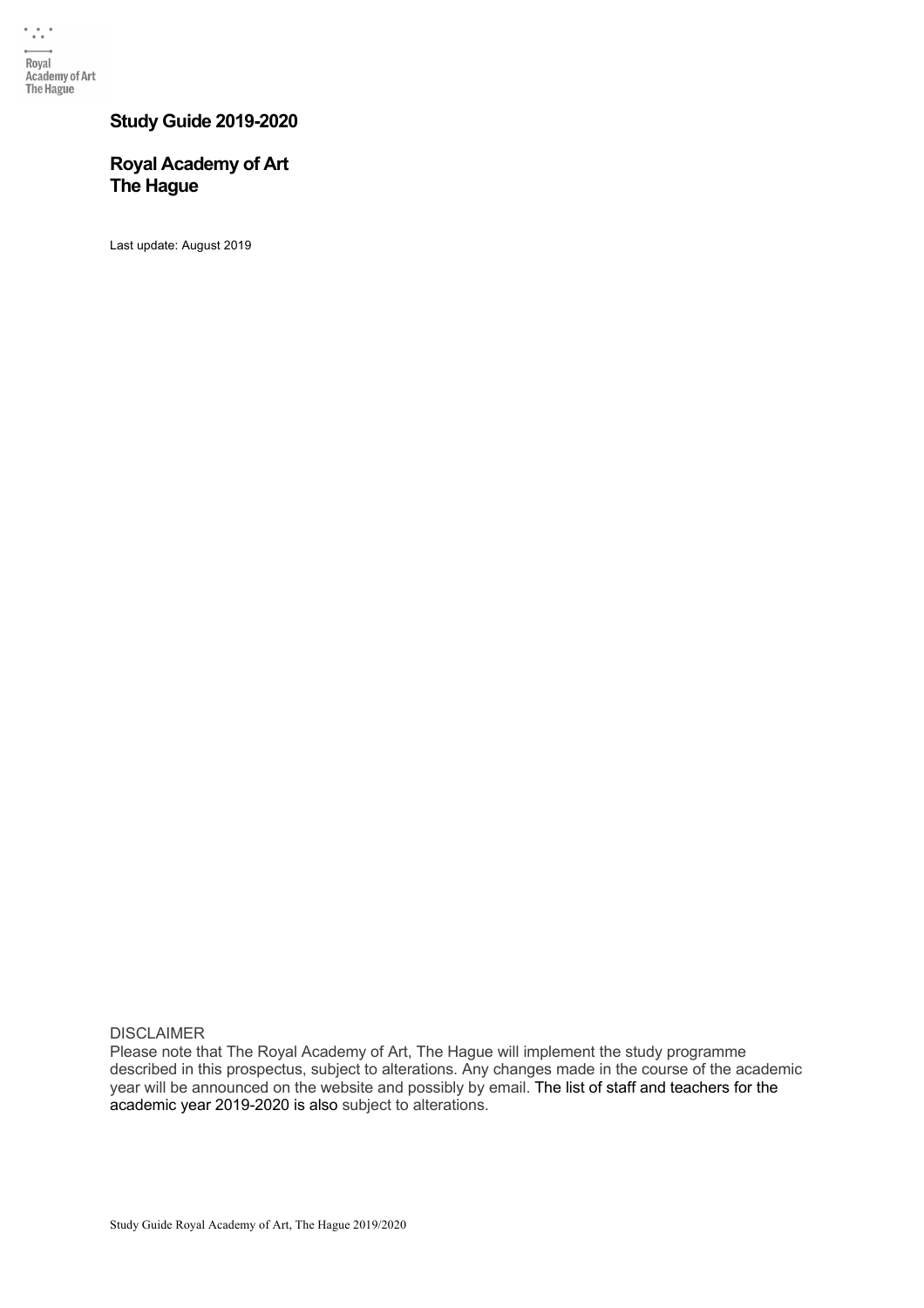Royal Academy of Art The Hague

# Study Guide 2019-2020

## Royal Academy of Art The Hague

Last update: August 2019

DISCLAIMER

Please note that The Royal Academy of Art, The Hague will implement the study programme described in this prospectus, subject to alterations. Any changes made in the course of the academic year will be announced on the website and possibly by email. The list of staff and teachers for the academic year 2019-2020 is also subject to alterations.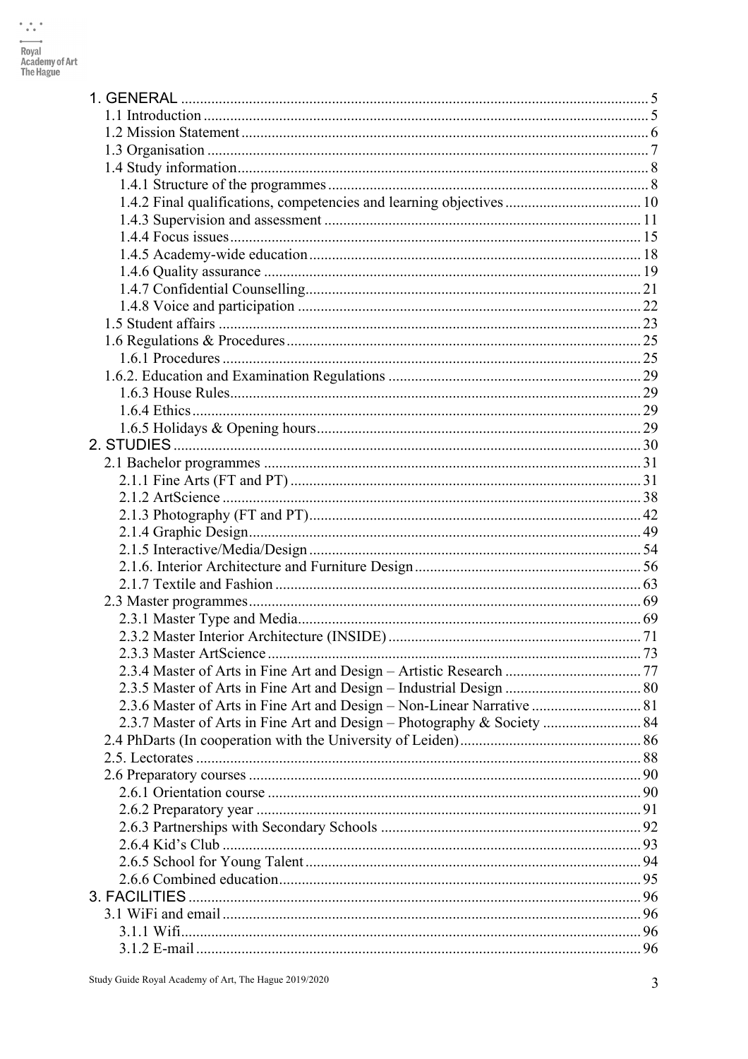1. GENERAL ... 5
  - 1.1 Introduction ... 5
  - 1.2 Mission Statement ... 6
  - 1.3 Organisation ... 7
  - 1.4 Study information ... 8
    - 1.4.1 Structure of the programmes ... 8
    - 1.4.2 Final qualifications, competencies and learning objectives ... 10
    - 1.4.3 Supervision and assessment ... 11
    - 1.4.4 Focus issues ... 15
    - 1.4.5 Academy-wide education ... 18
    - 1.4.6 Quality assurance ... 19
    - 1.4.7 Confidential Counselling ... 21
    - 1.4.8 Voice and participation ... 22
  - 1.5 Student affairs ... 23
  - 1.6 Regulations & Procedures ... 25
    - 1.6.1 Procedures ... 25
  - 1.6.2. Education and Examination Regulations ... 29
    - 1.6.3 House Rules ... 29
    - 1.6.4 Ethics ... 29
    - 1.6.5 Holidays & Opening hours ... 29

2. STUDIES ... 30
  - 2.1 Bachelor programmes ... 31
    - 2.1.1 Fine Arts (FT and PT) ... 31
    - 2.1.2 ArtScience ... 38
    - 2.1.3 Photography (FT and PT) ... 42
    - 2.1.4 Graphic Design ... 49
    - 2.1.5 Interactive/Media/Design ... 54
    - 2.1.6. Interior Architecture and Furniture Design ... 56
    - 2.1.7 Textile and Fashion ... 63
  - 2.3 Master programmes ... 69
    - 2.3.1 Master Type and Media ... 69
    - 2.3.2 Master Interior Architecture (INSIDE) ... 71
    - 2.3.3 Master ArtScience ... 73
    - 2.3.4 Master of Arts in Fine Art and Design – Artistic Research ... 77
    - 2.3.5 Master of Arts in Fine Art and Design – Industrial Design ... 80
    - 2.3.6 Master of Arts in Fine Art and Design – Non-Linear Narrative ... 81
    - 2.3.7 Master of Arts in Fine Art and Design – Photography & Society ... 84
  - 2.4 PhDarts (In cooperation with the University of Leiden) ... 86
  - 2.5. Lectorates ... 88
  - 2.6 Preparatory courses ... 90
    - 2.6.1 Orientation course ... 90
    - 2.6.2 Preparatory year ... 91
    - 2.6.3 Partnerships with Secondary Schools ... 92
    - 2.6.4 Kid's Club ... 93
    - 2.6.5 School for Young Talent ... 94
    - 2.6.6 Combined education ... 95

3. FACILITIES ... 96
  - 3.1 WiFi and email ... 96
    - 3.1.1 Wifi ... 96
    - 3.1.2 E-mail ... 96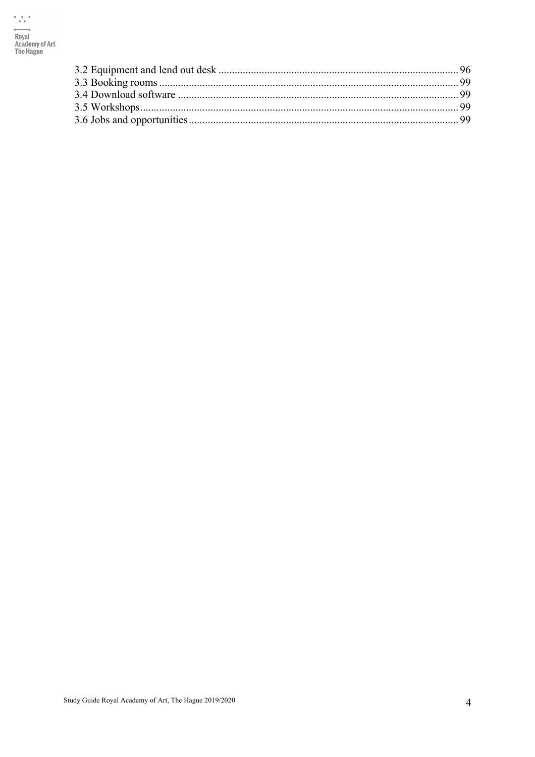3.2 Equipment and lend out desk ........................................................................................ 96
3.3 Booking rooms ............................................................................................................. 99
3.4 Download software ....................................................................................................... 99
3.5 Workshops.................................................................................................................... 99
3.6 Jobs and opportunities .................................................................................................. 99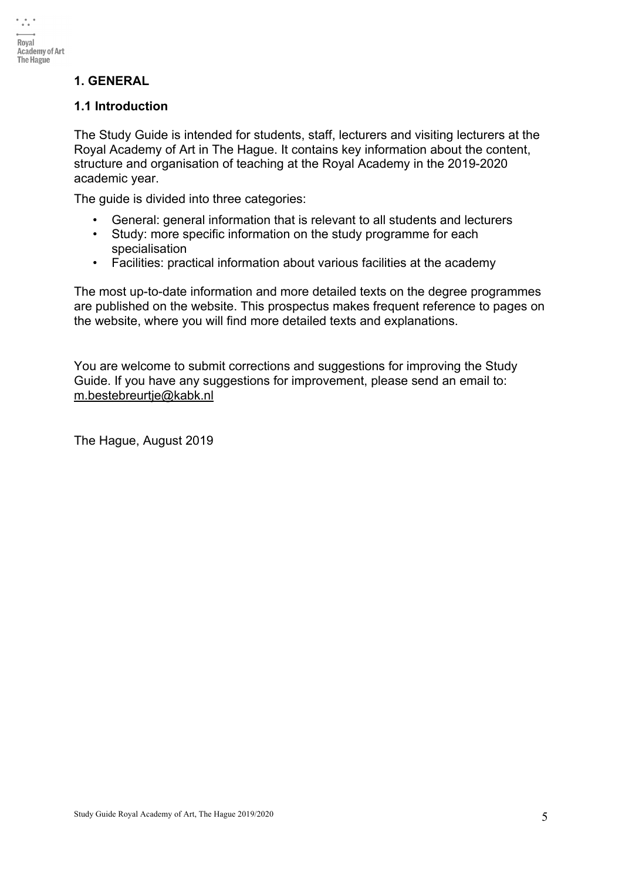# 1. GENERAL

## 1.1 Introduction

The Study Guide is intended for students, staff, lecturers and visiting lecturers at the Royal Academy of Art in The Hague. It contains key information about the content, structure and organisation of teaching at the Royal Academy in the 2019-2020 academic year.

The guide is divided into three categories:

- General: general information that is relevant to all students and lecturers
- Study: more specific information on the study programme for each specialisation
- Facilities: practical information about various facilities at the academy

The most up-to-date information and more detailed texts on the degree programmes are published on the website. This prospectus makes frequent reference to pages on the website, where you will find more detailed texts and explanations.

You are welcome to submit corrections and suggestions for improving the Study Guide. If you have any suggestions for improvement, please send an email to: m.bestebreurtje@kabk.nl

The Hague, August 2019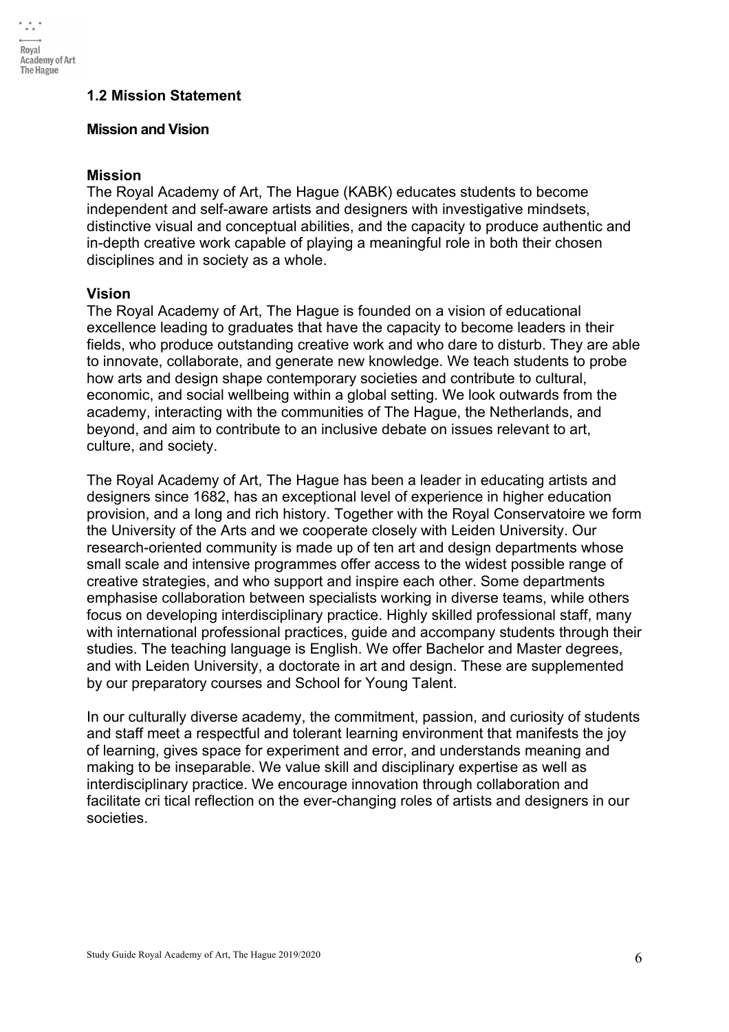## 1.2 Mission Statement

### Mission and Vision

**Mission**

The Royal Academy of Art, The Hague (KABK) educates students to become independent and self-aware artists and designers with investigative mindsets, distinctive visual and conceptual abilities, and the capacity to produce authentic and in-depth creative work capable of playing a meaningful role in both their chosen disciplines and in society as a whole.

**Vision**

The Royal Academy of Art, The Hague is founded on a vision of educational excellence leading to graduates that have the capacity to become leaders in their fields, who produce outstanding creative work and who dare to disturb. They are able to innovate, collaborate, and generate new knowledge. We teach students to probe how arts and design shape contemporary societies and contribute to cultural, economic, and social wellbeing within a global setting. We look outwards from the academy, interacting with the communities of The Hague, the Netherlands, and beyond, and aim to contribute to an inclusive debate on issues relevant to art, culture, and society.

The Royal Academy of Art, The Hague has been a leader in educating artists and designers since 1682, has an exceptional level of experience in higher education provision, and a long and rich history. Together with the Royal Conservatoire we form the University of the Arts and we cooperate closely with Leiden University. Our research-oriented community is made up of ten art and design departments whose small scale and intensive programmes offer access to the widest possible range of creative strategies, and who support and inspire each other. Some departments emphasise collaboration between specialists working in diverse teams, while others focus on developing interdisciplinary practice. Highly skilled professional staff, many with international professional practices, guide and accompany students through their studies. The teaching language is English. We offer Bachelor and Master degrees, and with Leiden University, a doctorate in art and design. These are supplemented by our preparatory courses and School for Young Talent.

In our culturally diverse academy, the commitment, passion, and curiosity of students and staff meet a respectful and tolerant learning environment that manifests the joy of learning, gives space for experiment and error, and understands meaning and making to be inseparable. We value skill and disciplinary expertise as well as interdisciplinary practice. We encourage innovation through collaboration and facilitate cri tical reflection on the ever-changing roles of artists and designers in our societies.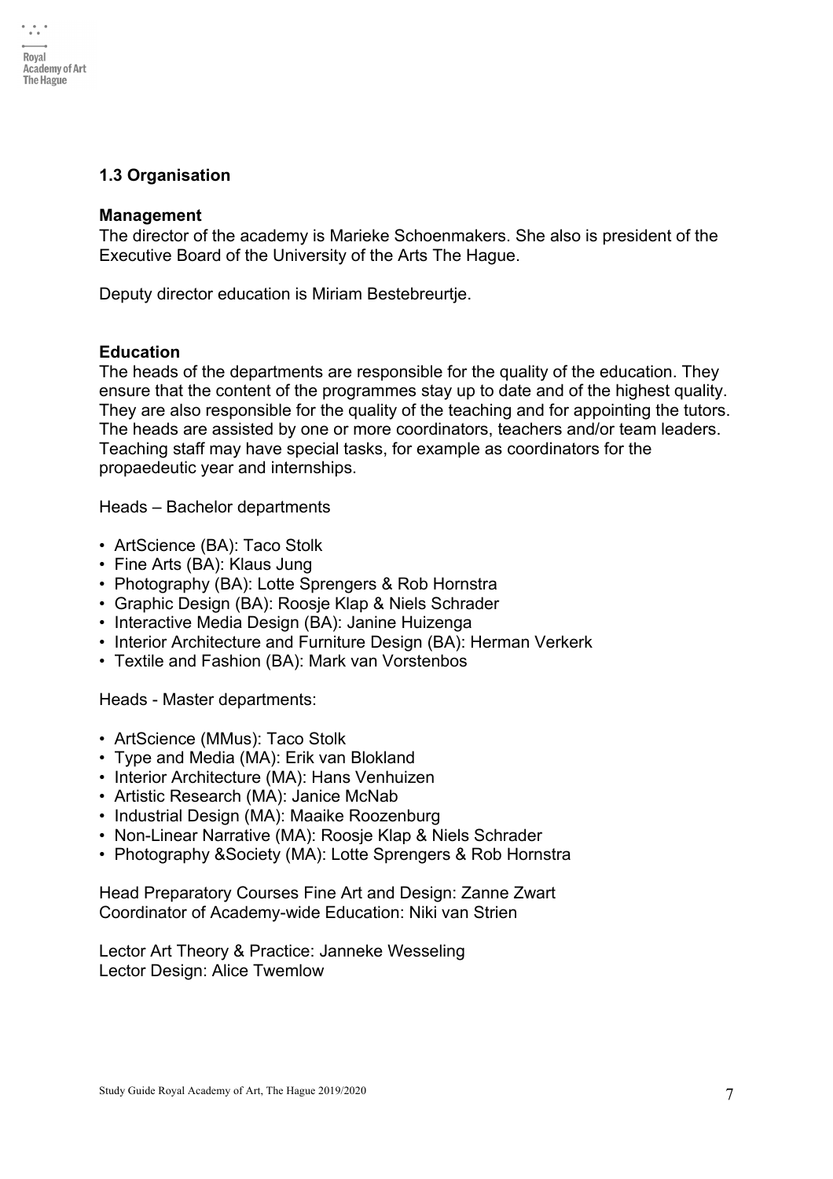## 1.3 Organisation

**Management**

The director of the academy is Marieke Schoenmakers. She also is president of the Executive Board of the University of the Arts The Hague.

Deputy director education is Miriam Bestebreurtje.

**Education**

The heads of the departments are responsible for the quality of the education. They ensure that the content of the programmes stay up to date and of the highest quality. They are also responsible for the quality of the teaching and for appointing the tutors. The heads are assisted by one or more coordinators, teachers and/or team leaders. Teaching staff may have special tasks, for example as coordinators for the propaedeutic year and internships.

Heads – Bachelor departments

- ArtScience (BA): Taco Stolk
- Fine Arts (BA): Klaus Jung
- Photography (BA): Lotte Sprengers & Rob Hornstra
- Graphic Design (BA): Roosje Klap & Niels Schrader
- Interactive Media Design (BA): Janine Huizenga
- Interior Architecture and Furniture Design (BA): Herman Verkerk
- Textile and Fashion (BA): Mark van Vorstenbos

Heads - Master departments:

- ArtScience (MMus): Taco Stolk
- Type and Media (MA): Erik van Blokland
- Interior Architecture (MA): Hans Venhuizen
- Artistic Research (MA): Janice McNab
- Industrial Design (MA): Maaike Roozenburg
- Non-Linear Narrative (MA): Roosje Klap & Niels Schrader
- Photography &Society (MA): Lotte Sprengers & Rob Hornstra

Head Preparatory Courses Fine Art and Design: Zanne Zwart
Coordinator of Academy-wide Education: Niki van Strien

Lector Art Theory & Practice: Janneke Wesseling
Lector Design: Alice Twemlow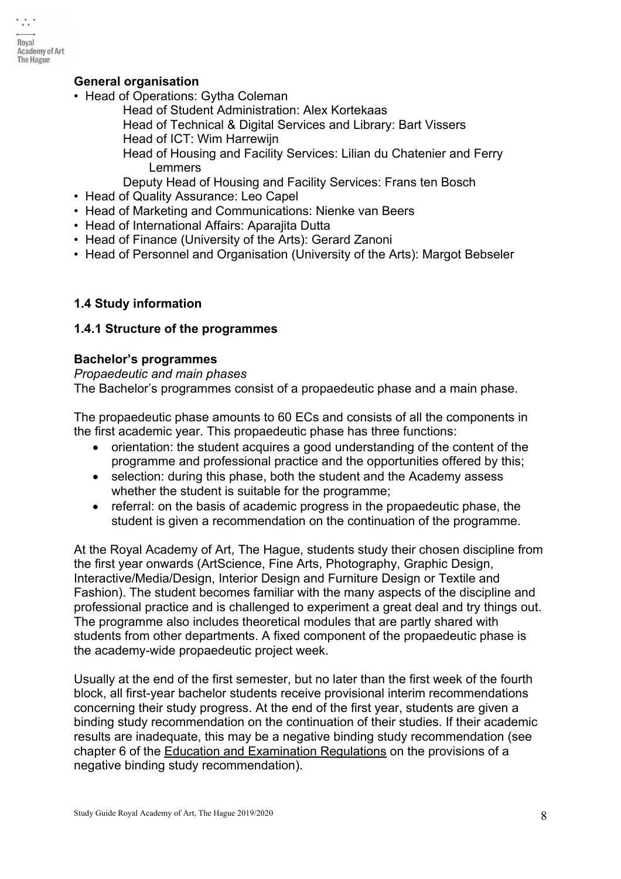**General organisation**

- Head of Operations: Gytha Coleman
    - Head of Student Administration: Alex Kortekaas
    - Head of Technical & Digital Services and Library: Bart Vissers
    - Head of ICT: Wim Harrewijn
    - Head of Housing and Facility Services: Lilian du Chatenier and Ferry Lemmers
    - Deputy Head of Housing and Facility Services: Frans ten Bosch
- Head of Quality Assurance: Leo Capel
- Head of Marketing and Communications: Nienke van Beers
- Head of International Affairs: Aparajita Dutta
- Head of Finance (University of the Arts): Gerard Zanoni
- Head of Personnel and Organisation (University of the Arts): Margot Bebseler

### 1.4 Study information

#### 1.4.1 Structure of the programmes

**Bachelor's programmes**

*Propaedeutic and main phases*

The Bachelor's programmes consist of a propaedeutic phase and a main phase.

The propaedeutic phase amounts to 60 ECs and consists of all the components in the first academic year. This propaedeutic phase has three functions:

- orientation: the student acquires a good understanding of the content of the programme and professional practice and the opportunities offered by this;
- selection: during this phase, both the student and the Academy assess whether the student is suitable for the programme;
- referral: on the basis of academic progress in the propaedeutic phase, the student is given a recommendation on the continuation of the programme.

At the Royal Academy of Art, The Hague, students study their chosen discipline from the first year onwards (ArtScience, Fine Arts, Photography, Graphic Design, Interactive/Media/Design, Interior Design and Furniture Design or Textile and Fashion). The student becomes familiar with the many aspects of the discipline and professional practice and is challenged to experiment a great deal and try things out. The programme also includes theoretical modules that are partly shared with students from other departments. A fixed component of the propaedeutic phase is the academy-wide propaedeutic project week.

Usually at the end of the first semester, but no later than the first week of the fourth block, all first-year bachelor students receive provisional interim recommendations concerning their study progress. At the end of the first year, students are given a binding study recommendation on the continuation of their studies. If their academic results are inadequate, this may be a negative binding study recommendation (see chapter 6 of the Education and Examination Regulations on the provisions of a negative binding study recommendation).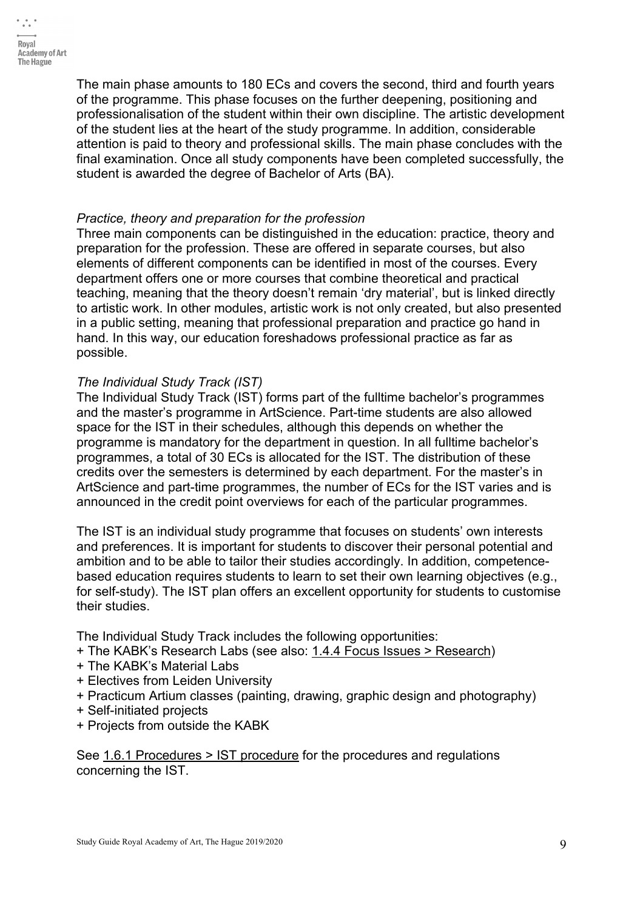The main phase amounts to 180 ECs and covers the second, third and fourth years of the programme. This phase focuses on the further deepening, positioning and professionalisation of the student within their own discipline. The artistic development of the student lies at the heart of the study programme. In addition, considerable attention is paid to theory and professional skills. The main phase concludes with the final examination. Once all study components have been completed successfully, the student is awarded the degree of Bachelor of Arts (BA).

*Practice, theory and preparation for the profession*

Three main components can be distinguished in the education: practice, theory and preparation for the profession. These are offered in separate courses, but also elements of different components can be identified in most of the courses. Every department offers one or more courses that combine theoretical and practical teaching, meaning that the theory doesn't remain 'dry material', but is linked directly to artistic work. In other modules, artistic work is not only created, but also presented in a public setting, meaning that professional preparation and practice go hand in hand. In this way, our education foreshadows professional practice as far as possible.

*The Individual Study Track (IST)*

The Individual Study Track (IST) forms part of the fulltime bachelor's programmes and the master's programme in ArtScience. Part-time students are also allowed space for the IST in their schedules, although this depends on whether the programme is mandatory for the department in question. In all fulltime bachelor's programmes, a total of 30 ECs is allocated for the IST. The distribution of these credits over the semesters is determined by each department. For the master's in ArtScience and part-time programmes, the number of ECs for the IST varies and is announced in the credit point overviews for each of the particular programmes.

The IST is an individual study programme that focuses on students' own interests and preferences. It is important for students to discover their personal potential and ambition and to be able to tailor their studies accordingly. In addition, competence-based education requires students to learn to set their own learning objectives (e.g., for self-study). The IST plan offers an excellent opportunity for students to customise their studies.

The Individual Study Track includes the following opportunities:

+ The KABK's Research Labs (see also: 1.4.4 Focus Issues > Research)
+ The KABK's Material Labs
+ Electives from Leiden University
+ Practicum Artium classes (painting, drawing, graphic design and photography)
+ Self-initiated projects
+ Projects from outside the KABK

See 1.6.1 Procedures > IST procedure for the procedures and regulations concerning the IST.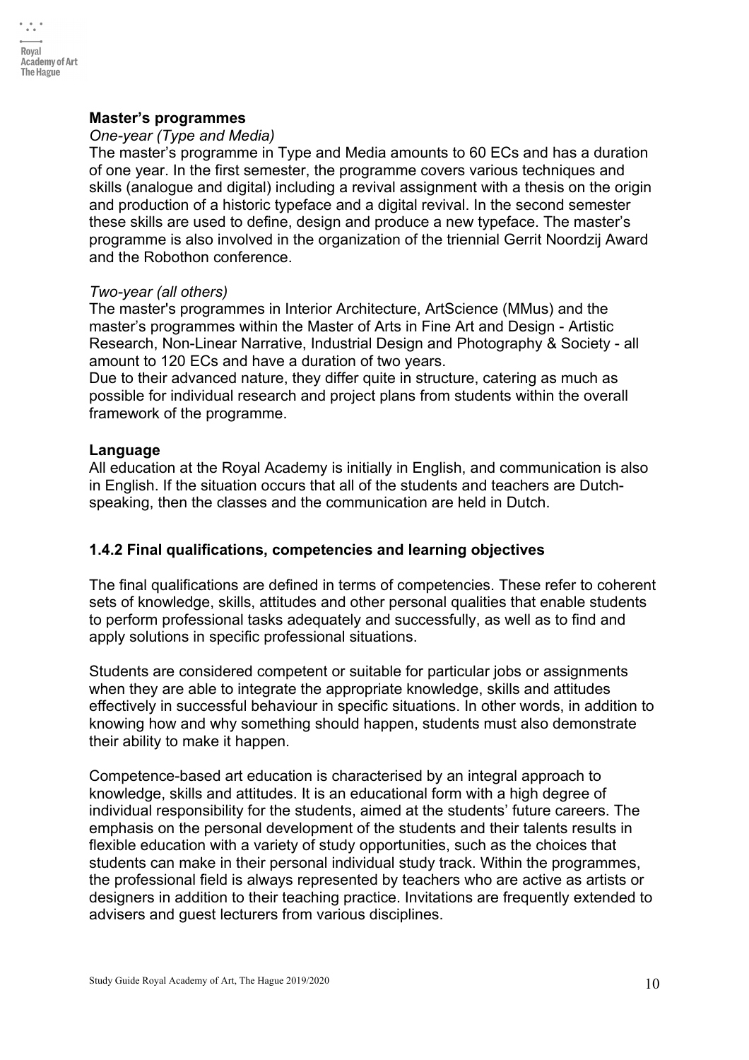**Master's programmes**

*One-year (Type and Media)*

The master's programme in Type and Media amounts to 60 ECs and has a duration of one year. In the first semester, the programme covers various techniques and skills (analogue and digital) including a revival assignment with a thesis on the origin and production of a historic typeface and a digital revival. In the second semester these skills are used to define, design and produce a new typeface. The master's programme is also involved in the organization of the triennial Gerrit Noordzij Award and the Robothon conference.

*Two-year (all others)*

The master's programmes in Interior Architecture, ArtScience (MMus) and the master's programmes within the Master of Arts in Fine Art and Design - Artistic Research, Non-Linear Narrative, Industrial Design and Photography & Society - all amount to 120 ECs and have a duration of two years.

Due to their advanced nature, they differ quite in structure, catering as much as possible for individual research and project plans from students within the overall framework of the programme.

**Language**

All education at the Royal Academy is initially in English, and communication is also in English. If the situation occurs that all of the students and teachers are Dutch-speaking, then the classes and the communication are held in Dutch.

### 1.4.2 Final qualifications, competencies and learning objectives

The final qualifications are defined in terms of competencies. These refer to coherent sets of knowledge, skills, attitudes and other personal qualities that enable students to perform professional tasks adequately and successfully, as well as to find and apply solutions in specific professional situations.

Students are considered competent or suitable for particular jobs or assignments when they are able to integrate the appropriate knowledge, skills and attitudes effectively in successful behaviour in specific situations. In other words, in addition to knowing how and why something should happen, students must also demonstrate their ability to make it happen.

Competence-based art education is characterised by an integral approach to knowledge, skills and attitudes. It is an educational form with a high degree of individual responsibility for the students, aimed at the students' future careers. The emphasis on the personal development of the students and their talents results in flexible education with a variety of study opportunities, such as the choices that students can make in their personal individual study track. Within the programmes, the professional field is always represented by teachers who are active as artists or designers in addition to their teaching practice. Invitations are frequently extended to advisers and guest lecturers from various disciplines.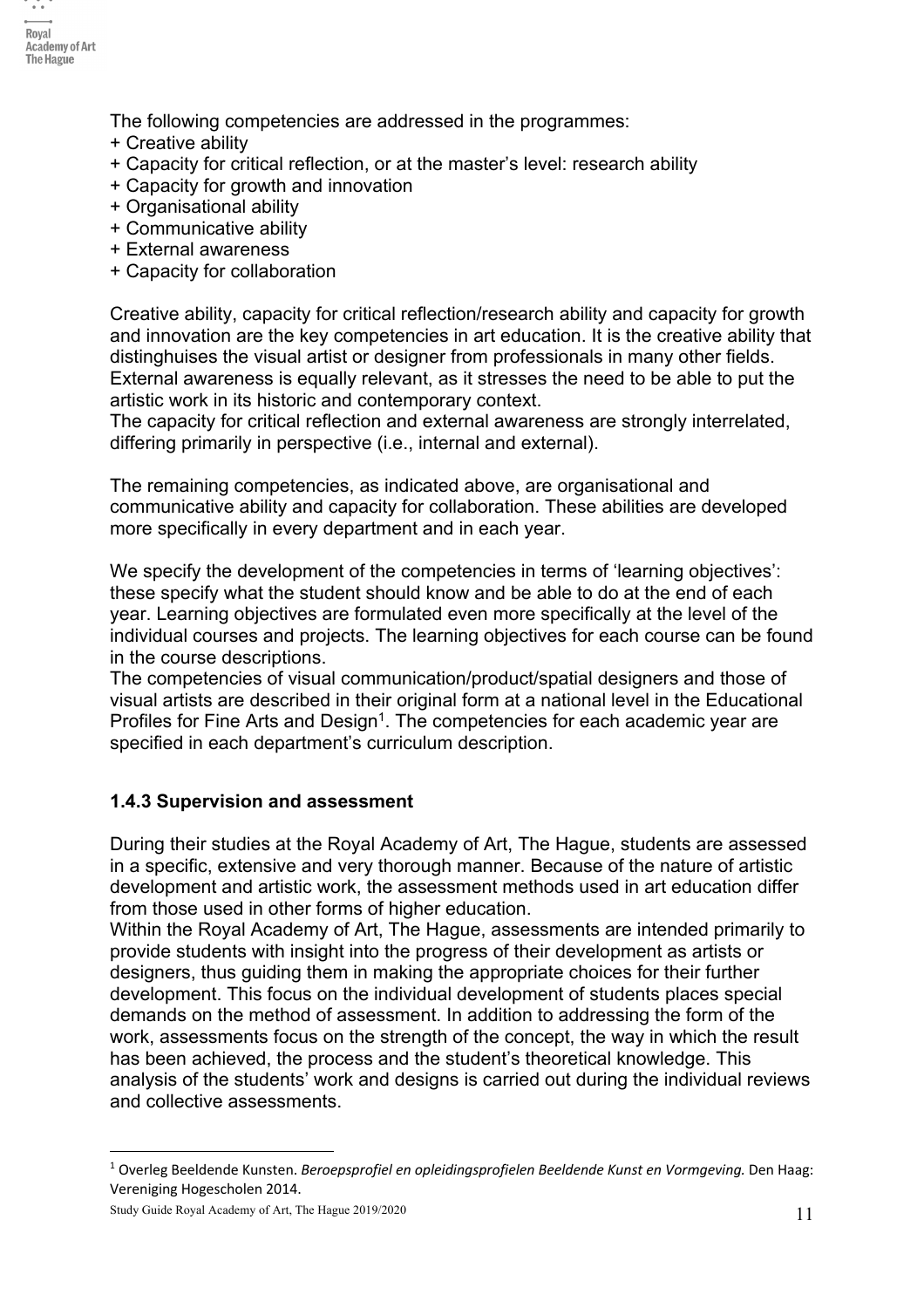The following competencies are addressed in the programmes:

+ Creative ability
+ Capacity for critical reflection, or at the master's level: research ability
+ Capacity for growth and innovation
+ Organisational ability
+ Communicative ability
+ External awareness
+ Capacity for collaboration

Creative ability, capacity for critical reflection/research ability and capacity for growth and innovation are the key competencies in art education. It is the creative ability that distinghuises the visual artist or designer from professionals in many other fields. External awareness is equally relevant, as it stresses the need to be able to put the artistic work in its historic and contemporary context.
The capacity for critical reflection and external awareness are strongly interrelated, differing primarily in perspective (i.e., internal and external).

The remaining competencies, as indicated above, are organisational and communicative ability and capacity for collaboration. These abilities are developed more specifically in every department and in each year.

We specify the development of the competencies in terms of 'learning objectives': these specify what the student should know and be able to do at the end of each year. Learning objectives are formulated even more specifically at the level of the individual courses and projects. The learning objectives for each course can be found in the course descriptions.
The competencies of visual communication/product/spatial designers and those of visual artists are described in their original form at a national level in the Educational Profiles for Fine Arts and Design[1]. The competencies for each academic year are specified in each department's curriculum description.

### 1.4.3 Supervision and assessment

During their studies at the Royal Academy of Art, The Hague, students are assessed in a specific, extensive and very thorough manner. Because of the nature of artistic development and artistic work, the assessment methods used in art education differ from those used in other forms of higher education.
Within the Royal Academy of Art, The Hague, assessments are intended primarily to provide students with insight into the progress of their development as artists or designers, thus guiding them in making the appropriate choices for their further development. This focus on the individual development of students places special demands on the method of assessment. In addition to addressing the form of the work, assessments focus on the strength of the concept, the way in which the result has been achieved, the process and the student's theoretical knowledge. This analysis of the students' work and designs is carried out during the individual reviews and collective assessments.

---

[1] Overleg Beeldende Kunsten. *Beroepsprofiel en opleidingsprofielen Beeldende Kunst en Vormgeving.* Den Haag: Vereniging Hogescholen 2014.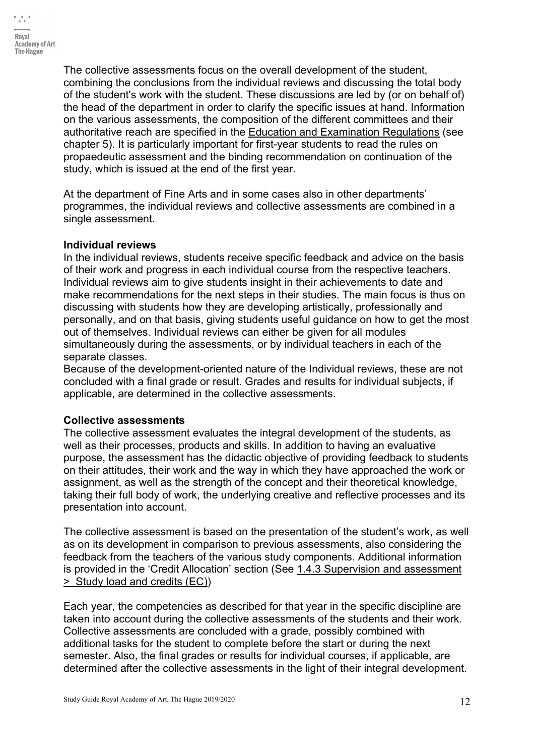The collective assessments focus on the overall development of the student, combining the conclusions from the individual reviews and discussing the total body of the student's work with the student. These discussions are led by (or on behalf of) the head of the department in order to clarify the specific issues at hand. Information on the various assessments, the composition of the different committees and their authoritative reach are specified in the Education and Examination Regulations (see chapter 5). It is particularly important for first-year students to read the rules on propaedeutic assessment and the binding recommendation on continuation of the study, which is issued at the end of the first year.

At the department of Fine Arts and in some cases also in other departments' programmes, the individual reviews and collective assessments are combined in a single assessment.

**Individual reviews**

In the individual reviews, students receive specific feedback and advice on the basis of their work and progress in each individual course from the respective teachers. Individual reviews aim to give students insight in their achievements to date and make recommendations for the next steps in their studies. The main focus is thus on discussing with students how they are developing artistically, professionally and personally, and on that basis, giving students useful guidance on how to get the most out of themselves. Individual reviews can either be given for all modules simultaneously during the assessments, or by individual teachers in each of the separate classes.

Because of the development-oriented nature of the Individual reviews, these are not concluded with a final grade or result. Grades and results for individual subjects, if applicable, are determined in the collective assessments.

**Collective assessments**

The collective assessment evaluates the integral development of the students, as well as their processes, products and skills. In addition to having an evaluative purpose, the assessment has the didactic objective of providing feedback to students on their attitudes, their work and the way in which they have approached the work or assignment, as well as the strength of the concept and their theoretical knowledge, taking their full body of work, the underlying creative and reflective processes and its presentation into account.

The collective assessment is based on the presentation of the student's work, as well as on its development in comparison to previous assessments, also considering the feedback from the teachers of the various study components. Additional information is provided in the 'Credit Allocation' section (See 1.4.3 Supervision and assessment > Study load and credits (EC))

Each year, the competencies as described for that year in the specific discipline are taken into account during the collective assessments of the students and their work. Collective assessments are concluded with a grade, possibly combined with additional tasks for the student to complete before the start or during the next semester. Also, the final grades or results for individual courses, if applicable, are determined after the collective assessments in the light of their integral development.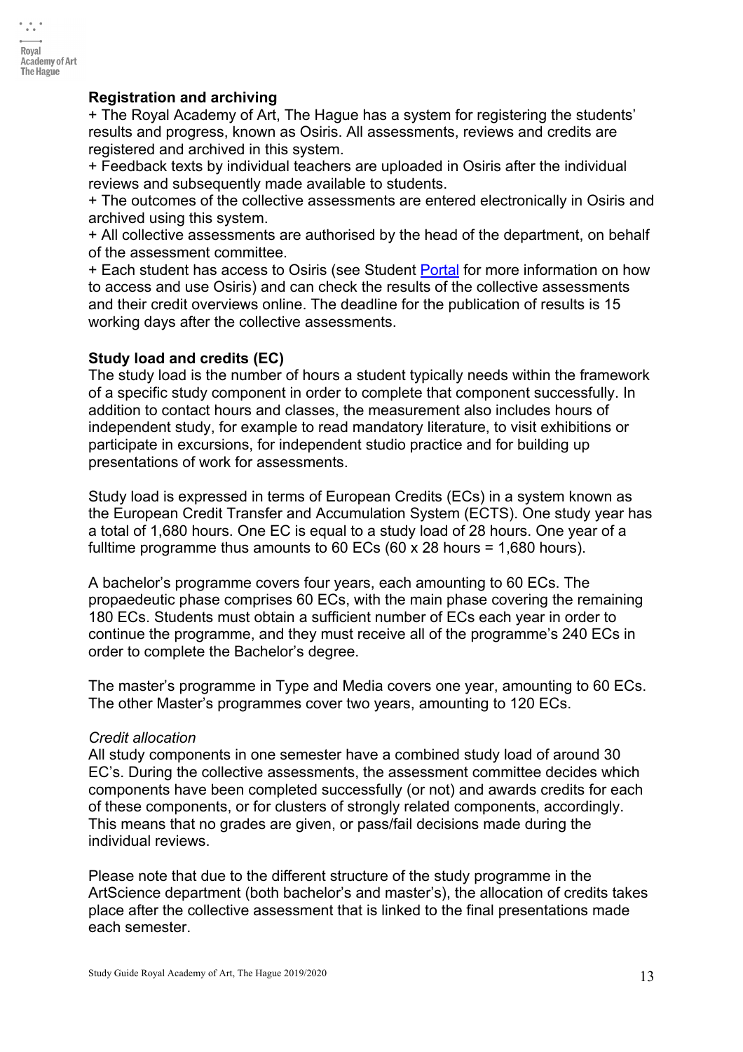**Registration and archiving**

+ The Royal Academy of Art, The Hague has a system for registering the students' results and progress, known as Osiris. All assessments, reviews and credits are registered and archived in this system.
+ Feedback texts by individual teachers are uploaded in Osiris after the individual reviews and subsequently made available to students.
+ The outcomes of the collective assessments are entered electronically in Osiris and archived using this system.
+ All collective assessments are authorised by the head of the department, on behalf of the assessment committee.
+ Each student has access to Osiris (see Student Portal for more information on how to access and use Osiris) and can check the results of the collective assessments and their credit overviews online. The deadline for the publication of results is 15 working days after the collective assessments.

**Study load and credits (EC)**

The study load is the number of hours a student typically needs within the framework of a specific study component in order to complete that component successfully. In addition to contact hours and classes, the measurement also includes hours of independent study, for example to read mandatory literature, to visit exhibitions or participate in excursions, for independent studio practice and for building up presentations of work for assessments.

Study load is expressed in terms of European Credits (ECs) in a system known as the European Credit Transfer and Accumulation System (ECTS). One study year has a total of 1,680 hours. One EC is equal to a study load of 28 hours. One year of a fulltime programme thus amounts to 60 ECs (60 x 28 hours = 1,680 hours).

A bachelor's programme covers four years, each amounting to 60 ECs. The propaedeutic phase comprises 60 ECs, with the main phase covering the remaining 180 ECs. Students must obtain a sufficient number of ECs each year in order to continue the programme, and they must receive all of the programme's 240 ECs in order to complete the Bachelor's degree.

The master's programme in Type and Media covers one year, amounting to 60 ECs. The other Master's programmes cover two years, amounting to 120 ECs.

*Credit allocation*

All study components in one semester have a combined study load of around 30 EC's. During the collective assessments, the assessment committee decides which components have been completed successfully (or not) and awards credits for each of these components, or for clusters of strongly related components, accordingly. This means that no grades are given, or pass/fail decisions made during the individual reviews.

Please note that due to the different structure of the study programme in the ArtScience department (both bachelor's and master's), the allocation of credits takes place after the collective assessment that is linked to the final presentations made each semester.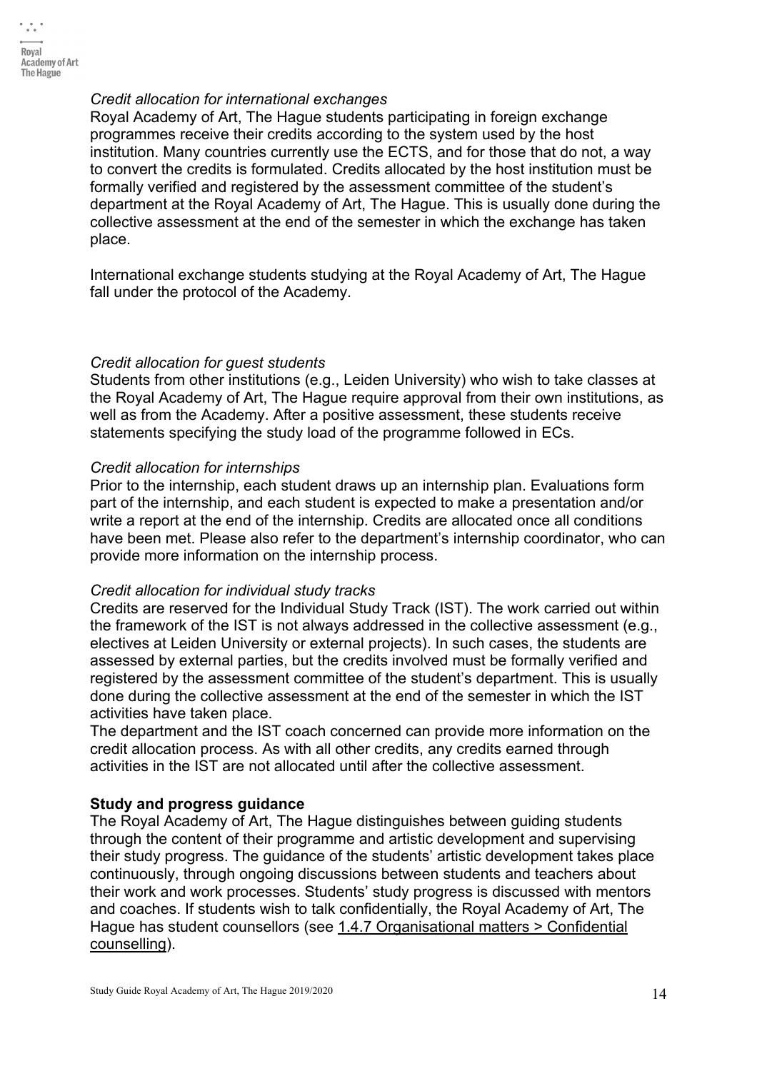*Credit allocation for international exchanges*

Royal Academy of Art, The Hague students participating in foreign exchange programmes receive their credits according to the system used by the host institution. Many countries currently use the ECTS, and for those that do not, a way to convert the credits is formulated. Credits allocated by the host institution must be formally verified and registered by the assessment committee of the student's department at the Royal Academy of Art, The Hague. This is usually done during the collective assessment at the end of the semester in which the exchange has taken place.

International exchange students studying at the Royal Academy of Art, The Hague fall under the protocol of the Academy.

*Credit allocation for guest students*

Students from other institutions (e.g., Leiden University) who wish to take classes at the Royal Academy of Art, The Hague require approval from their own institutions, as well as from the Academy. After a positive assessment, these students receive statements specifying the study load of the programme followed in ECs.

*Credit allocation for internships*

Prior to the internship, each student draws up an internship plan. Evaluations form part of the internship, and each student is expected to make a presentation and/or write a report at the end of the internship. Credits are allocated once all conditions have been met. Please also refer to the department's internship coordinator, who can provide more information on the internship process.

*Credit allocation for individual study tracks*

Credits are reserved for the Individual Study Track (IST). The work carried out within the framework of the IST is not always addressed in the collective assessment (e.g., electives at Leiden University or external projects). In such cases, the students are assessed by external parties, but the credits involved must be formally verified and registered by the assessment committee of the student's department. This is usually done during the collective assessment at the end of the semester in which the IST activities have taken place.

The department and the IST coach concerned can provide more information on the credit allocation process. As with all other credits, any credits earned through activities in the IST are not allocated until after the collective assessment.

**Study and progress guidance**

The Royal Academy of Art, The Hague distinguishes between guiding students through the content of their programme and artistic development and supervising their study progress. The guidance of the students' artistic development takes place continuously, through ongoing discussions between students and teachers about their work and work processes. Students' study progress is discussed with mentors and coaches. If students wish to talk confidentially, the Royal Academy of Art, The Hague has student counsellors (see 1.4.7 Organisational matters > Confidential counselling).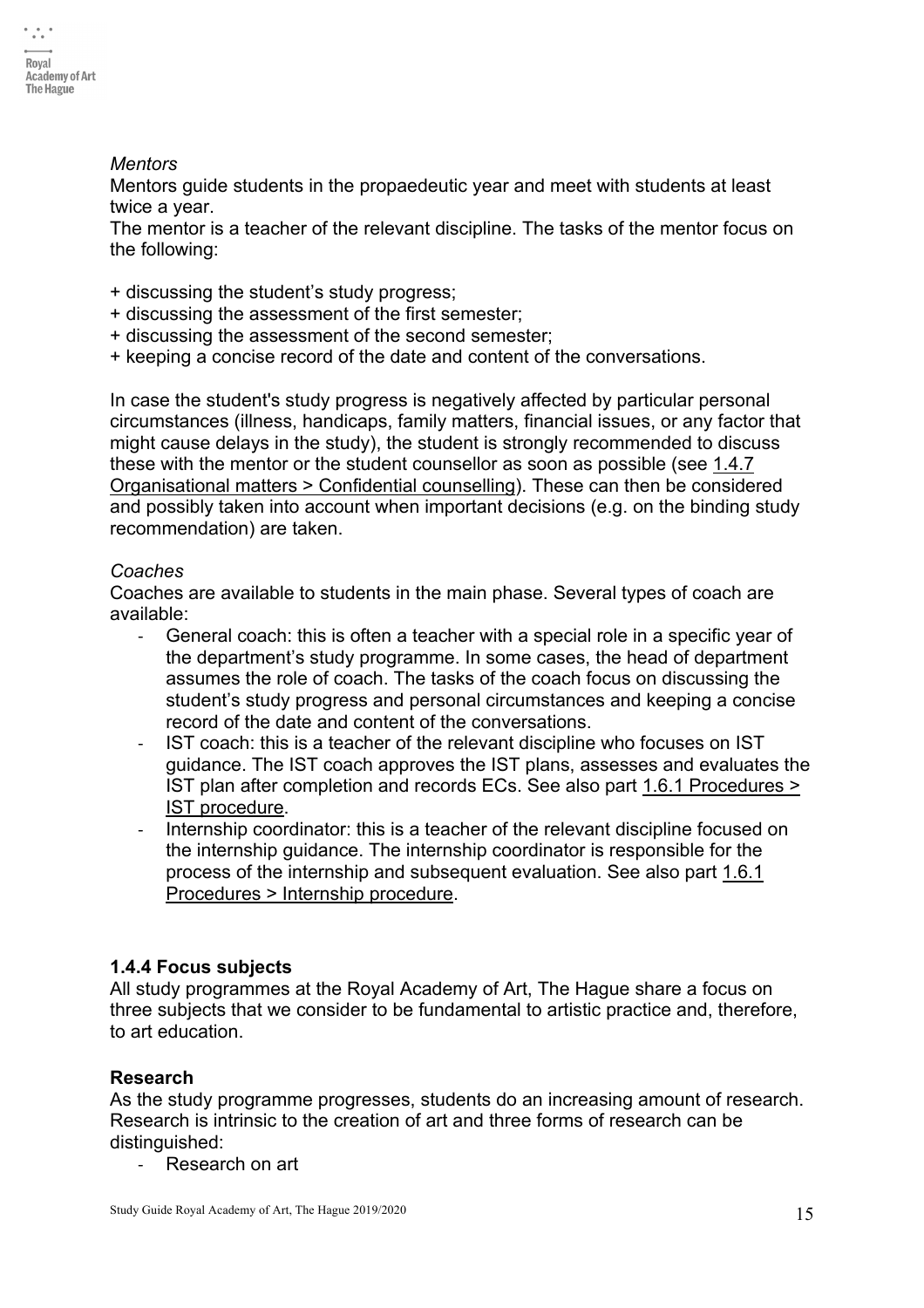*Mentors*

Mentors guide students in the propaedeutic year and meet with students at least twice a year.
The mentor is a teacher of the relevant discipline. The tasks of the mentor focus on the following:

+ discussing the student's study progress;
+ discussing the assessment of the first semester;
+ discussing the assessment of the second semester;
+ keeping a concise record of the date and content of the conversations.

In case the student's study progress is negatively affected by particular personal circumstances (illness, handicaps, family matters, financial issues, or any factor that might cause delays in the study), the student is strongly recommended to discuss these with the mentor or the student counsellor as soon as possible (see 1.4.7 Organisational matters > Confidential counselling). These can then be considered and possibly taken into account when important decisions (e.g. on the binding study recommendation) are taken.

*Coaches*

Coaches are available to students in the main phase. Several types of coach are available:

- General coach: this is often a teacher with a special role in a specific year of the department's study programme. In some cases, the head of department assumes the role of coach. The tasks of the coach focus on discussing the student's study progress and personal circumstances and keeping a concise record of the date and content of the conversations.
- IST coach: this is a teacher of the relevant discipline who focuses on IST guidance. The IST coach approves the IST plans, assesses and evaluates the IST plan after completion and records ECs. See also part 1.6.1 Procedures > IST procedure.
- Internship coordinator: this is a teacher of the relevant discipline focused on the internship guidance. The internship coordinator is responsible for the process of the internship and subsequent evaluation. See also part 1.6.1 Procedures > Internship procedure.

### 1.4.4 Focus subjects

All study programmes at the Royal Academy of Art, The Hague share a focus on three subjects that we consider to be fundamental to artistic practice and, therefore, to art education.

**Research**

As the study programme progresses, students do an increasing amount of research. Research is intrinsic to the creation of art and three forms of research can be distinguished:

- Research on art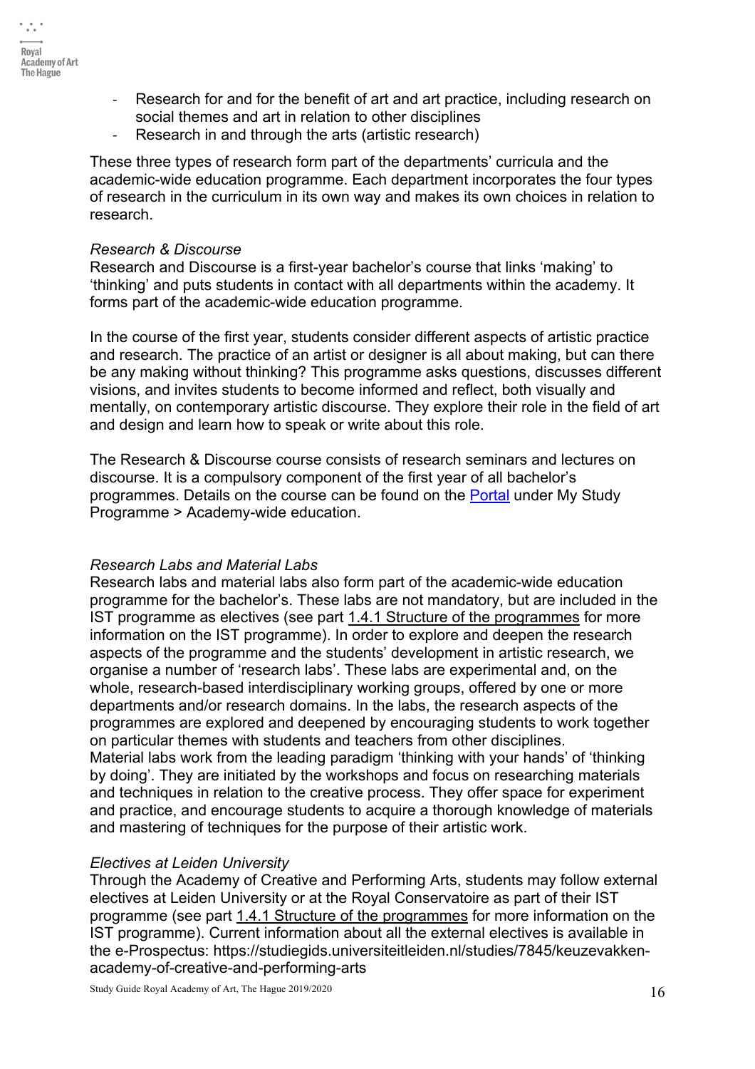- Research for and for the benefit of art and art practice, including research on social themes and art in relation to other disciplines
- Research in and through the arts (artistic research)

These three types of research form part of the departments' curricula and the academic-wide education programme. Each department incorporates the four types of research in the curriculum in its own way and makes its own choices in relation to research.

*Research & Discourse*

Research and Discourse is a first-year bachelor's course that links 'making' to 'thinking' and puts students in contact with all departments within the academy. It forms part of the academic-wide education programme.

In the course of the first year, students consider different aspects of artistic practice and research. The practice of an artist or designer is all about making, but can there be any making without thinking? This programme asks questions, discusses different visions, and invites students to become informed and reflect, both visually and mentally, on contemporary artistic discourse. They explore their role in the field of art and design and learn how to speak or write about this role.

The Research & Discourse course consists of research seminars and lectures on discourse. It is a compulsory component of the first year of all bachelor's programmes. Details on the course can be found on the Portal under My Study Programme > Academy-wide education.

*Research Labs and Material Labs*

Research labs and material labs also form part of the academic-wide education programme for the bachelor's. These labs are not mandatory, but are included in the IST programme as electives (see part 1.4.1 Structure of the programmes for more information on the IST programme). In order to explore and deepen the research aspects of the programme and the students' development in artistic research, we organise a number of 'research labs'. These labs are experimental and, on the whole, research-based interdisciplinary working groups, offered by one or more departments and/or research domains. In the labs, the research aspects of the programmes are explored and deepened by encouraging students to work together on particular themes with students and teachers from other disciplines.
Material labs work from the leading paradigm 'thinking with your hands' of 'thinking by doing'. They are initiated by the workshops and focus on researching materials and techniques in relation to the creative process. They offer space for experiment and practice, and encourage students to acquire a thorough knowledge of materials and mastering of techniques for the purpose of their artistic work.

*Electives at Leiden University*

Through the Academy of Creative and Performing Arts, students may follow external electives at Leiden University or at the Royal Conservatoire as part of their IST programme (see part 1.4.1 Structure of the programmes for more information on the IST programme). Current information about all the external electives is available in the e-Prospectus: https://studiegids.universiteitleiden.nl/studies/7845/keuzevakken-academy-of-creative-and-performing-arts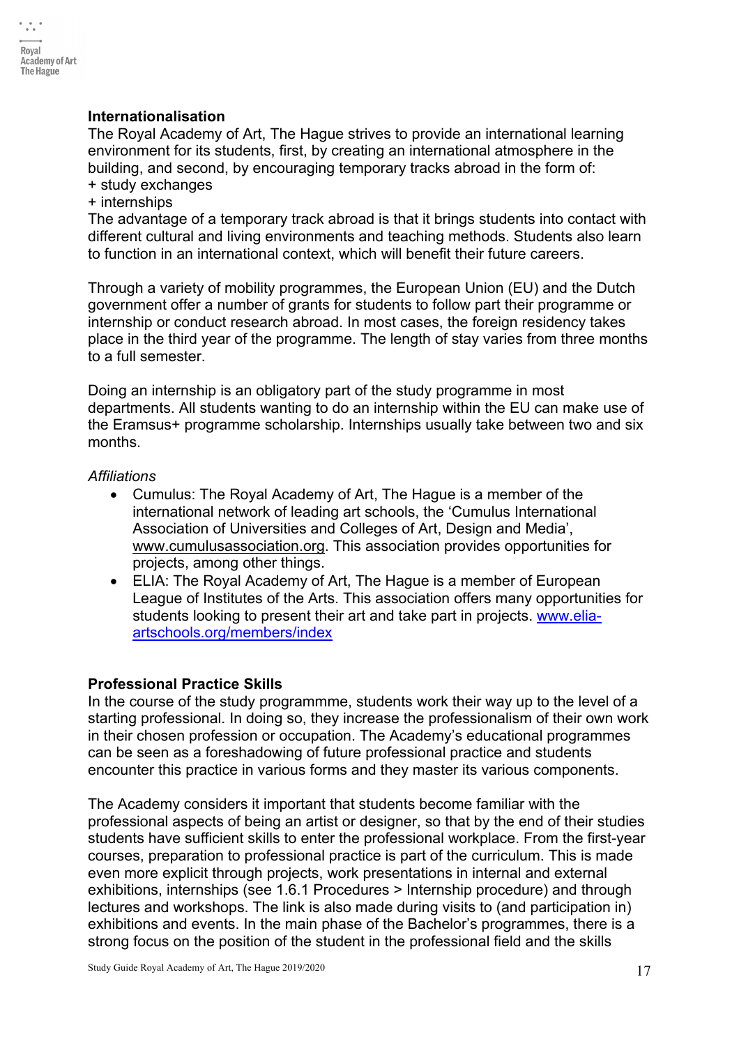**Internationalisation**

The Royal Academy of Art, The Hague strives to provide an international learning environment for its students, first, by creating an international atmosphere in the building, and second, by encouraging temporary tracks abroad in the form of:
+ study exchanges
+ internships
The advantage of a temporary track abroad is that it brings students into contact with different cultural and living environments and teaching methods. Students also learn to function in an international context, which will benefit their future careers.

Through a variety of mobility programmes, the European Union (EU) and the Dutch government offer a number of grants for students to follow part their programme or internship or conduct research abroad. In most cases, the foreign residency takes place in the third year of the programme. The length of stay varies from three months to a full semester.

Doing an internship is an obligatory part of the study programme in most departments. All students wanting to do an internship within the EU can make use of the Eramsus+ programme scholarship. Internships usually take between two and six months.

*Affiliations*

- Cumulus: The Royal Academy of Art, The Hague is a member of the international network of leading art schools, the 'Cumulus International Association of Universities and Colleges of Art, Design and Media', www.cumulusassociation.org. This association provides opportunities for projects, among other things.
- ELIA: The Royal Academy of Art, The Hague is a member of European League of Institutes of the Arts. This association offers many opportunities for students looking to present their art and take part in projects. www.elia-artschools.org/members/index

**Professional Practice Skills**

In the course of the study programmme, students work their way up to the level of a starting professional. In doing so, they increase the professionalism of their own work in their chosen profession or occupation. The Academy's educational programmes can be seen as a foreshadowing of future professional practice and students encounter this practice in various forms and they master its various components.

The Academy considers it important that students become familiar with the professional aspects of being an artist or designer, so that by the end of their studies students have sufficient skills to enter the professional workplace. From the first-year courses, preparation to professional practice is part of the curriculum. This is made even more explicit through projects, work presentations in internal and external exhibitions, internships (see 1.6.1 Procedures > Internship procedure) and through lectures and workshops. The link is also made during visits to (and participation in) exhibitions and events. In the main phase of the Bachelor's programmes, there is a strong focus on the position of the student in the professional field and the skills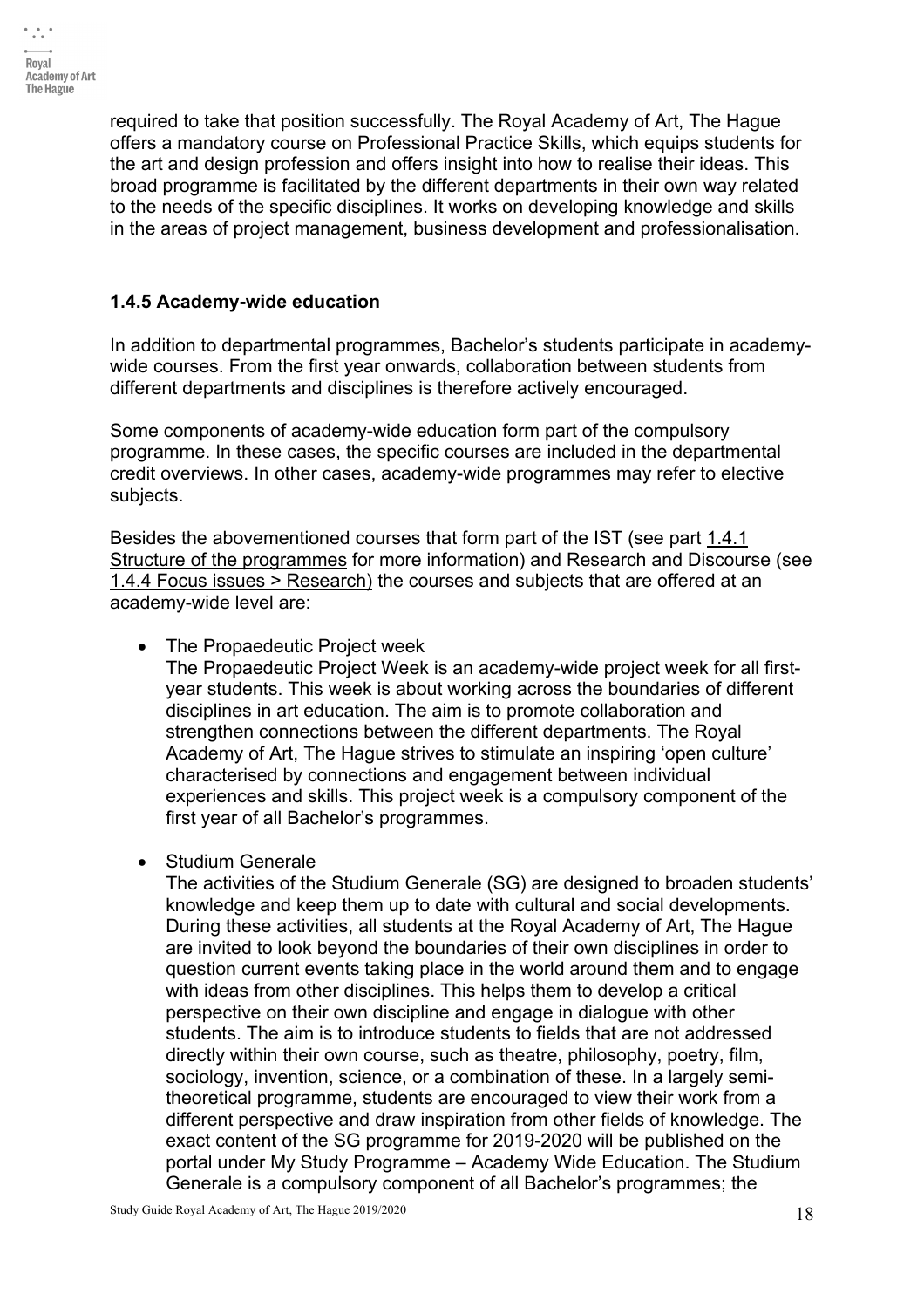required to take that position successfully. The Royal Academy of Art, The Hague offers a mandatory course on Professional Practice Skills, which equips students for the art and design profession and offers insight into how to realise their ideas. This broad programme is facilitated by the different departments in their own way related to the needs of the specific disciplines. It works on developing knowledge and skills in the areas of project management, business development and professionalisation.

### 1.4.5 Academy-wide education

In addition to departmental programmes, Bachelor's students participate in academy-wide courses. From the first year onwards, collaboration between students from different departments and disciplines is therefore actively encouraged.

Some components of academy-wide education form part of the compulsory programme. In these cases, the specific courses are included in the departmental credit overviews. In other cases, academy-wide programmes may refer to elective subjects.

Besides the abovementioned courses that form part of the IST (see part 1.4.1 Structure of the programmes for more information) and Research and Discourse (see 1.4.4 Focus issues > Research) the courses and subjects that are offered at an academy-wide level are:

- The Propaedeutic Project week
  The Propaedeutic Project Week is an academy-wide project week for all first-year students. This week is about working across the boundaries of different disciplines in art education. The aim is to promote collaboration and strengthen connections between the different departments. The Royal Academy of Art, The Hague strives to stimulate an inspiring 'open culture' characterised by connections and engagement between individual experiences and skills. This project week is a compulsory component of the first year of all Bachelor's programmes.

- Studium Generale
  The activities of the Studium Generale (SG) are designed to broaden students' knowledge and keep them up to date with cultural and social developments. During these activities, all students at the Royal Academy of Art, The Hague are invited to look beyond the boundaries of their own disciplines in order to question current events taking place in the world around them and to engage with ideas from other disciplines. This helps them to develop a critical perspective on their own discipline and engage in dialogue with other students. The aim is to introduce students to fields that are not addressed directly within their own course, such as theatre, philosophy, poetry, film, sociology, invention, science, or a combination of these. In a largely semi-theoretical programme, students are encouraged to view their work from a different perspective and draw inspiration from other fields of knowledge. The exact content of the SG programme for 2019-2020 will be published on the portal under My Study Programme – Academy Wide Education. The Studium Generale is a compulsory component of all Bachelor's programmes; the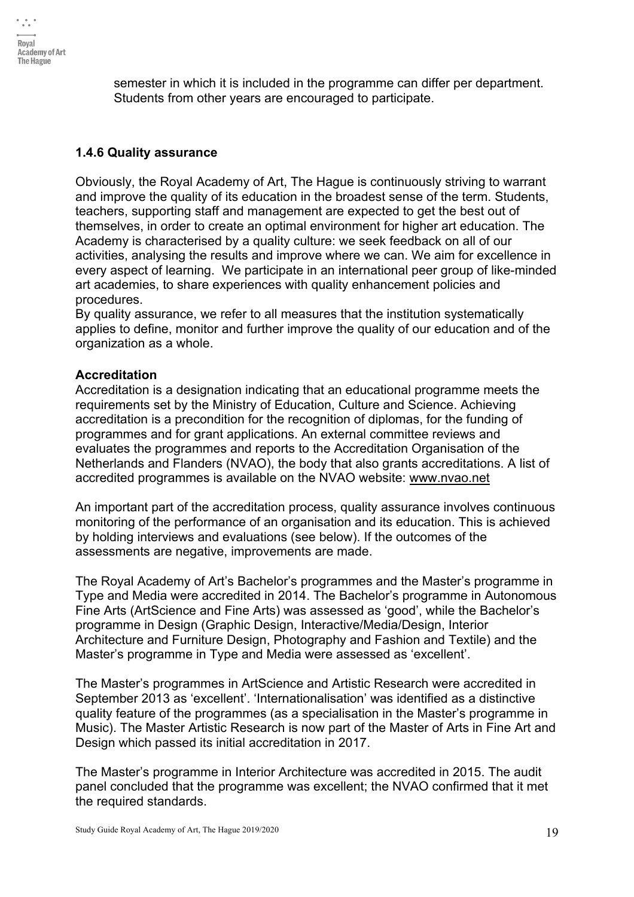semester in which it is included in the programme can differ per department. Students from other years are encouraged to participate.

### 1.4.6 Quality assurance

Obviously, the Royal Academy of Art, The Hague is continuously striving to warrant and improve the quality of its education in the broadest sense of the term. Students, teachers, supporting staff and management are expected to get the best out of themselves, in order to create an optimal environment for higher art education. The Academy is characterised by a quality culture: we seek feedback on all of our activities, analysing the results and improve where we can. We aim for excellence in every aspect of learning. We participate in an international peer group of like-minded art academies, to share experiences with quality enhancement policies and procedures.
By quality assurance, we refer to all measures that the institution systematically applies to define, monitor and further improve the quality of our education and of the organization as a whole.

**Accreditation**
Accreditation is a designation indicating that an educational programme meets the requirements set by the Ministry of Education, Culture and Science. Achieving accreditation is a precondition for the recognition of diplomas, for the funding of programmes and for grant applications. An external committee reviews and evaluates the programmes and reports to the Accreditation Organisation of the Netherlands and Flanders (NVAO), the body that also grants accreditations. A list of accredited programmes is available on the NVAO website: www.nvao.net

An important part of the accreditation process, quality assurance involves continuous monitoring of the performance of an organisation and its education. This is achieved by holding interviews and evaluations (see below). If the outcomes of the assessments are negative, improvements are made.

The Royal Academy of Art's Bachelor's programmes and the Master's programme in Type and Media were accredited in 2014. The Bachelor's programme in Autonomous Fine Arts (ArtScience and Fine Arts) was assessed as 'good', while the Bachelor's programme in Design (Graphic Design, Interactive/Media/Design, Interior Architecture and Furniture Design, Photography and Fashion and Textile) and the Master's programme in Type and Media were assessed as 'excellent'.

The Master's programmes in ArtScience and Artistic Research were accredited in September 2013 as 'excellent'. 'Internationalisation' was identified as a distinctive quality feature of the programmes (as a specialisation in the Master's programme in Music). The Master Artistic Research is now part of the Master of Arts in Fine Art and Design which passed its initial accreditation in 2017.

The Master's programme in Interior Architecture was accredited in 2015. The audit panel concluded that the programme was excellent; the NVAO confirmed that it met the required standards.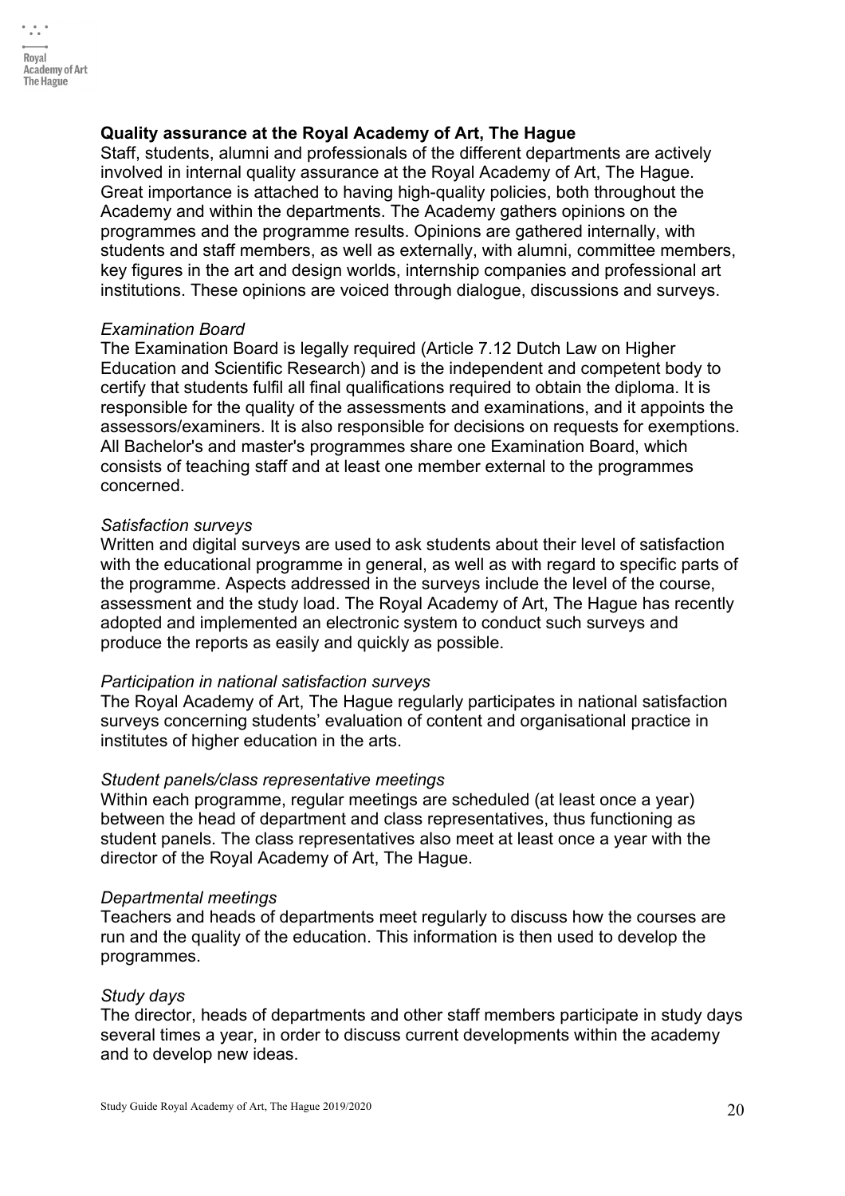## Quality assurance at the Royal Academy of Art, The Hague

Staff, students, alumni and professionals of the different departments are actively involved in internal quality assurance at the Royal Academy of Art, The Hague. Great importance is attached to having high-quality policies, both throughout the Academy and within the departments. The Academy gathers opinions on the programmes and the programme results. Opinions are gathered internally, with students and staff members, as well as externally, with alumni, committee members, key figures in the art and design worlds, internship companies and professional art institutions. These opinions are voiced through dialogue, discussions and surveys.

*Examination Board*

The Examination Board is legally required (Article 7.12 Dutch Law on Higher Education and Scientific Research) and is the independent and competent body to certify that students fulfil all final qualifications required to obtain the diploma. It is responsible for the quality of the assessments and examinations, and it appoints the assessors/examiners. It is also responsible for decisions on requests for exemptions. All Bachelor's and master's programmes share one Examination Board, which consists of teaching staff and at least one member external to the programmes concerned.

*Satisfaction surveys*

Written and digital surveys are used to ask students about their level of satisfaction with the educational programme in general, as well as with regard to specific parts of the programme. Aspects addressed in the surveys include the level of the course, assessment and the study load. The Royal Academy of Art, The Hague has recently adopted and implemented an electronic system to conduct such surveys and produce the reports as easily and quickly as possible.

*Participation in national satisfaction surveys*

The Royal Academy of Art, The Hague regularly participates in national satisfaction surveys concerning students' evaluation of content and organisational practice in institutes of higher education in the arts.

*Student panels/class representative meetings*

Within each programme, regular meetings are scheduled (at least once a year) between the head of department and class representatives, thus functioning as student panels. The class representatives also meet at least once a year with the director of the Royal Academy of Art, The Hague.

*Departmental meetings*

Teachers and heads of departments meet regularly to discuss how the courses are run and the quality of the education. This information is then used to develop the programmes.

*Study days*

The director, heads of departments and other staff members participate in study days several times a year, in order to discuss current developments within the academy and to develop new ideas.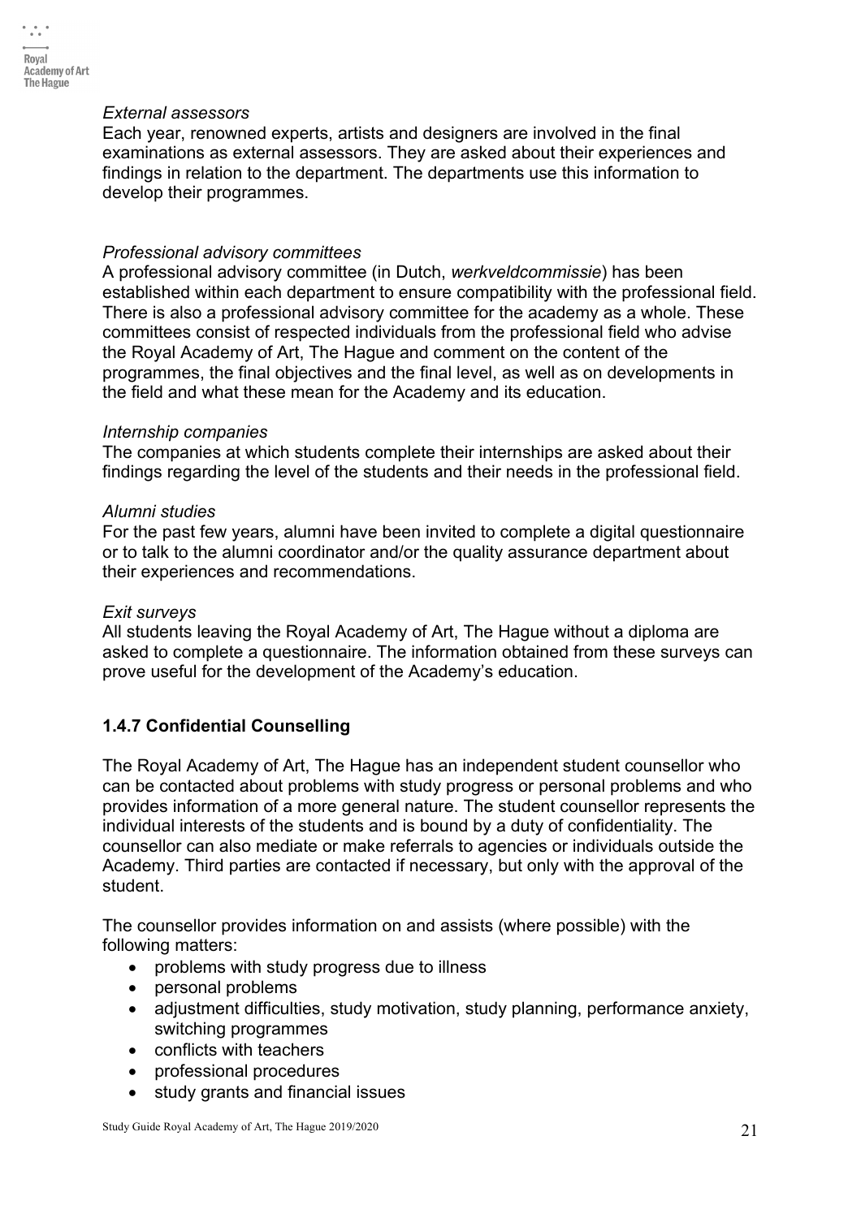*External assessors*
Each year, renowned experts, artists and designers are involved in the final examinations as external assessors. They are asked about their experiences and findings in relation to the department. The departments use this information to develop their programmes.

*Professional advisory committees*
A professional advisory committee (in Dutch, *werkveldcommissie*) has been established within each department to ensure compatibility with the professional field. There is also a professional advisory committee for the academy as a whole. These committees consist of respected individuals from the professional field who advise the Royal Academy of Art, The Hague and comment on the content of the programmes, the final objectives and the final level, as well as on developments in the field and what these mean for the Academy and its education.

*Internship companies*
The companies at which students complete their internships are asked about their findings regarding the level of the students and their needs in the professional field.

*Alumni studies*
For the past few years, alumni have been invited to complete a digital questionnaire or to talk to the alumni coordinator and/or the quality assurance department about their experiences and recommendations.

*Exit surveys*
All students leaving the Royal Academy of Art, The Hague without a diploma are asked to complete a questionnaire. The information obtained from these surveys can prove useful for the development of the Academy's education.

### 1.4.7 Confidential Counselling

The Royal Academy of Art, The Hague has an independent student counsellor who can be contacted about problems with study progress or personal problems and who provides information of a more general nature. The student counsellor represents the individual interests of the students and is bound by a duty of confidentiality. The counsellor can also mediate or make referrals to agencies or individuals outside the Academy. Third parties are contacted if necessary, but only with the approval of the student.

The counsellor provides information on and assists (where possible) with the following matters:

- problems with study progress due to illness
- personal problems
- adjustment difficulties, study motivation, study planning, performance anxiety, switching programmes
- conflicts with teachers
- professional procedures
- study grants and financial issues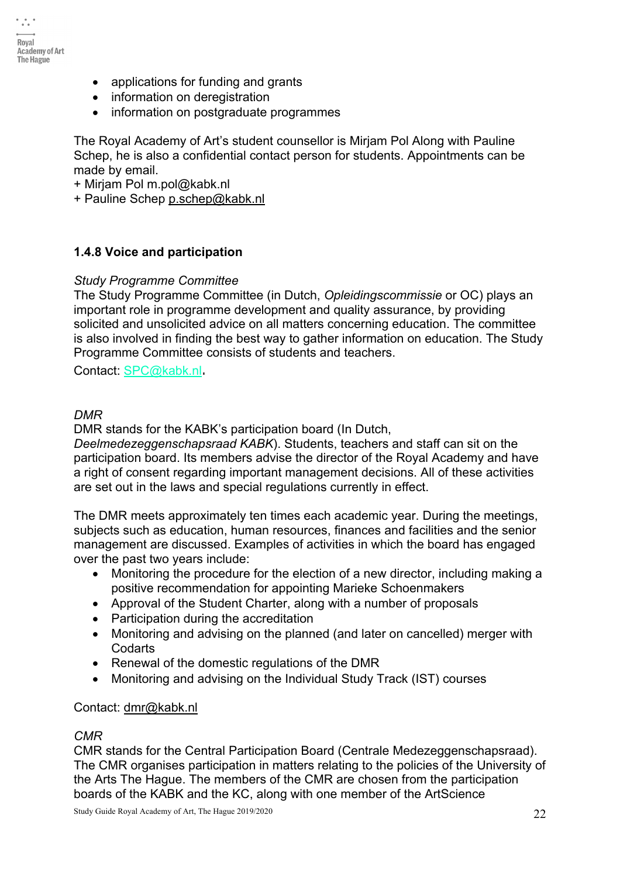- applications for funding and grants
- information on deregistration
- information on postgraduate programmes

The Royal Academy of Art's student counsellor is Mirjam Pol Along with Pauline Schep, he is also a confidential contact person for students. Appointments can be made by email.
+ Mirjam Pol m.pol@kabk.nl
+ Pauline Schep p.schep@kabk.nl

### 1.4.8 Voice and participation

*Study Programme Committee*
The Study Programme Committee (in Dutch, *Opleidingscommissie* or OC) plays an important role in programme development and quality assurance, by providing solicited and unsolicited advice on all matters concerning education. The committee is also involved in finding the best way to gather information on education. The Study Programme Committee consists of students and teachers.

Contact: SPC@kabk.nl**.**

*DMR*
DMR stands for the KABK's participation board (In Dutch, *Deelmedezeggenschapsraad KABK*). Students, teachers and staff can sit on the participation board. Its members advise the director of the Royal Academy and have a right of consent regarding important management decisions. All of these activities are set out in the laws and special regulations currently in effect.

The DMR meets approximately ten times each academic year. During the meetings, subjects such as education, human resources, finances and facilities and the senior management are discussed. Examples of activities in which the board has engaged over the past two years include:

- Monitoring the procedure for the election of a new director, including making a positive recommendation for appointing Marieke Schoenmakers
- Approval of the Student Charter, along with a number of proposals
- Participation during the accreditation
- Monitoring and advising on the planned (and later on cancelled) merger with Codarts
- Renewal of the domestic regulations of the DMR
- Monitoring and advising on the Individual Study Track (IST) courses

Contact: dmr@kabk.nl

*CMR*
CMR stands for the Central Participation Board (Centrale Medezeggenschapsraad). The CMR organises participation in matters relating to the policies of the University of the Arts The Hague. The members of the CMR are chosen from the participation boards of the KABK and the KC, along with one member of the ArtScience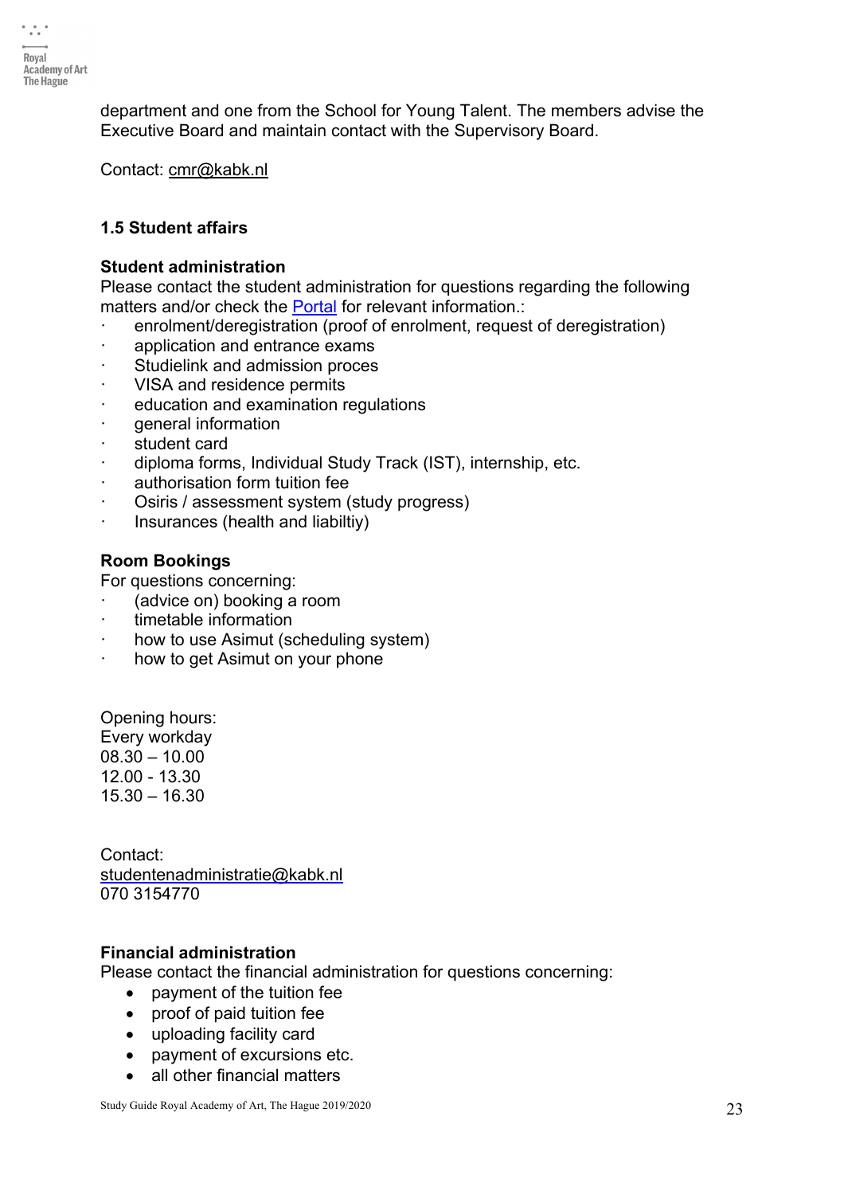department and one from the School for Young Talent. The members advise the Executive Board and maintain contact with the Supervisory Board.

Contact: cmr@kabk.nl

### 1.5 Student affairs

**Student administration**

Please contact the student administration for questions regarding the following matters and/or check the [Portal] for relevant information.:

- enrolment/deregistration (proof of enrolment, request of deregistration)
- application and entrance exams
- Studielink and admission proces
- VISA and residence permits
- education and examination regulations
- general information
- student card
- diploma forms, Individual Study Track (IST), internship, etc.
- authorisation form tuition fee
- Osiris / assessment system (study progress)
- Insurances (health and liabiltiy)

**Room Bookings**

For questions concerning:

- (advice on) booking a room
- timetable information
- how to use Asimut (scheduling system)
- how to get Asimut on your phone

Opening hours:
Every workday
08.30 – 10.00
12.00 - 13.30
15.30 – 16.30

Contact:
studentenadministratie@kabk.nl
070 3154770

**Financial administration**

Please contact the financial administration for questions concerning:

- payment of the tuition fee
- proof of paid tuition fee
- uploading facility card
- payment of excursions etc.
- all other financial matters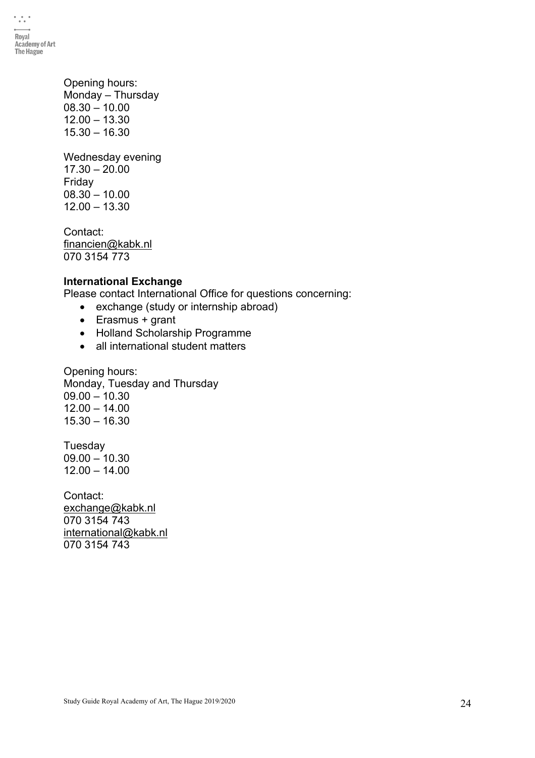Opening hours:
Monday – Thursday
08.30 – 10.00
12.00 – 13.30
15.30 – 16.30

Wednesday evening
17.30 – 20.00
Friday
08.30 – 10.00
12.00 – 13.30

Contact:
financien@kabk.nl
070 3154 773

**International Exchange**
Please contact International Office for questions concerning:

- exchange (study or internship abroad)
- Erasmus + grant
- Holland Scholarship Programme
- all international student matters

Opening hours:
Monday, Tuesday and Thursday
09.00 – 10.30
12.00 – 14.00
15.30 – 16.30

Tuesday
09.00 – 10.30
12.00 – 14.00

Contact:
exchange@kabk.nl
070 3154 743
international@kabk.nl
070 3154 743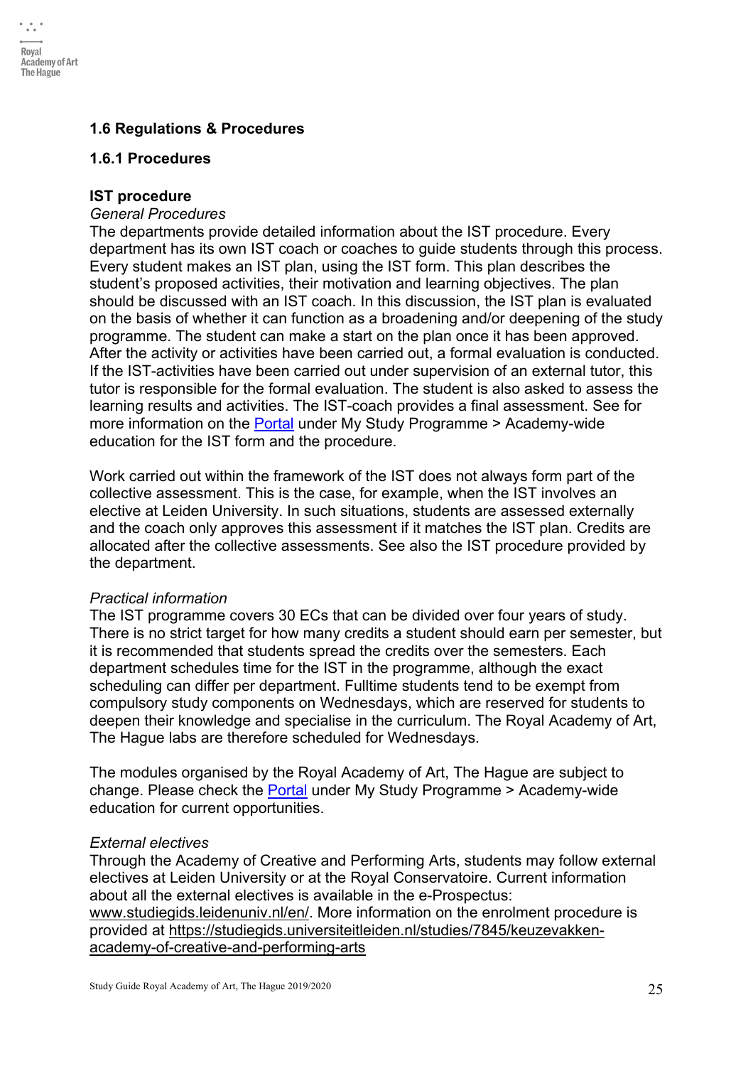## 1.6 Regulations & Procedures

### 1.6.1 Procedures

#### IST procedure

*General Procedures*

The departments provide detailed information about the IST procedure. Every department has its own IST coach or coaches to guide students through this process. Every student makes an IST plan, using the IST form. This plan describes the student's proposed activities, their motivation and learning objectives. The plan should be discussed with an IST coach. In this discussion, the IST plan is evaluated on the basis of whether it can function as a broadening and/or deepening of the study programme. The student can make a start on the plan once it has been approved. After the activity or activities have been carried out, a formal evaluation is conducted. If the IST-activities have been carried out under supervision of an external tutor, this tutor is responsible for the formal evaluation. The student is also asked to assess the learning results and activities. The IST-coach provides a final assessment. See for more information on the [Portal](Portal) under My Study Programme > Academy-wide education for the IST form and the procedure.

Work carried out within the framework of the IST does not always form part of the collective assessment. This is the case, for example, when the IST involves an elective at Leiden University. In such situations, students are assessed externally and the coach only approves this assessment if it matches the IST plan. Credits are allocated after the collective assessments. See also the IST procedure provided by the department.

*Practical information*

The IST programme covers 30 ECs that can be divided over four years of study. There is no strict target for how many credits a student should earn per semester, but it is recommended that students spread the credits over the semesters. Each department schedules time for the IST in the programme, although the exact scheduling can differ per department. Fulltime students tend to be exempt from compulsory study components on Wednesdays, which are reserved for students to deepen their knowledge and specialise in the curriculum. The Royal Academy of Art, The Hague labs are therefore scheduled for Wednesdays.

The modules organised by the Royal Academy of Art, The Hague are subject to change. Please check the [Portal](Portal) under My Study Programme > Academy-wide education for current opportunities.

*External electives*

Through the Academy of Creative and Performing Arts, students may follow external electives at Leiden University or at the Royal Conservatoire. Current information about all the external electives is available in the e-Prospectus: www.studiegids.leidenuniv.nl/en/. More information on the enrolment procedure is provided at https://studiegids.universiteitleiden.nl/studies/7845/keuzevakken-academy-of-creative-and-performing-arts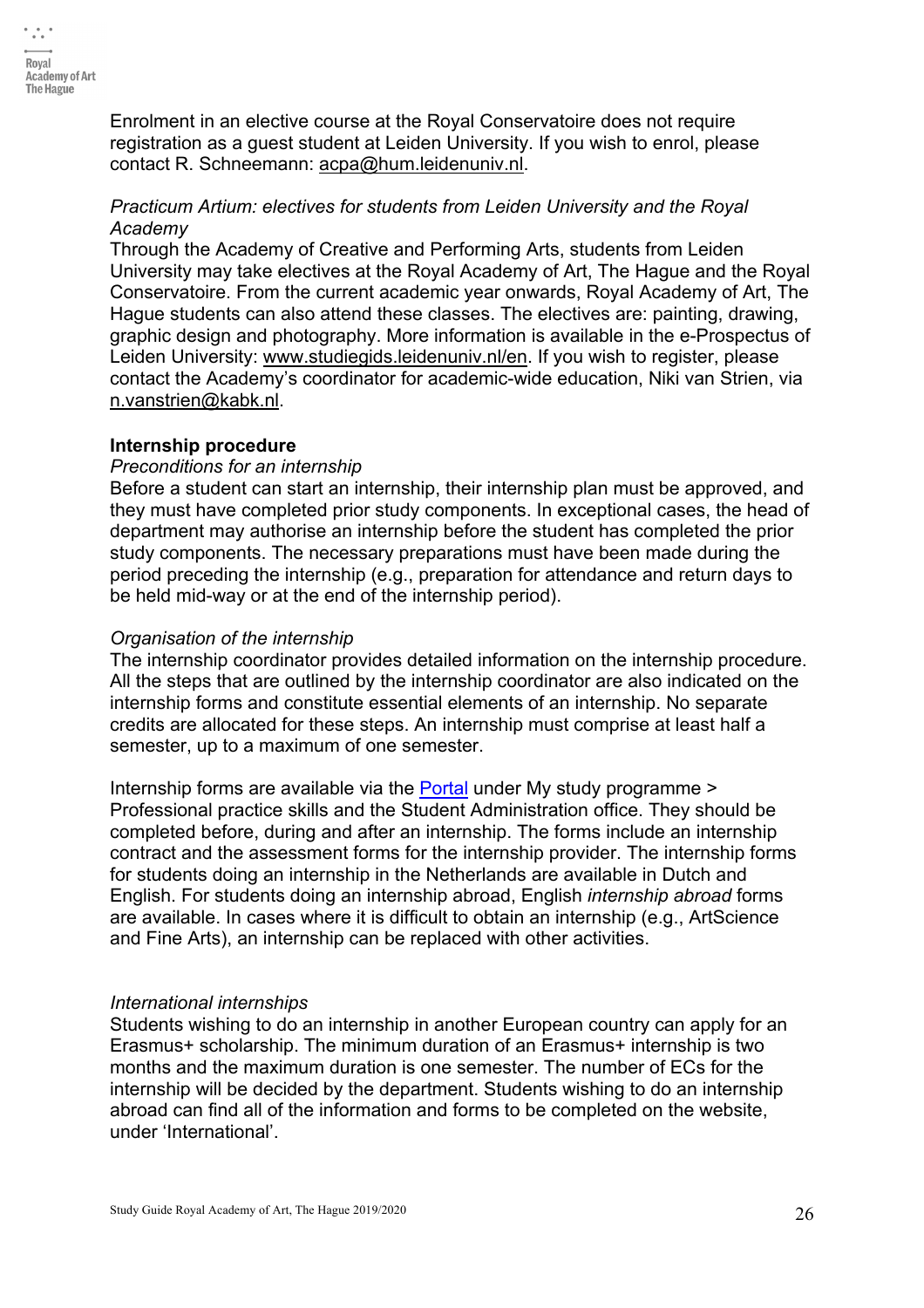Enrolment in an elective course at the Royal Conservatoire does not require registration as a guest student at Leiden University. If you wish to enrol, please contact R. Schneemann: acpa@hum.leidenuniv.nl.

*Practicum Artium: electives for students from Leiden University and the Royal Academy*

Through the Academy of Creative and Performing Arts, students from Leiden University may take electives at the Royal Academy of Art, The Hague and the Royal Conservatoire. From the current academic year onwards, Royal Academy of Art, The Hague students can also attend these classes. The electives are: painting, drawing, graphic design and photography. More information is available in the e-Prospectus of Leiden University: www.studiegids.leidenuniv.nl/en. If you wish to register, please contact the Academy's coordinator for academic-wide education, Niki van Strien, via n.vanstrien@kabk.nl.

**Internship procedure**

*Preconditions for an internship*

Before a student can start an internship, their internship plan must be approved, and they must have completed prior study components. In exceptional cases, the head of department may authorise an internship before the student has completed the prior study components. The necessary preparations must have been made during the period preceding the internship (e.g., preparation for attendance and return days to be held mid-way or at the end of the internship period).

*Organisation of the internship*

The internship coordinator provides detailed information on the internship procedure. All the steps that are outlined by the internship coordinator are also indicated on the internship forms and constitute essential elements of an internship. No separate credits are allocated for these steps. An internship must comprise at least half a semester, up to a maximum of one semester.

Internship forms are available via the Portal under My study programme > Professional practice skills and the Student Administration office. They should be completed before, during and after an internship. The forms include an internship contract and the assessment forms for the internship provider. The internship forms for students doing an internship in the Netherlands are available in Dutch and English. For students doing an internship abroad, English *internship abroad* forms are available. In cases where it is difficult to obtain an internship (e.g., ArtScience and Fine Arts), an internship can be replaced with other activities.

*International internships*

Students wishing to do an internship in another European country can apply for an Erasmus+ scholarship. The minimum duration of an Erasmus+ internship is two months and the maximum duration is one semester. The number of ECs for the internship will be decided by the department. Students wishing to do an internship abroad can find all of the information and forms to be completed on the website, under 'International'.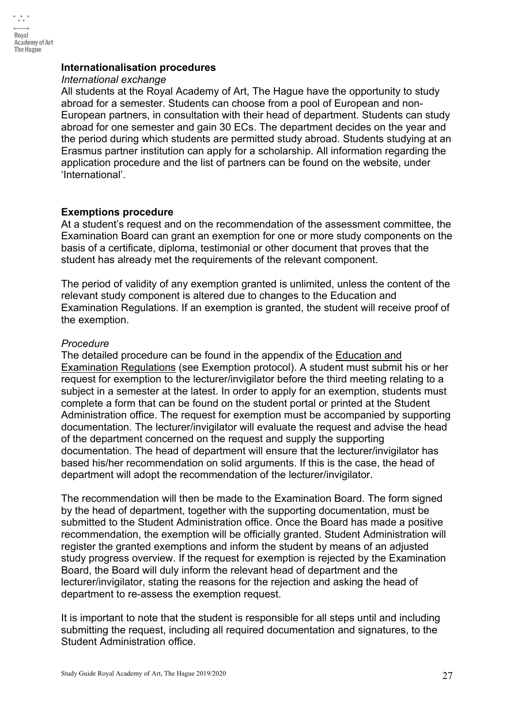## Internationalisation procedures

*International exchange*

All students at the Royal Academy of Art, The Hague have the opportunity to study abroad for a semester. Students can choose from a pool of European and non-European partners, in consultation with their head of department. Students can study abroad for one semester and gain 30 ECs. The department decides on the year and the period during which students are permitted study abroad. Students studying at an Erasmus partner institution can apply for a scholarship. All information regarding the application procedure and the list of partners can be found on the website, under 'International'.

## Exemptions procedure

At a student's request and on the recommendation of the assessment committee, the Examination Board can grant an exemption for one or more study components on the basis of a certificate, diploma, testimonial or other document that proves that the student has already met the requirements of the relevant component.

The period of validity of any exemption granted is unlimited, unless the content of the relevant study component is altered due to changes to the Education and Examination Regulations. If an exemption is granted, the student will receive proof of the exemption.

*Procedure*

The detailed procedure can be found in the appendix of the Education and Examination Regulations (see Exemption protocol). A student must submit his or her request for exemption to the lecturer/invigilator before the third meeting relating to a subject in a semester at the latest. In order to apply for an exemption, students must complete a form that can be found on the student portal or printed at the Student Administration office. The request for exemption must be accompanied by supporting documentation. The lecturer/invigilator will evaluate the request and advise the head of the department concerned on the request and supply the supporting documentation. The head of department will ensure that the lecturer/invigilator has based his/her recommendation on solid arguments. If this is the case, the head of department will adopt the recommendation of the lecturer/invigilator.

The recommendation will then be made to the Examination Board. The form signed by the head of department, together with the supporting documentation, must be submitted to the Student Administration office. Once the Board has made a positive recommendation, the exemption will be officially granted. Student Administration will register the granted exemptions and inform the student by means of an adjusted study progress overview. If the request for exemption is rejected by the Examination Board, the Board will duly inform the relevant head of department and the lecturer/invigilator, stating the reasons for the rejection and asking the head of department to re-assess the exemption request.

It is important to note that the student is responsible for all steps until and including submitting the request, including all required documentation and signatures, to the Student Administration office.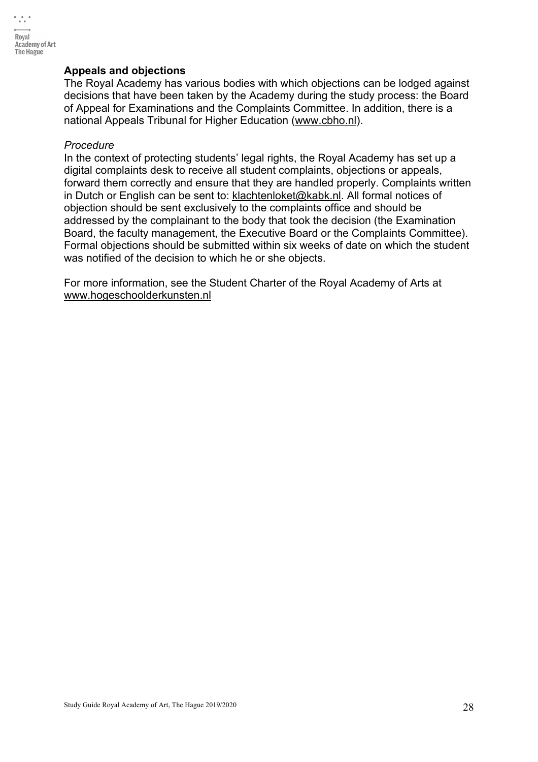## Appeals and objections

The Royal Academy has various bodies with which objections can be lodged against decisions that have been taken by the Academy during the study process: the Board of Appeal for Examinations and the Complaints Committee. In addition, there is a national Appeals Tribunal for Higher Education (www.cbho.nl).

*Procedure*

In the context of protecting students' legal rights, the Royal Academy has set up a digital complaints desk to receive all student complaints, objections or appeals, forward them correctly and ensure that they are handled properly. Complaints written in Dutch or English can be sent to: klachtenloket@kabk.nl. All formal notices of objection should be sent exclusively to the complaints office and should be addressed by the complainant to the body that took the decision (the Examination Board, the faculty management, the Executive Board or the Complaints Committee). Formal objections should be submitted within six weeks of date on which the student was notified of the decision to which he or she objects.

For more information, see the Student Charter of the Royal Academy of Arts at www.hogeschoolderkunsten.nl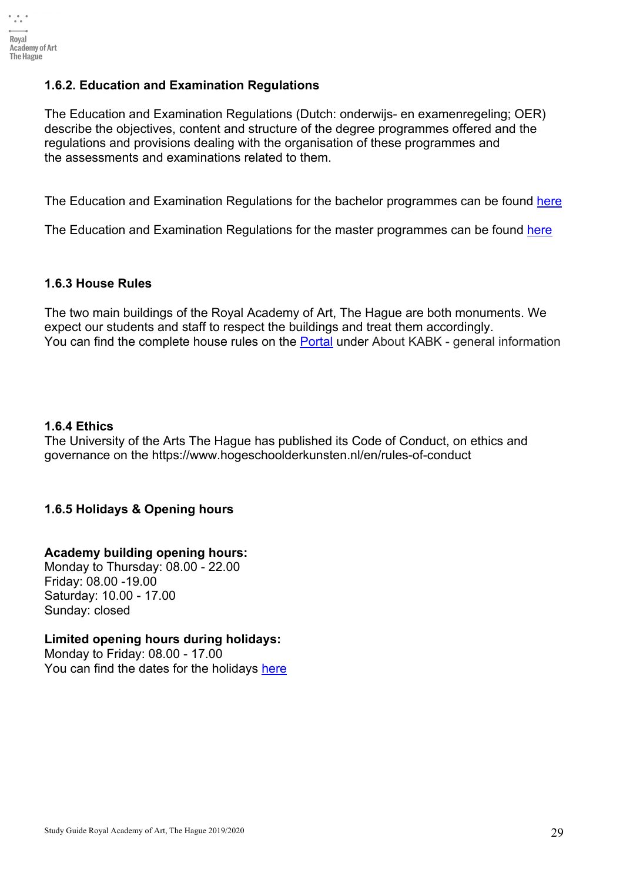### 1.6.2. Education and Examination Regulations

The Education and Examination Regulations (Dutch: onderwijs- en examenregeling; OER) describe the objectives, content and structure of the degree programmes offered and the regulations and provisions dealing with the organisation of these programmes and the assessments and examinations related to them.

The Education and Examination Regulations for the bachelor programmes can be found here

The Education and Examination Regulations for the master programmes can be found here

### 1.6.3 House Rules

The two main buildings of the Royal Academy of Art, The Hague are both monuments. We expect our students and staff to respect the buildings and treat them accordingly.
You can find the complete house rules on the Portal under About KABK - general information

### 1.6.4 Ethics

The University of the Arts The Hague has published its Code of Conduct, on ethics and governance on the https://www.hogeschoolderkunsten.nl/en/rules-of-conduct

### 1.6.5 Holidays & Opening hours

**Academy building opening hours:**
Monday to Thursday: 08.00 - 22.00
Friday: 08.00 -19.00
Saturday: 10.00 - 17.00
Sunday: closed

**Limited opening hours during holidays:**
Monday to Friday: 08.00 - 17.00
You can find the dates for the holidays here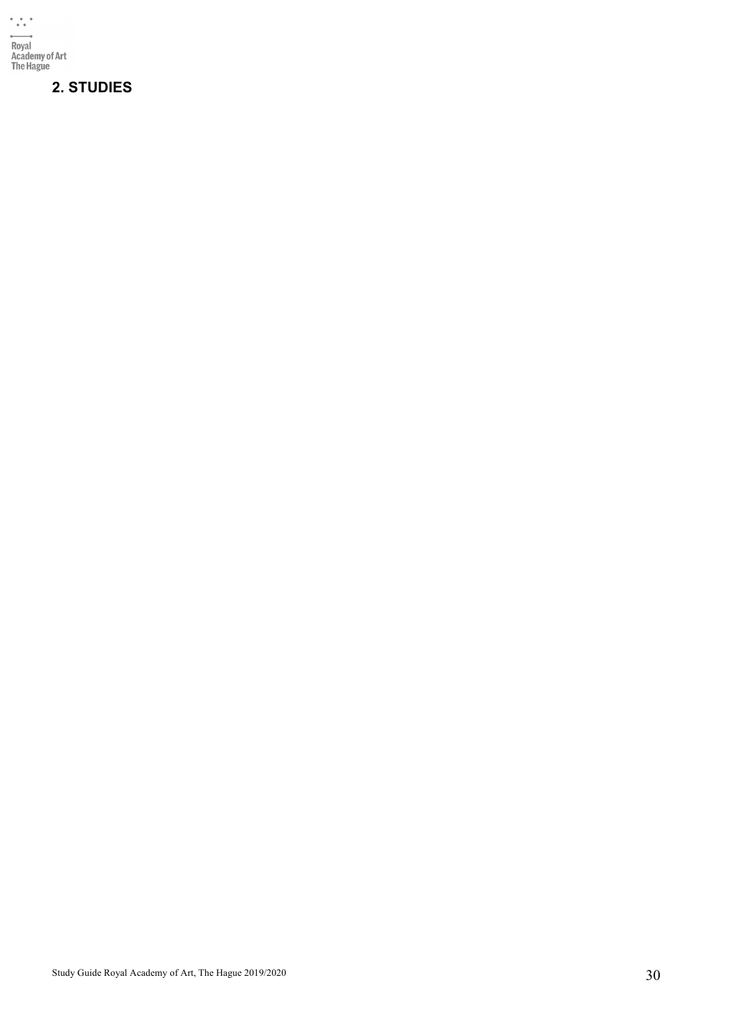# 2. STUDIES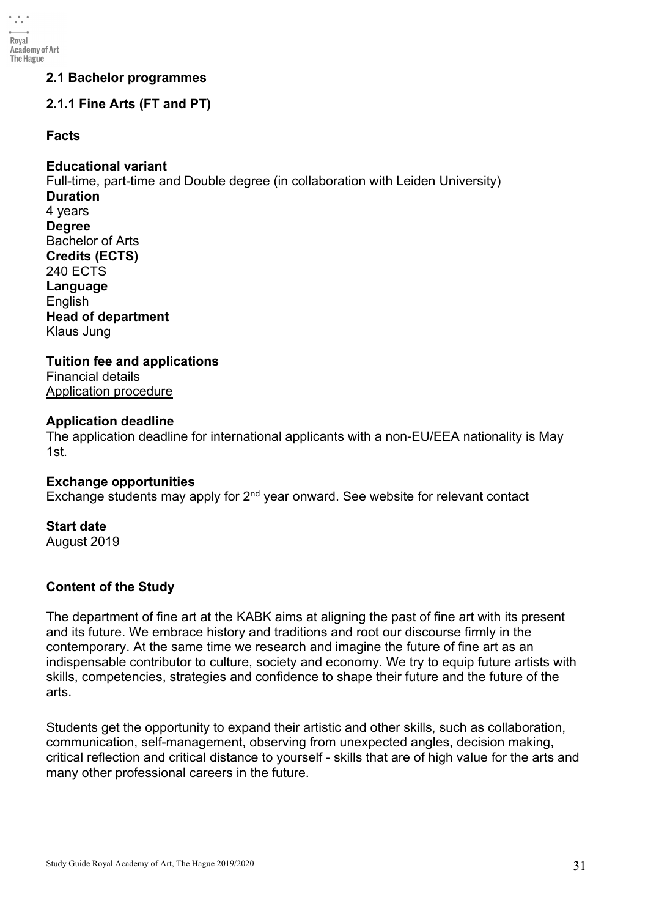## 2.1 Bachelor programmes

### 2.1.1 Fine Arts (FT and PT)

**Facts**

**Educational variant**
Full-time, part-time and Double degree (in collaboration with Leiden University)
**Duration**
4 years
**Degree**
Bachelor of Arts
**Credits (ECTS)**
240 ECTS
**Language**
English
**Head of department**
Klaus Jung

**Tuition fee and applications**
Financial details
Application procedure

**Application deadline**
The application deadline for international applicants with a non-EU/EEA nationality is May 1st.

**Exchange opportunities**
Exchange students may apply for 2nd year onward. See website for relevant contact

**Start date**
August 2019

**Content of the Study**

The department of fine art at the KABK aims at aligning the past of fine art with its present and its future. We embrace history and traditions and root our discourse firmly in the contemporary. At the same time we research and imagine the future of fine art as an indispensable contributor to culture, society and economy. We try to equip future artists with skills, competencies, strategies and confidence to shape their future and the future of the arts.

Students get the opportunity to expand their artistic and other skills, such as collaboration, communication, self-management, observing from unexpected angles, decision making, critical reflection and critical distance to yourself - skills that are of high value for the arts and many other professional careers in the future.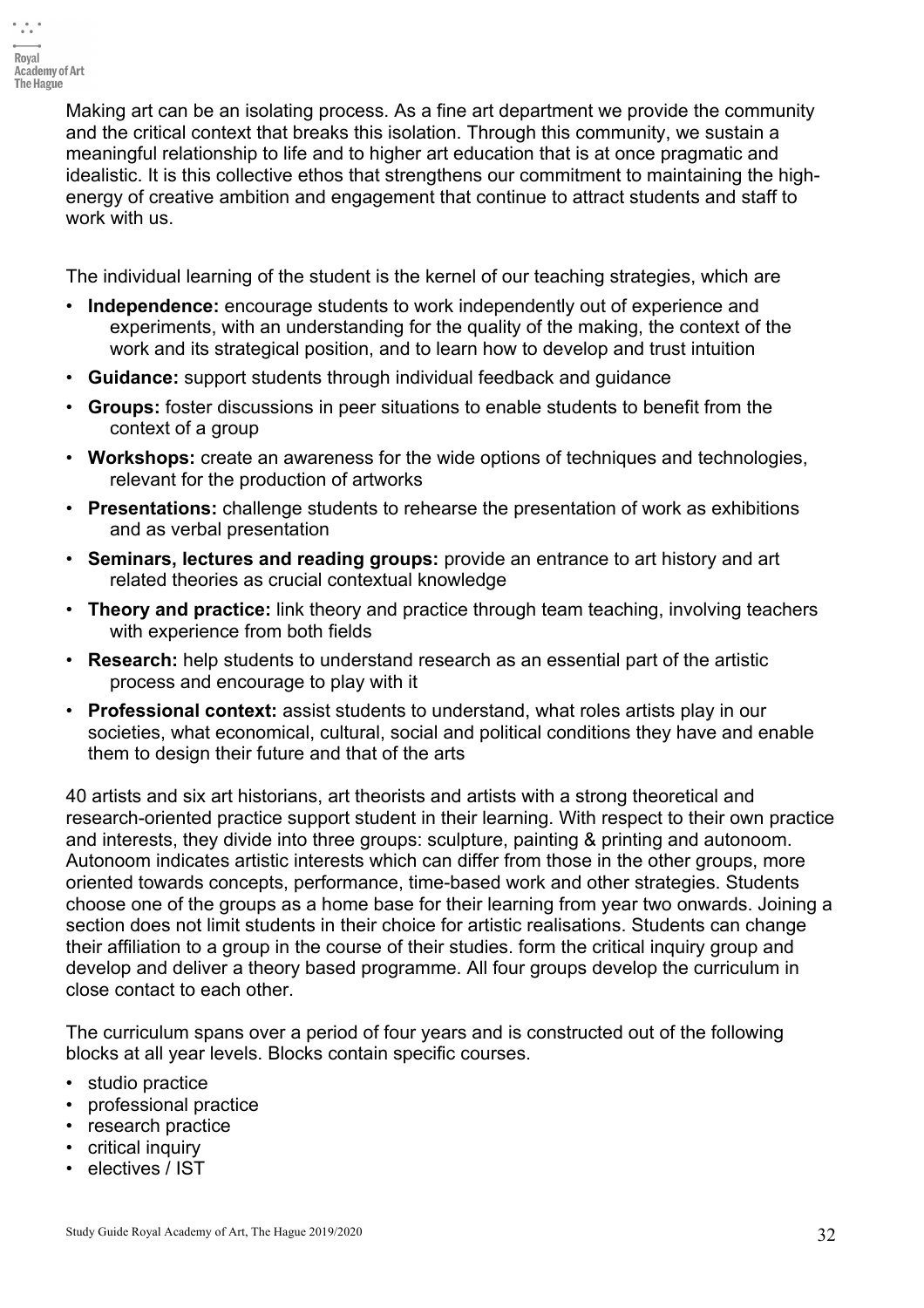Making art can be an isolating process. As a fine art department we provide the community and the critical context that breaks this isolation. Through this community, we sustain a meaningful relationship to life and to higher art education that is at once pragmatic and idealistic. It is this collective ethos that strengthens our commitment to maintaining the high-energy of creative ambition and engagement that continue to attract students and staff to work with us.

The individual learning of the student is the kernel of our teaching strategies, which are

- **Independence:** encourage students to work independently out of experience and experiments, with an understanding for the quality of the making, the context of the work and its strategical position, and to learn how to develop and trust intuition
- **Guidance:** support students through individual feedback and guidance
- **Groups:** foster discussions in peer situations to enable students to benefit from the context of a group
- **Workshops:** create an awareness for the wide options of techniques and technologies, relevant for the production of artworks
- **Presentations:** challenge students to rehearse the presentation of work as exhibitions and as verbal presentation
- **Seminars, lectures and reading groups:** provide an entrance to art history and art related theories as crucial contextual knowledge
- **Theory and practice:** link theory and practice through team teaching, involving teachers with experience from both fields
- **Research:** help students to understand research as an essential part of the artistic process and encourage to play with it
- **Professional context:** assist students to understand, what roles artists play in our societies, what economical, cultural, social and political conditions they have and enable them to design their future and that of the arts

40 artists and six art historians, art theorists and artists with a strong theoretical and research-oriented practice support student in their learning. With respect to their own practice and interests, they divide into three groups: sculpture, painting & printing and autonoom. Autonoom indicates artistic interests which can differ from those in the other groups, more oriented towards concepts, performance, time-based work and other strategies. Students choose one of the groups as a home base for their learning from year two onwards. Joining a section does not limit students in their choice for artistic realisations. Students can change their affiliation to a group in the course of their studies. form the critical inquiry group and develop and deliver a theory based programme. All four groups develop the curriculum in close contact to each other.

The curriculum spans over a period of four years and is constructed out of the following blocks at all year levels. Blocks contain specific courses.

- studio practice
- professional practice
- research practice
- critical inquiry
- electives / IST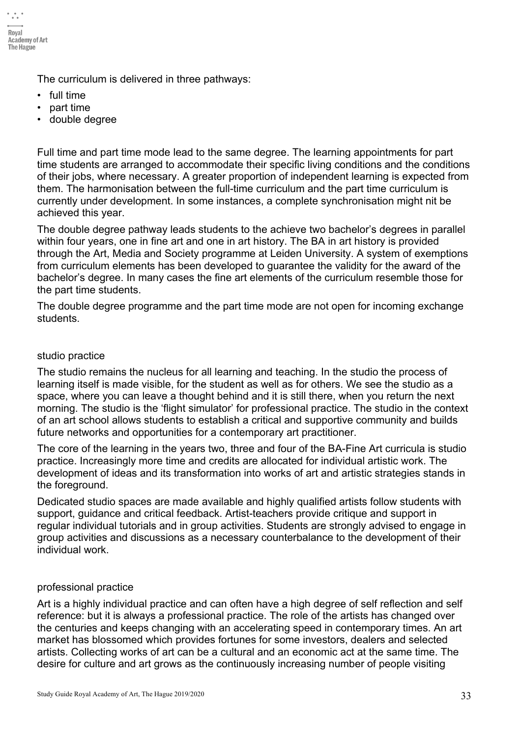The curriculum is delivered in three pathways:

- full time
- part time
- double degree

Full time and part time mode lead to the same degree. The learning appointments for part time students are arranged to accommodate their specific living conditions and the conditions of their jobs, where necessary. A greater proportion of independent learning is expected from them. The harmonisation between the full-time curriculum and the part time curriculum is currently under development. In some instances, a complete synchronisation might nit be achieved this year.

The double degree pathway leads students to the achieve two bachelor's degrees in parallel within four years, one in fine art and one in art history. The BA in art history is provided through the Art, Media and Society programme at Leiden University. A system of exemptions from curriculum elements has been developed to guarantee the validity for the award of the bachelor's degree. In many cases the fine art elements of the curriculum resemble those for the part time students.

The double degree programme and the part time mode are not open for incoming exchange students.

### studio practice

The studio remains the nucleus for all learning and teaching. In the studio the process of learning itself is made visible, for the student as well as for others. We see the studio as a space, where you can leave a thought behind and it is still there, when you return the next morning. The studio is the 'flight simulator' for professional practice. The studio in the context of an art school allows students to establish a critical and supportive community and builds future networks and opportunities for a contemporary art practitioner.

The core of the learning in the years two, three and four of the BA-Fine Art curricula is studio practice. Increasingly more time and credits are allocated for individual artistic work. The development of ideas and its transformation into works of art and artistic strategies stands in the foreground.

Dedicated studio spaces are made available and highly qualified artists follow students with support, guidance and critical feedback. Artist-teachers provide critique and support in regular individual tutorials and in group activities. Students are strongly advised to engage in group activities and discussions as a necessary counterbalance to the development of their individual work.

### professional practice

Art is a highly individual practice and can often have a high degree of self reflection and self reference: but it is always a professional practice. The role of the artists has changed over the centuries and keeps changing with an accelerating speed in contemporary times. An art market has blossomed which provides fortunes for some investors, dealers and selected artists. Collecting works of art can be a cultural and an economic act at the same time. The desire for culture and art grows as the continuously increasing number of people visiting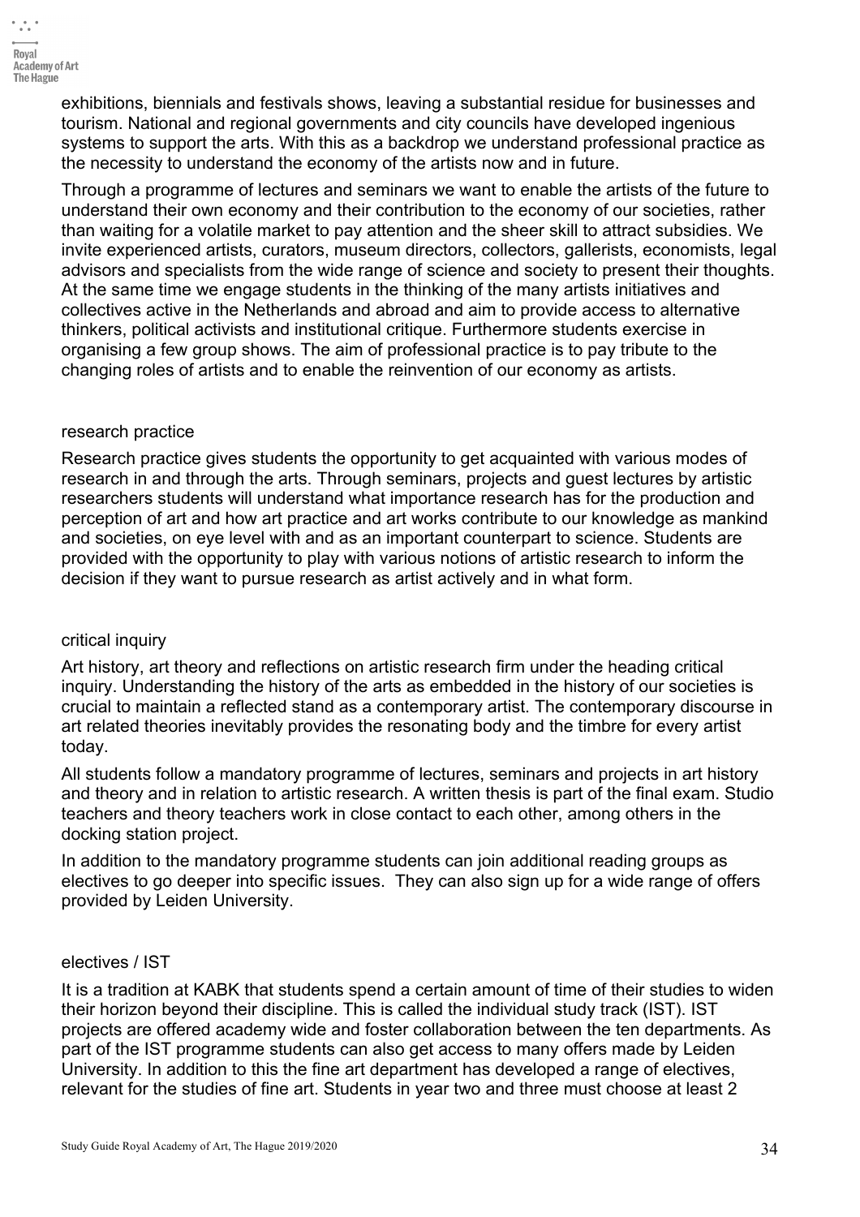exhibitions, biennials and festivals shows, leaving a substantial residue for businesses and tourism. National and regional governments and city councils have developed ingenious systems to support the arts. With this as a backdrop we understand professional practice as the necessity to understand the economy of the artists now and in future.

Through a programme of lectures and seminars we want to enable the artists of the future to understand their own economy and their contribution to the economy of our societies, rather than waiting for a volatile market to pay attention and the sheer skill to attract subsidies. We invite experienced artists, curators, museum directors, collectors, gallerists, economists, legal advisors and specialists from the wide range of science and society to present their thoughts. At the same time we engage students in the thinking of the many artists initiatives and collectives active in the Netherlands and abroad and aim to provide access to alternative thinkers, political activists and institutional critique. Furthermore students exercise in organising a few group shows. The aim of professional practice is to pay tribute to the changing roles of artists and to enable the reinvention of our economy as artists.

### research practice

Research practice gives students the opportunity to get acquainted with various modes of research in and through the arts. Through seminars, projects and guest lectures by artistic researchers students will understand what importance research has for the production and perception of art and how art practice and art works contribute to our knowledge as mankind and societies, on eye level with and as an important counterpart to science. Students are provided with the opportunity to play with various notions of artistic research to inform the decision if they want to pursue research as artist actively and in what form.

### critical inquiry

Art history, art theory and reflections on artistic research firm under the heading critical inquiry. Understanding the history of the arts as embedded in the history of our societies is crucial to maintain a reflected stand as a contemporary artist. The contemporary discourse in art related theories inevitably provides the resonating body and the timbre for every artist today.

All students follow a mandatory programme of lectures, seminars and projects in art history and theory and in relation to artistic research. A written thesis is part of the final exam. Studio teachers and theory teachers work in close contact to each other, among others in the docking station project.

In addition to the mandatory programme students can join additional reading groups as electives to go deeper into specific issues. They can also sign up for a wide range of offers provided by Leiden University.

### electives / IST

It is a tradition at KABK that students spend a certain amount of time of their studies to widen their horizon beyond their discipline. This is called the individual study track (IST). IST projects are offered academy wide and foster collaboration between the ten departments. As part of the IST programme students can also get access to many offers made by Leiden University. In addition to this the fine art department has developed a range of electives, relevant for the studies of fine art. Students in year two and three must choose at least 2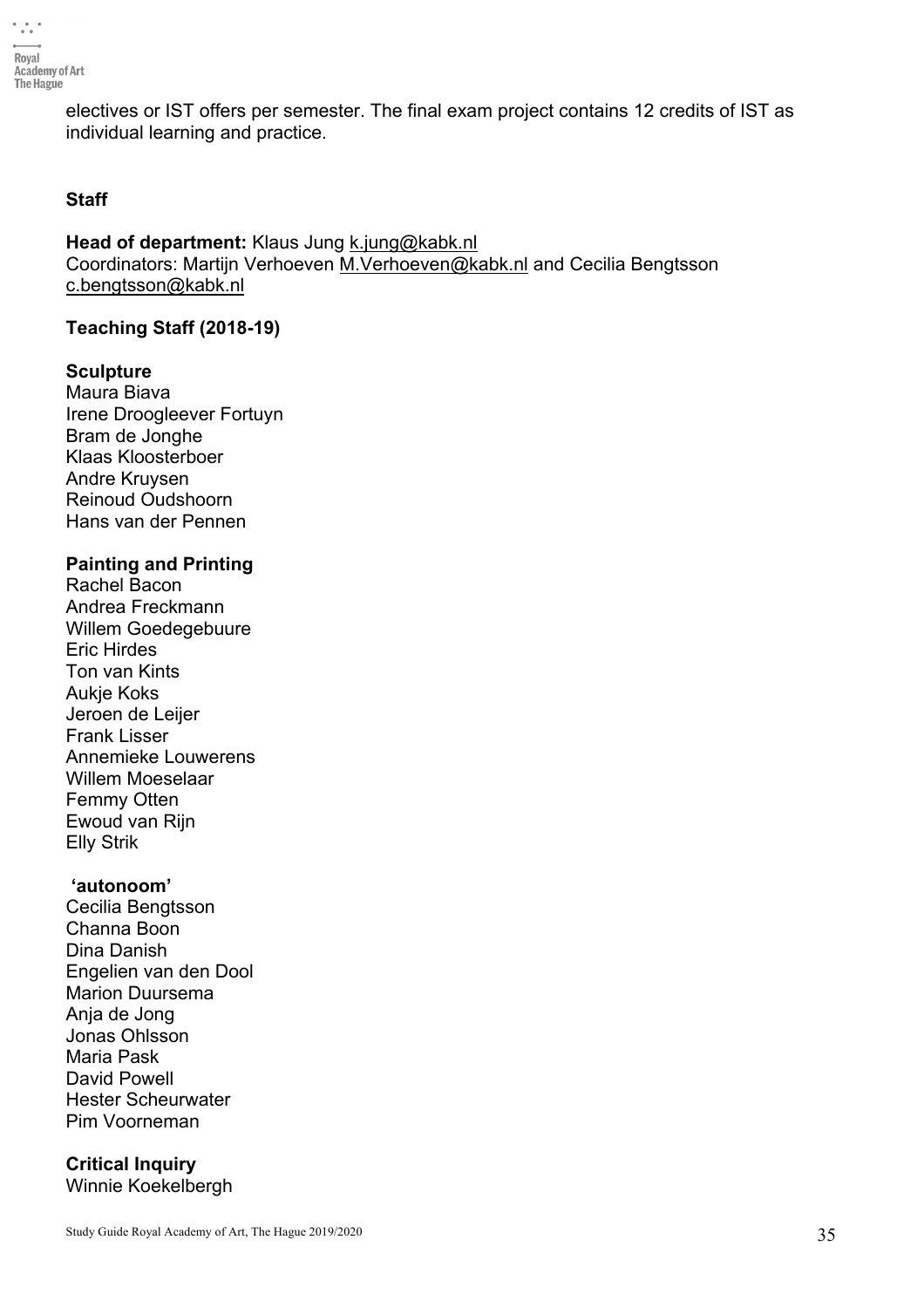electives or IST offers per semester. The final exam project contains 12 credits of IST as individual learning and practice.

**Staff**

**Head of department:** Klaus Jung k.jung@kabk.nl
Coordinators: Martijn Verhoeven M.Verhoeven@kabk.nl and Cecilia Bengtsson c.bengtsson@kabk.nl

**Teaching Staff (2018-19)**

**Sculpture**
Maura Biava
Irene Droogleever Fortuyn
Bram de Jonghe
Klaas Kloosterboer
Andre Kruysen
Reinoud Oudshoorn
Hans van der Pennen

**Painting and Printing**
Rachel Bacon
Andrea Freckmann
Willem Goedegebuure
Eric Hirdes
Ton van Kints
Aukje Koks
Jeroen de Leijer
Frank Lisser
Annemieke Louwerens
Willem Moeselaar
Femmy Otten
Ewoud van Rijn
Elly Strik

**'autonoom'**
Cecilia Bengtsson
Channa Boon
Dina Danish
Engelien van den Dool
Marion Duursema
Anja de Jong
Jonas Ohlsson
Maria Pask
David Powell
Hester Scheurwater
Pim Voorneman

**Critical Inquiry**
Winnie Koekelbergh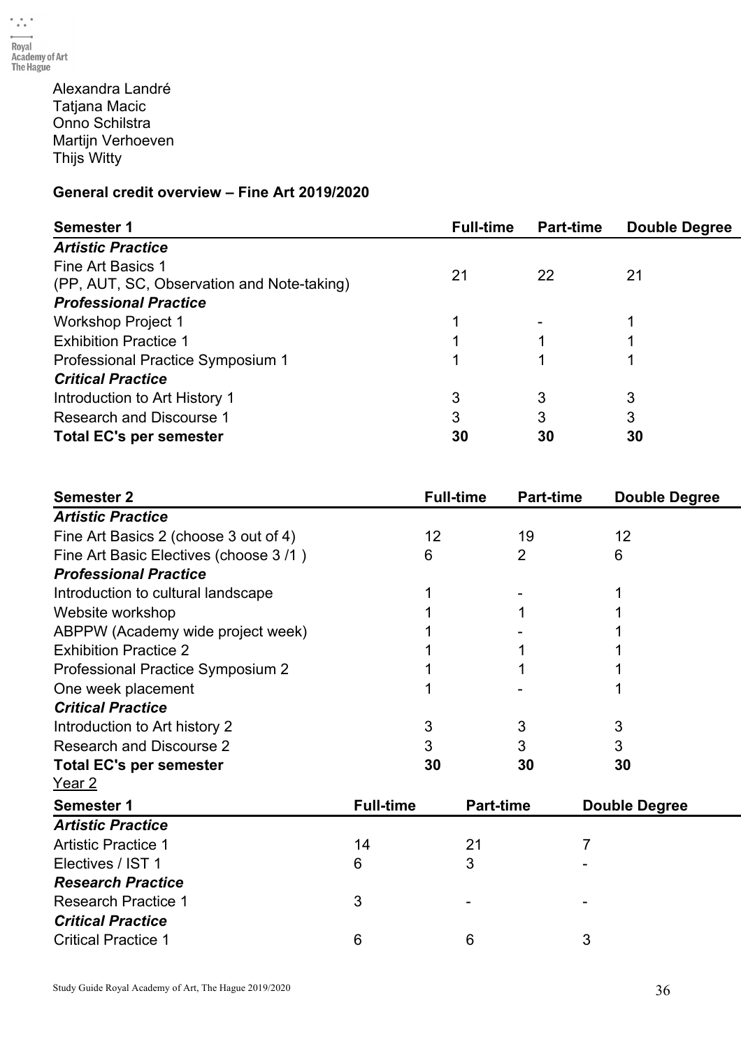Alexandra Landré
Tatjana Macic
Onno Schilstra
Martijn Verhoeven
Thijs Witty

**General credit overview – Fine Art 2019/2020**

| **Semester 1** | **Full-time** | **Part-time** | **Double Degree** |
|---|---|---|---|
| ***Artistic Practice*** | | | |
| Fine Art Basics 1 (PP, AUT, SC, Observation and Note-taking) | 21 | 22 | 21 |
| ***Professional Practice*** | | | |
| Workshop Project 1 | 1 | - | 1 |
| Exhibition Practice 1 | 1 | 1 | 1 |
| Professional Practice Symposium 1 | 1 | 1 | 1 |
| ***Critical Practice*** | | | |
| Introduction to Art History 1 | 3 | 3 | 3 |
| Research and Discourse 1 | 3 | 3 | 3 |
| **Total EC's per semester** | **30** | **30** | **30** |

| **Semester 2** | **Full-time** | **Part-time** | **Double Degree** |
|---|---|---|---|
| ***Artistic Practice*** | | | |
| Fine Art Basics 2 (choose 3 out of 4) | 12 | 19 | 12 |
| Fine Art Basic Electives (choose 3 /1 ) | 6 | 2 | 6 |
| ***Professional Practice*** | | | |
| Introduction to cultural landscape | 1 | - | 1 |
| Website workshop | 1 | 1 | 1 |
| ABPPW (Academy wide project week) | 1 | - | 1 |
| Exhibition Practice 2 | 1 | 1 | 1 |
| Professional Practice Symposium 2 | 1 | 1 | 1 |
| One week placement | 1 | - | 1 |
| ***Critical Practice*** | | | |
| Introduction to Art history 2 | 3 | 3 | 3 |
| Research and Discourse 2 | 3 | 3 | 3 |
| **Total EC's per semester** | **30** | **30** | **30** |

Year 2

| **Semester 1** | **Full-time** | **Part-time** | **Double Degree** |
|---|---|---|---|
| ***Artistic Practice*** | | | |
| Artistic Practice 1 | 14 | 21 | 7 |
| Electives / IST 1 | 6 | 3 | - |
| ***Research Practice*** | | | |
| Research Practice 1 | 3 | - | - |
| ***Critical Practice*** | | | |
| Critical Practice 1 | 6 | 6 | 3 |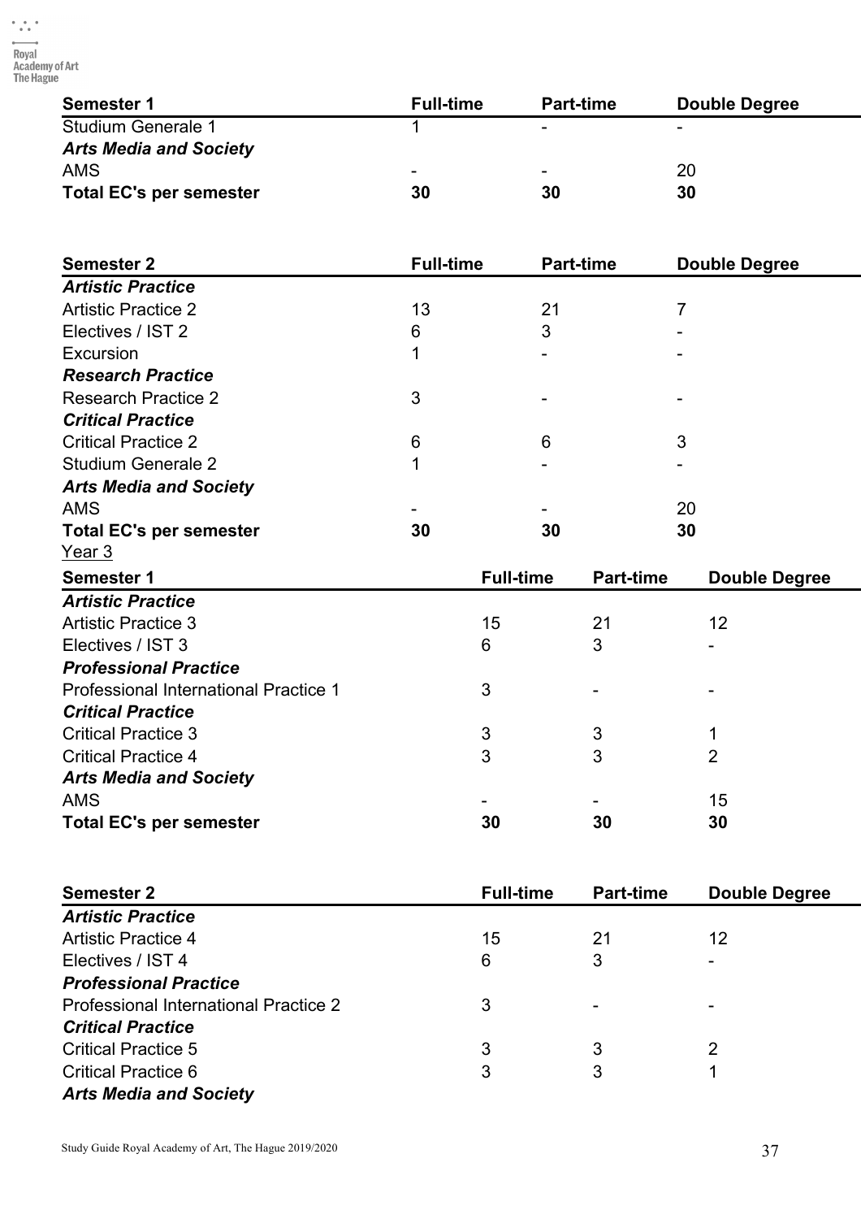| Semester 1 | Full-time | Part-time | Double Degree |
|---|---|---|---|
| Studium Generale 1 | 1 | - | - |
| ***Arts Media and Society*** | | | |
| AMS | - | - | 20 |
| **Total EC's per semester** | **30** | **30** | **30** |

| Semester 2 | Full-time | Part-time | Double Degree |
|---|---|---|---|
| ***Artistic Practice*** | | | |
| Artistic Practice 2 | 13 | 21 | 7 |
| Electives / IST 2 | 6 | 3 | - |
| Excursion | 1 | - | - |
| ***Research Practice*** | | | |
| Research Practice 2 | 3 | - | - |
| ***Critical Practice*** | | | |
| Critical Practice 2 | 6 | 6 | 3 |
| Studium Generale 2 | 1 | - | - |
| ***Arts Media and Society*** | | | |
| AMS | - | - | 20 |
| **Total EC's per semester** | **30** | **30** | **30** |

Year 3

| Semester 1 | Full-time | Part-time | Double Degree |
|---|---|---|---|
| ***Artistic Practice*** | | | |
| Artistic Practice 3 | 15 | 21 | 12 |
| Electives / IST 3 | 6 | 3 | - |
| ***Professional Practice*** | | | |
| Professional International Practice 1 | 3 | - | - |
| ***Critical Practice*** | | | |
| Critical Practice 3 | 3 | 3 | 1 |
| Critical Practice 4 | 3 | 3 | 2 |
| ***Arts Media and Society*** | | | |
| AMS | - | - | 15 |
| **Total EC's per semester** | **30** | **30** | **30** |

| Semester 2 | Full-time | Part-time | Double Degree |
|---|---|---|---|
| ***Artistic Practice*** | | | |
| Artistic Practice 4 | 15 | 21 | 12 |
| Electives / IST 4 | 6 | 3 | - |
| ***Professional Practice*** | | | |
| Professional International Practice 2 | 3 | - | - |
| ***Critical Practice*** | | | |
| Critical Practice 5 | 3 | 3 | 2 |
| Critical Practice 6 | 3 | 3 | 1 |
| ***Arts Media and Society*** | | | |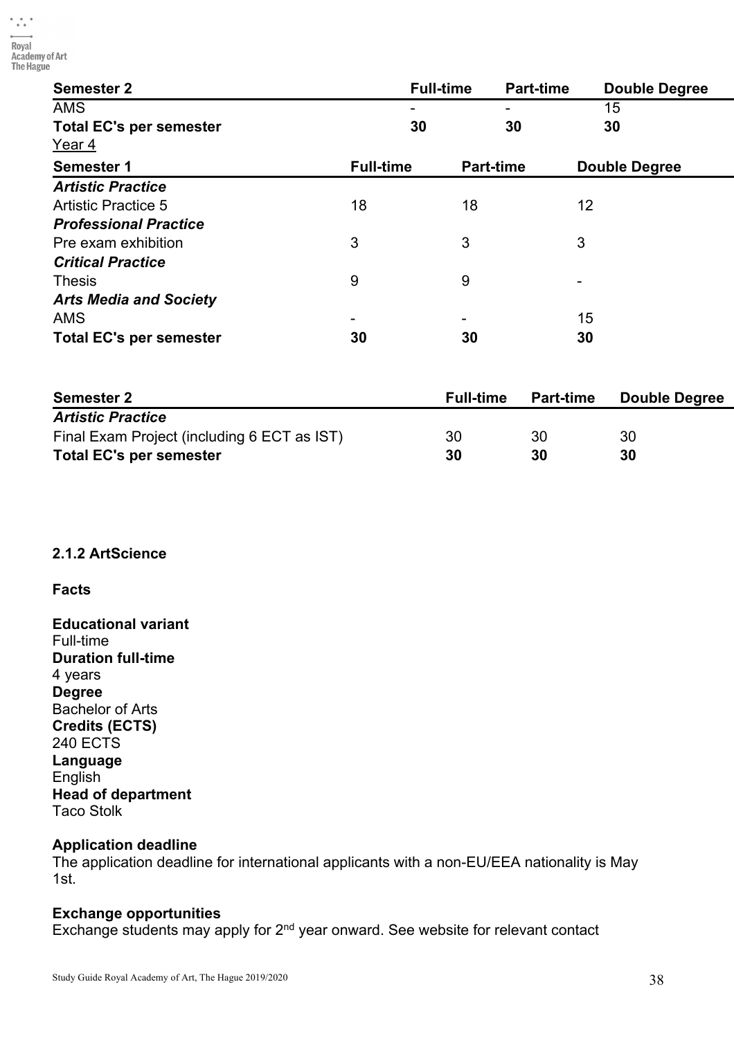| Semester 2 | Full-time | Part-time | Double Degree |
|---|---|---|---|
| AMS | - | - | 15 |
| **Total EC's per semester** | **30** | **30** | **30** |

Year 4

| Semester 1 | Full-time | Part-time | Double Degree |
|---|---|---|---|
| ***Artistic Practice*** | | | |
| Artistic Practice 5 | 18 | 18 | 12 |
| ***Professional Practice*** | | | |
| Pre exam exhibition | 3 | 3 | 3 |
| ***Critical Practice*** | | | |
| Thesis | 9 | 9 | - |
| ***Arts Media and Society*** | | | |
| AMS | - | - | 15 |
| **Total EC's per semester** | **30** | **30** | **30** |

| Semester 2 | Full-time | Part-time | Double Degree |
|---|---|---|---|
| ***Artistic Practice*** | | | |
| Final Exam Project (including 6 ECT as IST) | 30 | 30 | 30 |
| **Total EC's per semester** | **30** | **30** | **30** |

### 2.1.2 ArtScience

**Facts**

**Educational variant**
Full-time
**Duration full-time**
4 years
**Degree**
Bachelor of Arts
**Credits (ECTS)**
240 ECTS
**Language**
English
**Head of department**
Taco Stolk

**Application deadline**
The application deadline for international applicants with a non-EU/EEA nationality is May 1st.

**Exchange opportunities**
Exchange students may apply for 2nd year onward. See website for relevant contact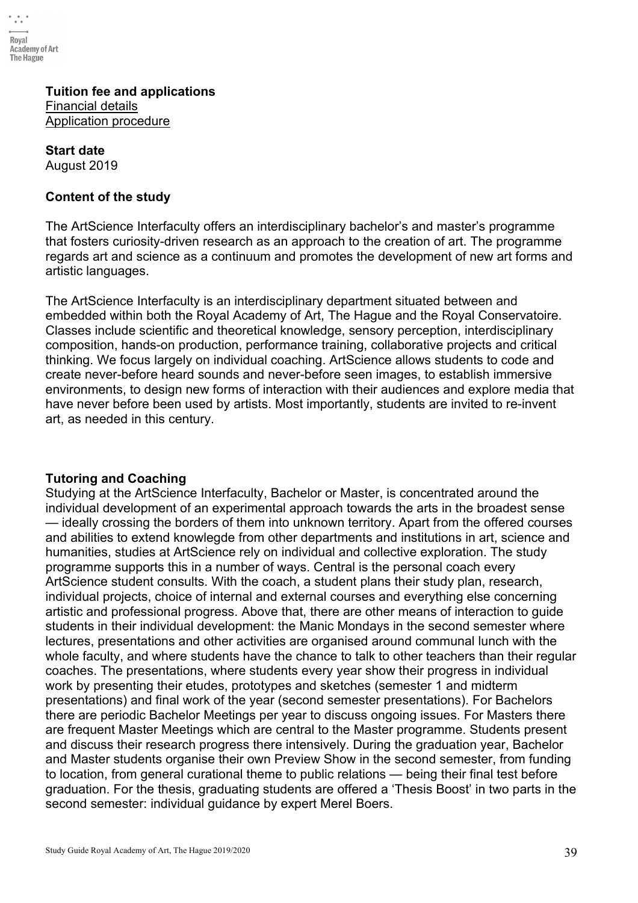**Tuition fee and applications**
Financial details
Application procedure

**Start date**
August 2019

**Content of the study**

The ArtScience Interfaculty offers an interdisciplinary bachelor's and master's programme that fosters curiosity-driven research as an approach to the creation of art. The programme regards art and science as a continuum and promotes the development of new art forms and artistic languages.

The ArtScience Interfaculty is an interdisciplinary department situated between and embedded within both the Royal Academy of Art, The Hague and the Royal Conservatoire. Classes include scientific and theoretical knowledge, sensory perception, interdisciplinary composition, hands-on production, performance training, collaborative projects and critical thinking. We focus largely on individual coaching. ArtScience allows students to code and create never-before heard sounds and never-before seen images, to establish immersive environments, to design new forms of interaction with their audiences and explore media that have never before been used by artists. Most importantly, students are invited to re-invent art, as needed in this century.

**Tutoring and Coaching**
Studying at the ArtScience Interfaculty, Bachelor or Master, is concentrated around the individual development of an experimental approach towards the arts in the broadest sense — ideally crossing the borders of them into unknown territory. Apart from the offered courses and abilities to extend knowlegde from other departments and institutions in art, science and humanities, studies at ArtScience rely on individual and collective exploration. The study programme supports this in a number of ways. Central is the personal coach every ArtScience student consults. With the coach, a student plans their study plan, research, individual projects, choice of internal and external courses and everything else concerning artistic and professional progress. Above that, there are other means of interaction to guide students in their individual development: the Manic Mondays in the second semester where lectures, presentations and other activities are organised around communal lunch with the whole faculty, and where students have the chance to talk to other teachers than their regular coaches. The presentations, where students every year show their progress in individual work by presenting their etudes, prototypes and sketches (semester 1 and midterm presentations) and final work of the year (second semester presentations). For Bachelors there are periodic Bachelor Meetings per year to discuss ongoing issues. For Masters there are frequent Master Meetings which are central to the Master programme. Students present and discuss their research progress there intensively. During the graduation year, Bachelor and Master students organise their own Preview Show in the second semester, from funding to location, from general curational theme to public relations — being their final test before graduation. For the thesis, graduating students are offered a 'Thesis Boost' in two parts in the second semester: individual guidance by expert Merel Boers.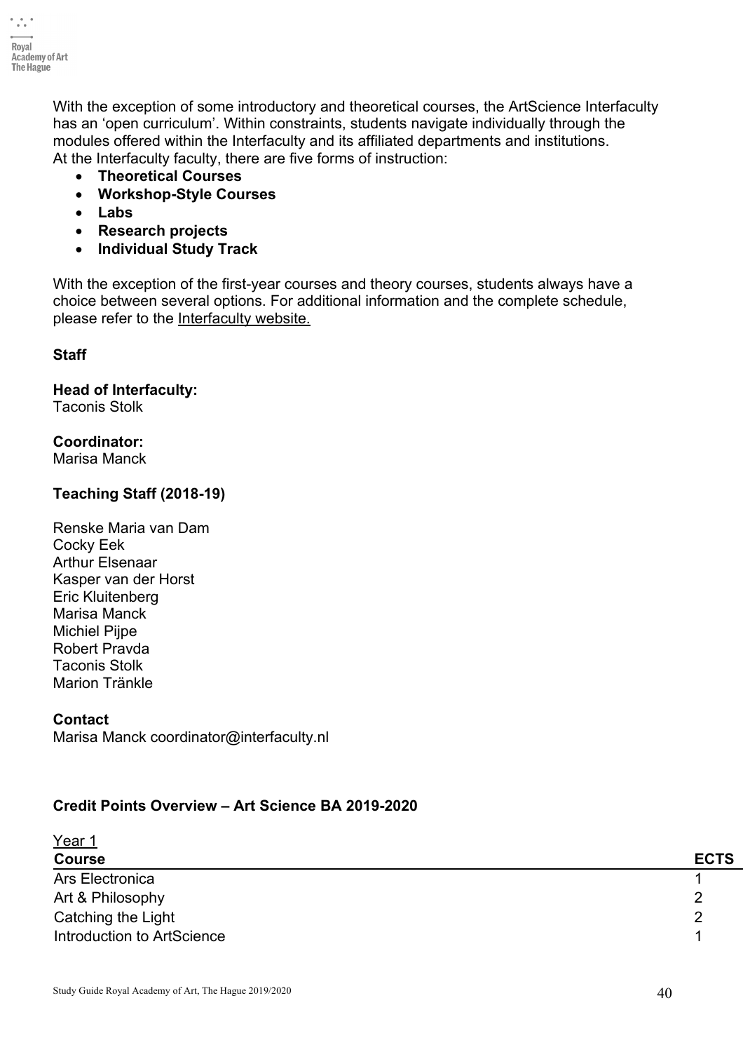With the exception of some introductory and theoretical courses, the ArtScience Interfaculty has an 'open curriculum'. Within constraints, students navigate individually through the modules offered within the Interfaculty and its affiliated departments and institutions.
At the Interfaculty faculty, there are five forms of instruction:

- **Theoretical Courses**
- **Workshop-Style Courses**
- **Labs**
- **Research projects**
- **Individual Study Track**

With the exception of the first-year courses and theory courses, students always have a choice between several options. For additional information and the complete schedule, please refer to the Interfaculty website.

**Staff**

**Head of Interfaculty:**
Taconis Stolk

**Coordinator:**
Marisa Manck

**Teaching Staff (2018-19)**

Renske Maria van Dam
Cocky Eek
Arthur Elsenaar
Kasper van der Horst
Eric Kluitenberg
Marisa Manck
Michiel Pijpe
Robert Pravda
Taconis Stolk
Marion Tränkle

**Contact**
Marisa Manck coordinator@interfaculty.nl

**Credit Points Overview – Art Science BA 2019-2020**

Year 1

| Course | ECTS |
|---|---|
| Ars Electronica | 1 |
| Art & Philosophy | 2 |
| Catching the Light | 2 |
| Introduction to ArtScience | 1 |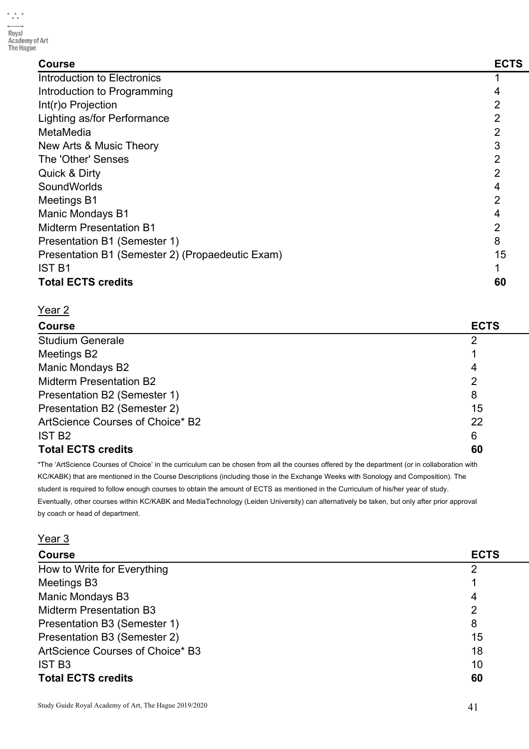| Course | ECTS |
|---|---|
| Introduction to Electronics | 1 |
| Introduction to Programming | 4 |
| Int(r)o Projection | 2 |
| Lighting as/for Performance | 2 |
| MetaMedia | 2 |
| New Arts & Music Theory | 3 |
| The 'Other' Senses | 2 |
| Quick & Dirty | 2 |
| SoundWorlds | 4 |
| Meetings B1 | 2 |
| Manic Mondays B1 | 4 |
| Midterm Presentation B1 | 2 |
| Presentation B1 (Semester 1) | 8 |
| Presentation B1 (Semester 2) (Propaedeutic Exam) | 15 |
| IST B1 | 1 |
| **Total ECTS credits** | **60** |

Year 2

| Course | ECTS |
|---|---|
| Studium Generale | 2 |
| Meetings B2 | 1 |
| Manic Mondays B2 | 4 |
| Midterm Presentation B2 | 2 |
| Presentation B2 (Semester 1) | 8 |
| Presentation B2 (Semester 2) | 15 |
| ArtScience Courses of Choice* B2 | 22 |
| IST B2 | 6 |
| **Total ECTS credits** | **60** |

*The 'ArtScience Courses of Choice' in the curriculum can be chosen from all the courses offered by the department (or in collaboration with KC/KABK) that are mentioned in the Course Descriptions (including those in the Exchange Weeks with Sonology and Composition). The student is required to follow enough courses to obtain the amount of ECTS as mentioned in the Curriculum of his/her year of study. Eventually, other courses within KC/KABK and MediaTechnology (Leiden University) can alternatively be taken, but only after prior approval by coach or head of department.

Year 3

| Course | ECTS |
|---|---|
| How to Write for Everything | 2 |
| Meetings B3 | 1 |
| Manic Mondays B3 | 4 |
| Midterm Presentation B3 | 2 |
| Presentation B3 (Semester 1) | 8 |
| Presentation B3 (Semester 2) | 15 |
| ArtScience Courses of Choice* B3 | 18 |
| IST B3 | 10 |
| **Total ECTS credits** | **60** |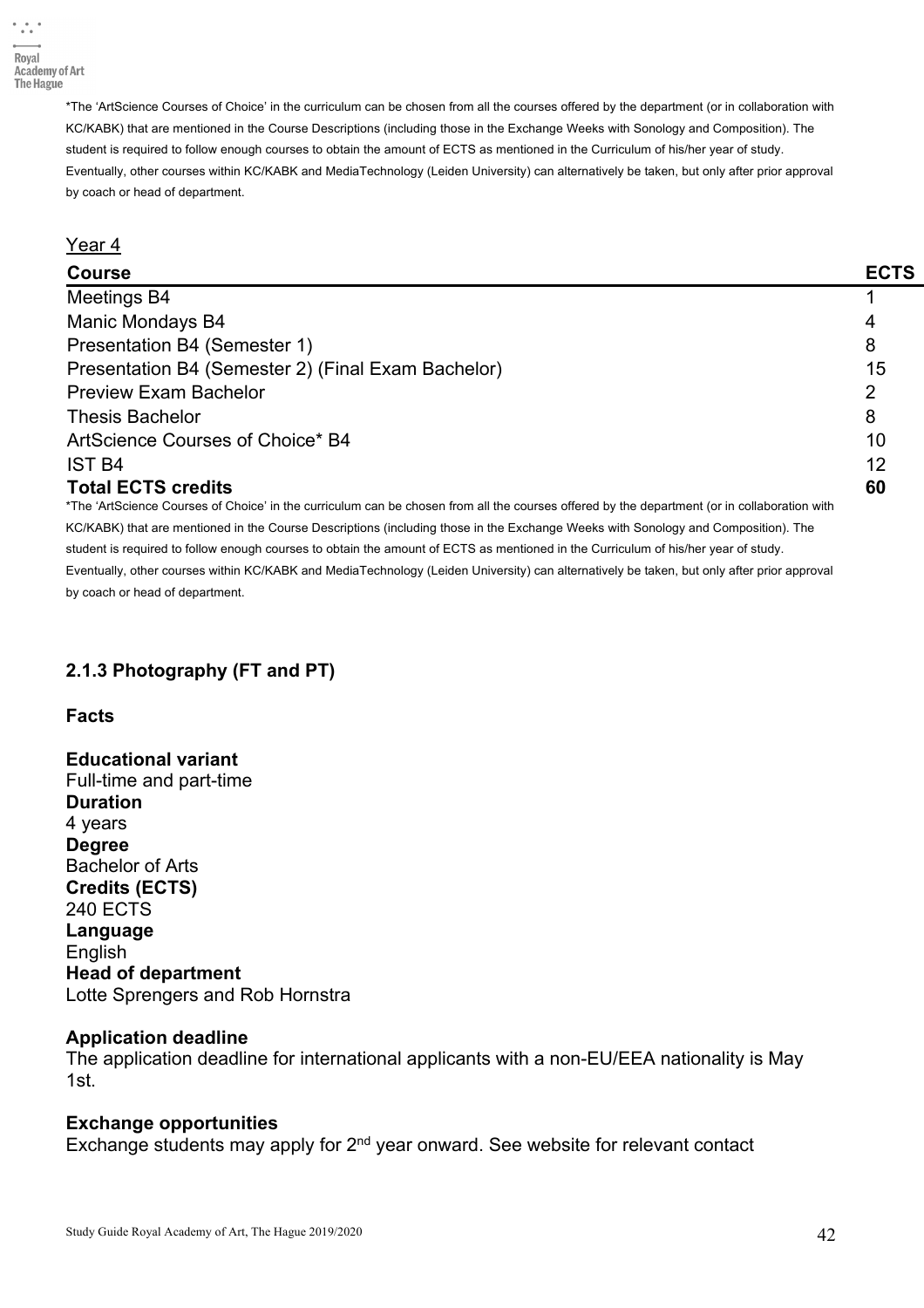*The 'ArtScience Courses of Choice' in the curriculum can be chosen from all the courses offered by the department (or in collaboration with KC/KABK) that are mentioned in the Course Descriptions (including those in the Exchange Weeks with Sonology and Composition). The student is required to follow enough courses to obtain the amount of ECTS as mentioned in the Curriculum of his/her year of study. Eventually, other courses within KC/KABK and MediaTechnology (Leiden University) can alternatively be taken, but only after prior approval by coach or head of department.

Year 4

| Course | ECTS |
|---|---|
| Meetings B4 | 1 |
| Manic Mondays B4 | 4 |
| Presentation B4 (Semester 1) | 8 |
| Presentation B4 (Semester 2) (Final Exam Bachelor) | 15 |
| Preview Exam Bachelor | 2 |
| Thesis Bachelor | 8 |
| ArtScience Courses of Choice* B4 | 10 |
| IST B4 | 12 |
| **Total ECTS credits** | **60** |

*The 'ArtScience Courses of Choice' in the curriculum can be chosen from all the courses offered by the department (or in collaboration with KC/KABK) that are mentioned in the Course Descriptions (including those in the Exchange Weeks with Sonology and Composition). The student is required to follow enough courses to obtain the amount of ECTS as mentioned in the Curriculum of his/her year of study. Eventually, other courses within KC/KABK and MediaTechnology (Leiden University) can alternatively be taken, but only after prior approval by coach or head of department.

### 2.1.3 Photography (FT and PT)

**Facts**

**Educational variant**
Full-time and part-time
**Duration**
4 years
**Degree**
Bachelor of Arts
**Credits (ECTS)**
240 ECTS
**Language**
English
**Head of department**
Lotte Sprengers and Rob Hornstra

**Application deadline**
The application deadline for international applicants with a non-EU/EEA nationality is May 1st.

**Exchange opportunities**
Exchange students may apply for 2nd year onward. See website for relevant contact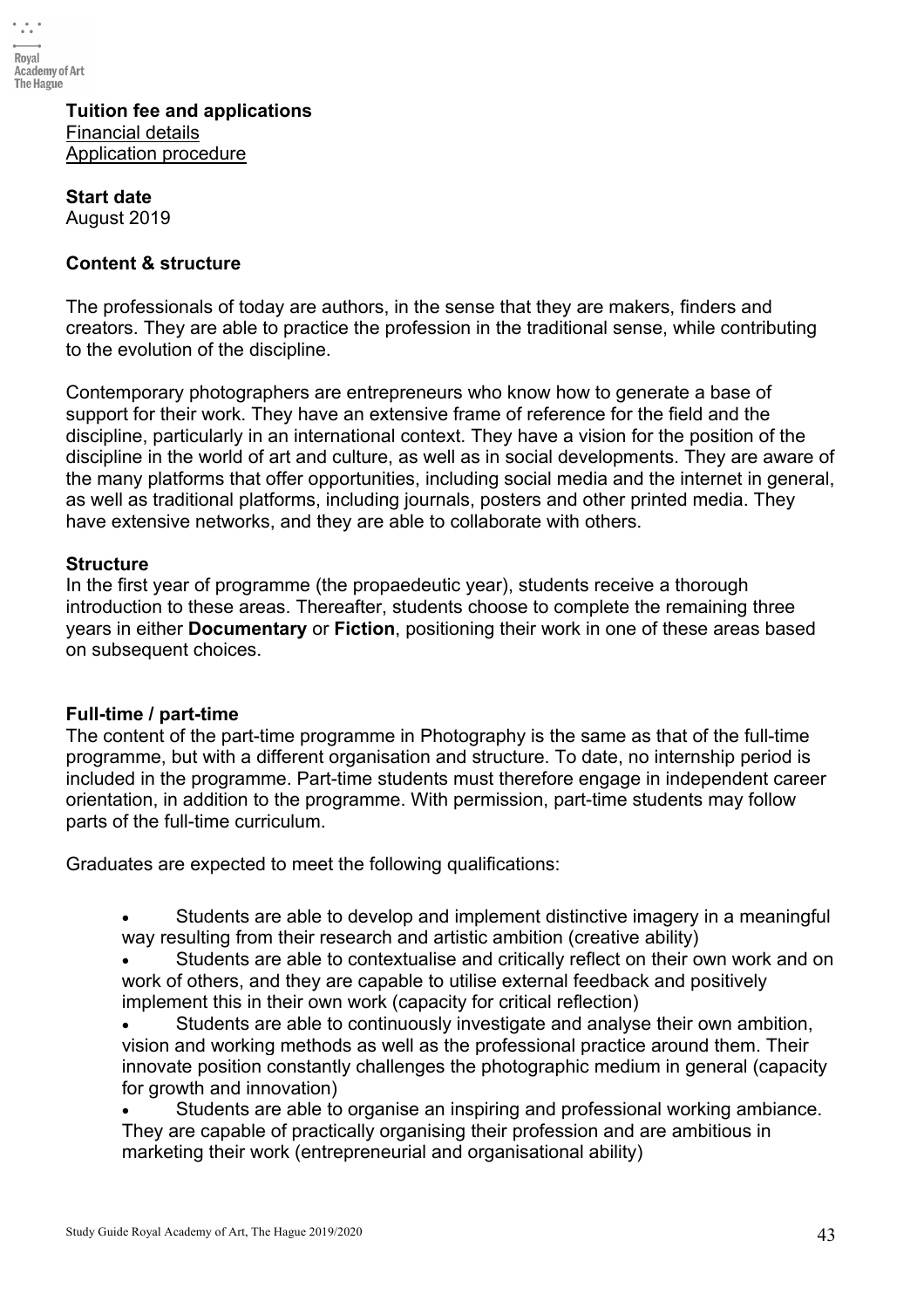**Tuition fee and applications**
Financial details
Application procedure

**Start date**
August 2019

**Content & structure**

The professionals of today are authors, in the sense that they are makers, finders and creators. They are able to practice the profession in the traditional sense, while contributing to the evolution of the discipline.

Contemporary photographers are entrepreneurs who know how to generate a base of support for their work. They have an extensive frame of reference for the field and the discipline, particularly in an international context. They have a vision for the position of the discipline in the world of art and culture, as well as in social developments. They are aware of the many platforms that offer opportunities, including social media and the internet in general, as well as traditional platforms, including journals, posters and other printed media. They have extensive networks, and they are able to collaborate with others.

**Structure**
In the first year of programme (the propaedeutic year), students receive a thorough introduction to these areas. Thereafter, students choose to complete the remaining three years in either **Documentary** or **Fiction**, positioning their work in one of these areas based on subsequent choices.

**Full-time / part-time**
The content of the part-time programme in Photography is the same as that of the full-time programme, but with a different organisation and structure. To date, no internship period is included in the programme. Part-time students must therefore engage in independent career orientation, in addition to the programme. With permission, part-time students may follow parts of the full-time curriculum.

Graduates are expected to meet the following qualifications:

- Students are able to develop and implement distinctive imagery in a meaningful way resulting from their research and artistic ambition (creative ability)
- Students are able to contextualise and critically reflect on their own work and on work of others, and they are capable to utilise external feedback and positively implement this in their own work (capacity for critical reflection)
- Students are able to continuously investigate and analyse their own ambition, vision and working methods as well as the professional practice around them. Their innovate position constantly challenges the photographic medium in general (capacity for growth and innovation)
- Students are able to organise an inspiring and professional working ambiance. They are capable of practically organising their profession and are ambitious in marketing their work (entrepreneurial and organisational ability)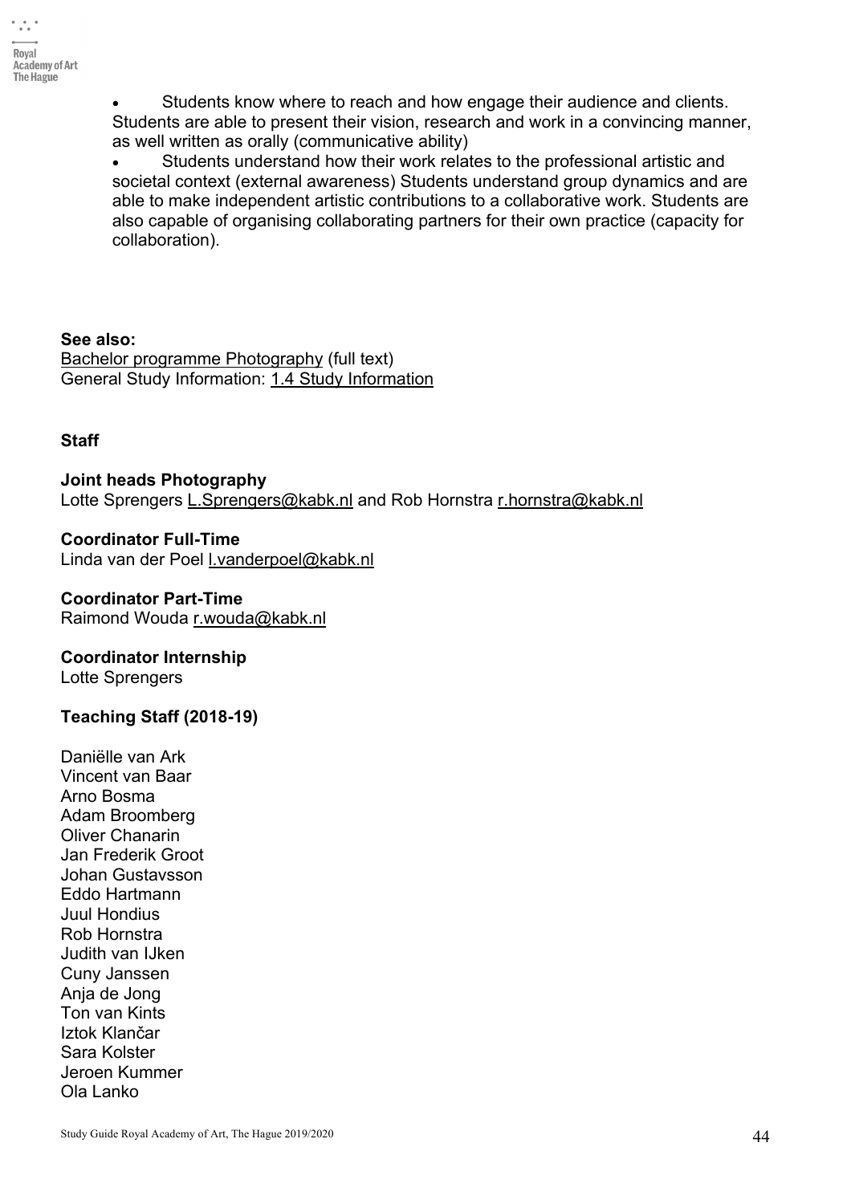- Students know where to reach and how engage their audience and clients. Students are able to present their vision, research and work in a convincing manner, as well written as orally (communicative ability)
- Students understand how their work relates to the professional artistic and societal context (external awareness) Students understand group dynamics and are able to make independent artistic contributions to a collaborative work. Students are also capable of organising collaborating partners for their own practice (capacity for collaboration).

**See also:**
Bachelor programme Photography (full text)
General Study Information: 1.4 Study Information

**Staff**

**Joint heads Photography**
Lotte Sprengers L.Sprengers@kabk.nl and Rob Hornstra r.hornstra@kabk.nl

**Coordinator Full-Time**
Linda van der Poel l.vanderpoel@kabk.nl

**Coordinator Part-Time**
Raimond Wouda r.wouda@kabk.nl

**Coordinator Internship**
Lotte Sprengers

**Teaching Staff (2018-19)**

Daniëlle van Ark
Vincent van Baar
Arno Bosma
Adam Broomberg
Oliver Chanarin
Jan Frederik Groot
Johan Gustavsson
Eddo Hartmann
Juul Hondius
Rob Hornstra
Judith van IJken
Cuny Janssen
Anja de Jong
Ton van Kints
Iztok Klančar
Sara Kolster
Jeroen Kummer
Ola Lanko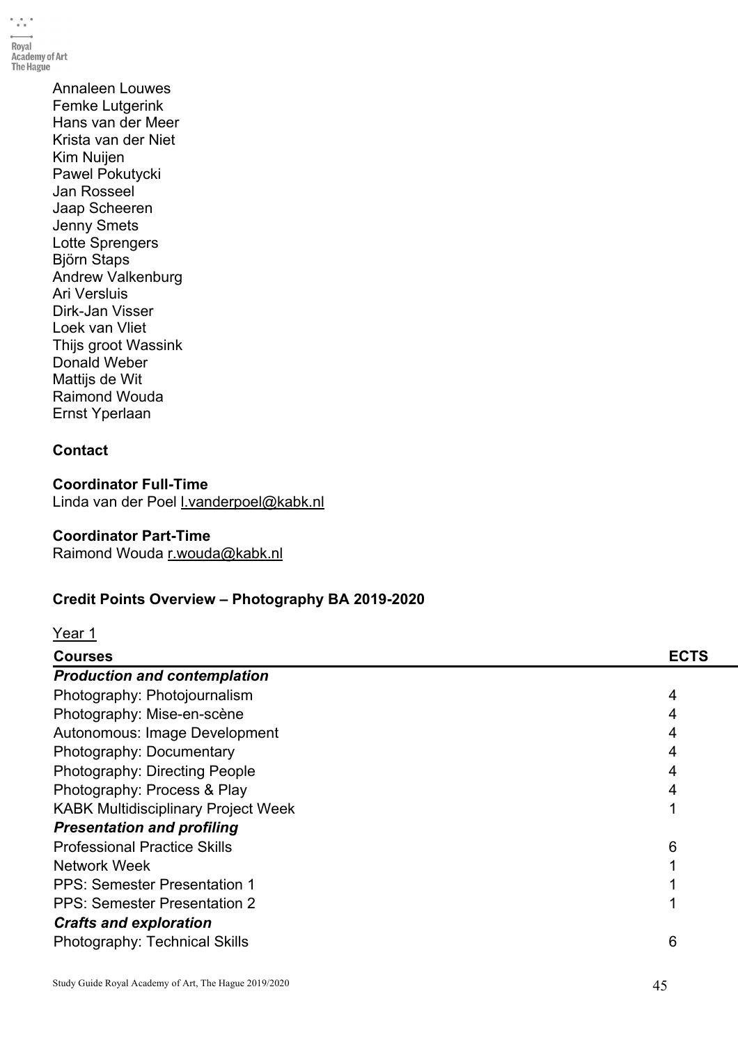Annaleen Louwes
Femke Lutgerink
Hans van der Meer
Krista van der Niet
Kim Nuijen
Pawel Pokutycki
Jan Rosseel
Jaap Scheeren
Jenny Smets
Lotte Sprengers
Björn Staps
Andrew Valkenburg
Ari Versluis
Dirk-Jan Visser
Loek van Vliet
Thijs groot Wassink
Donald Weber
Mattijs de Wit
Raimond Wouda
Ernst Yperlaan

**Contact**

**Coordinator Full-Time**
Linda van der Poel l.vanderpoel@kabk.nl

**Coordinator Part-Time**
Raimond Wouda r.wouda@kabk.nl

**Credit Points Overview – Photography BA 2019-2020**

Year 1

| Courses | ECTS |
|---|---|
| ***Production and contemplation*** | |
| Photography: Photojournalism | 4 |
| Photography: Mise-en-scène | 4 |
| Autonomous: Image Development | 4 |
| Photography: Documentary | 4 |
| Photography: Directing People | 4 |
| Photography: Process & Play | 4 |
| KABK Multidisciplinary Project Week | 1 |
| ***Presentation and profiling*** | |
| Professional Practice Skills | 6 |
| Network Week | 1 |
| PPS: Semester Presentation 1 | 1 |
| PPS: Semester Presentation 2 | 1 |
| ***Crafts and exploration*** | |
| Photography: Technical Skills | 6 |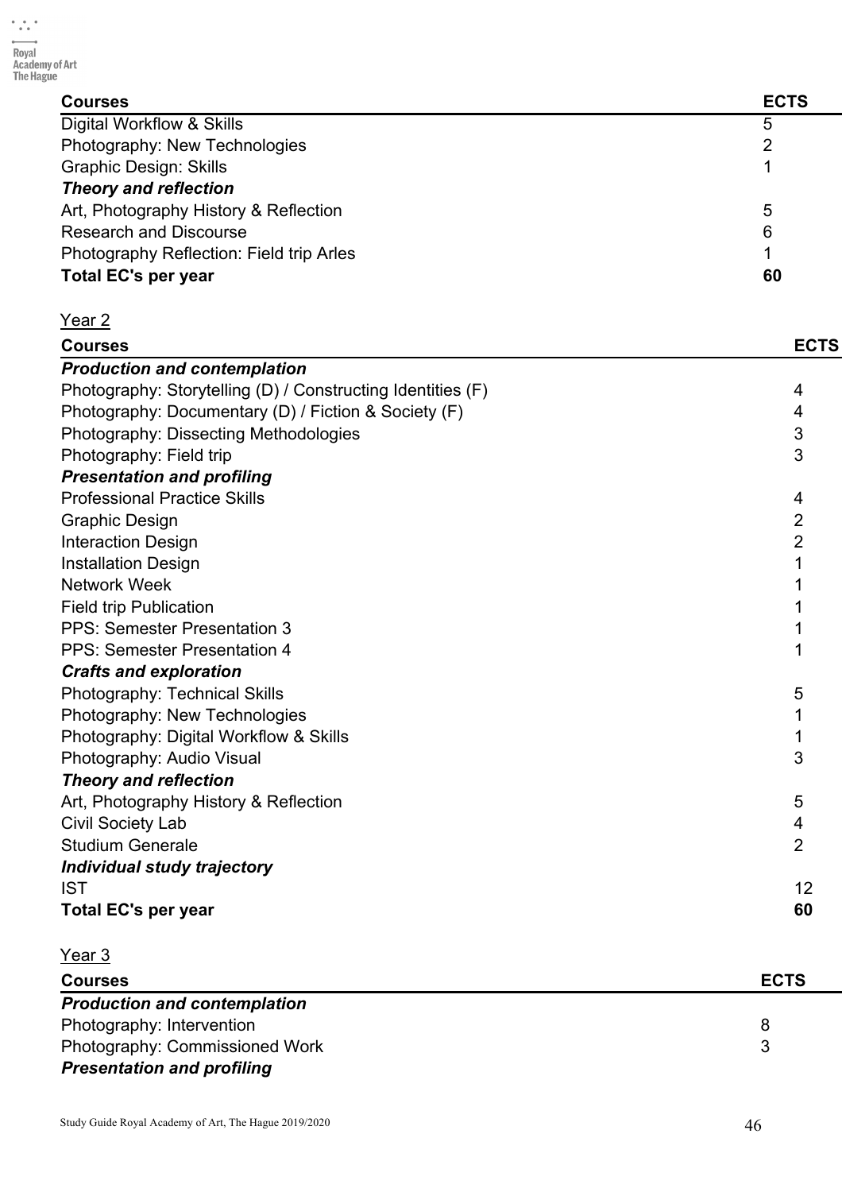| Courses | ECTS |
|---|---|
| Digital Workflow & Skills | 5 |
| Photography: New Technologies | 2 |
| Graphic Design: Skills | 1 |
| ***Theory and reflection*** | |
| Art, Photography History & Reflection | 5 |
| Research and Discourse | 6 |
| Photography Reflection: Field trip Arles | 1 |
| **Total EC's per year** | **60** |

Year 2

| Courses | ECTS |
|---|---|
| ***Production and contemplation*** | |
| Photography: Storytelling (D) / Constructing Identities (F) | 4 |
| Photography: Documentary (D) / Fiction & Society (F) | 4 |
| Photography: Dissecting Methodologies | 3 |
| Photography: Field trip | 3 |
| ***Presentation and profiling*** | |
| Professional Practice Skills | 4 |
| Graphic Design | 2 |
| Interaction Design | 2 |
| Installation Design | 1 |
| Network Week | 1 |
| Field trip Publication | 1 |
| PPS: Semester Presentation 3 | 1 |
| PPS: Semester Presentation 4 | 1 |
| ***Crafts and exploration*** | |
| Photography: Technical Skills | 5 |
| Photography: New Technologies | 1 |
| Photography: Digital Workflow & Skills | 1 |
| Photography: Audio Visual | 3 |
| ***Theory and reflection*** | |
| Art, Photography History & Reflection | 5 |
| Civil Society Lab | 4 |
| Studium Generale | 2 |
| ***Individual study trajectory*** | |
| IST | 12 |
| **Total EC's per year** | **60** |

Year 3

| Courses | ECTS |
|---|---|
| ***Production and contemplation*** | |
| Photography: Intervention | 8 |
| Photography: Commissioned Work | 3 |
| ***Presentation and profiling*** | |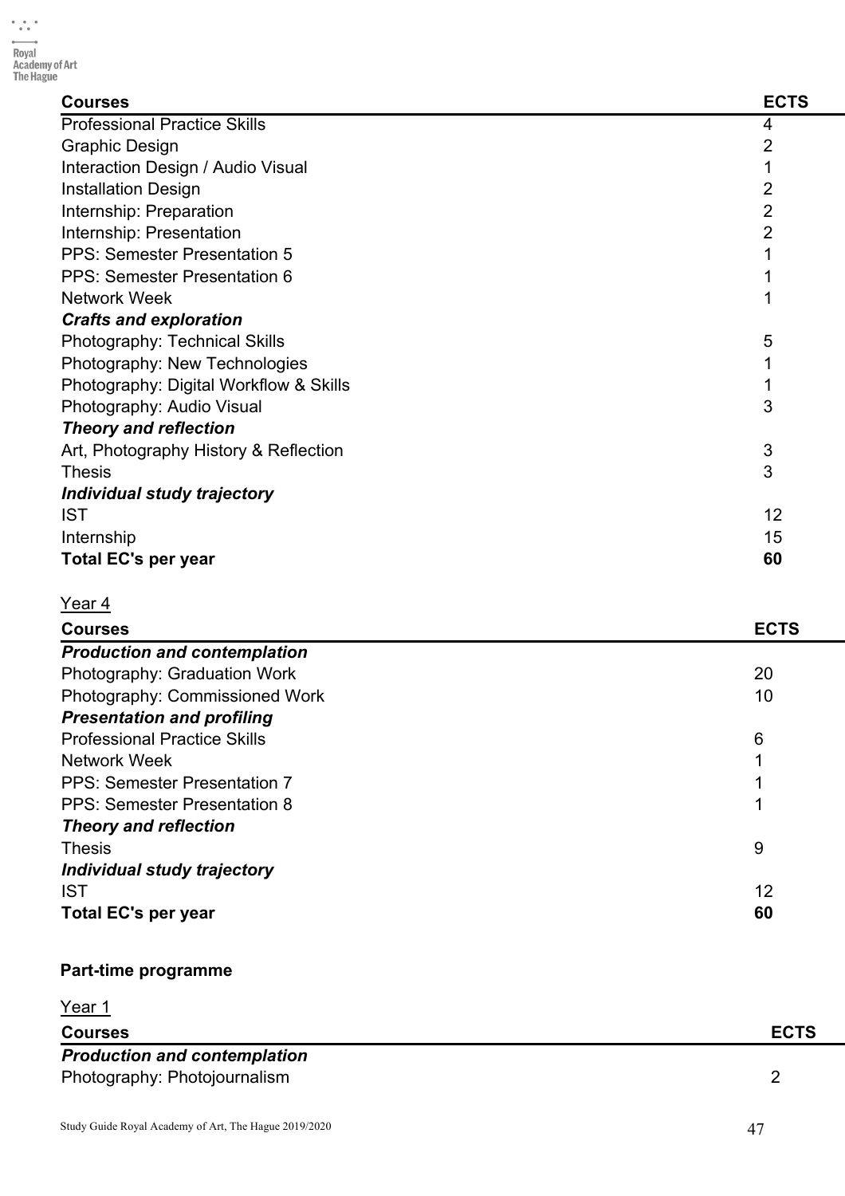| Courses | ECTS |
| --- | --- |
| Professional Practice Skills | 4 |
| Graphic Design | 2 |
| Interaction Design / Audio Visual | 1 |
| Installation Design | 2 |
| Internship: Preparation | 2 |
| Internship: Presentation | 2 |
| PPS: Semester Presentation 5 | 1 |
| PPS: Semester Presentation 6 | 1 |
| Network Week | 1 |
| ***Crafts and exploration*** | |
| Photography: Technical Skills | 5 |
| Photography: New Technologies | 1 |
| Photography: Digital Workflow & Skills | 1 |
| Photography: Audio Visual | 3 |
| ***Theory and reflection*** | |
| Art, Photography History & Reflection | 3 |
| Thesis | 3 |
| ***Individual study trajectory*** | |
| IST | 12 |
| Internship | 15 |
| **Total EC's per year** | **60** |

Year 4

| Courses | ECTS |
| --- | --- |
| ***Production and contemplation*** | |
| Photography: Graduation Work | 20 |
| Photography: Commissioned Work | 10 |
| ***Presentation and profiling*** | |
| Professional Practice Skills | 6 |
| Network Week | 1 |
| PPS: Semester Presentation 7 | 1 |
| PPS: Semester Presentation 8 | 1 |
| ***Theory and reflection*** | |
| Thesis | 9 |
| ***Individual study trajectory*** | |
| IST | 12 |
| **Total EC's per year** | **60** |

**Part-time programme**

Year 1

| Courses | ECTS |
| --- | --- |
| ***Production and contemplation*** | |
| Photography: Photojournalism | 2 |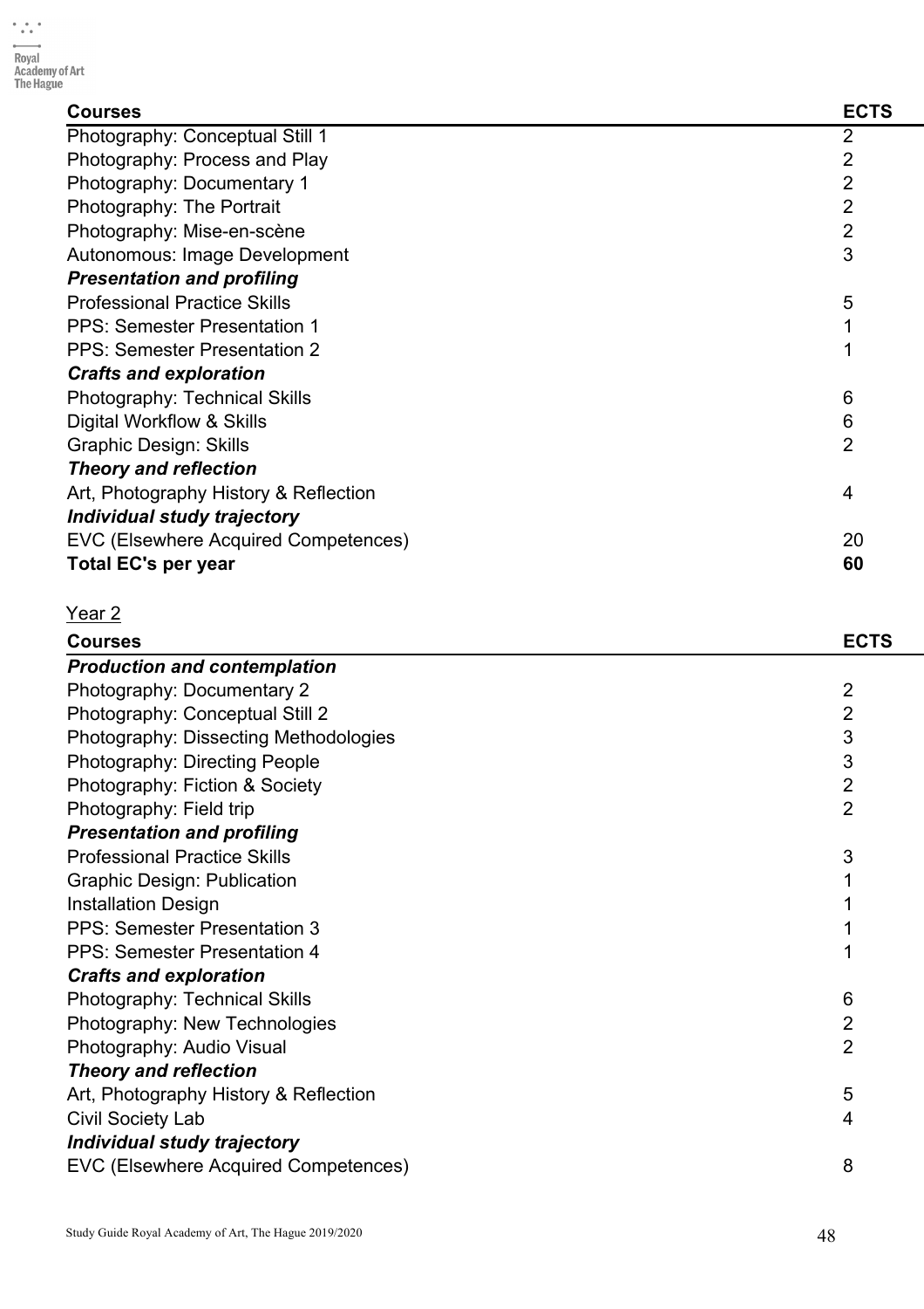| Courses | ECTS |
|---|---|
| Photography: Conceptual Still 1 | 2 |
| Photography: Process and Play | 2 |
| Photography: Documentary 1 | 2 |
| Photography: The Portrait | 2 |
| Photography: Mise-en-scène | 2 |
| Autonomous: Image Development | 3 |
| ***Presentation and profiling*** | |
| Professional Practice Skills | 5 |
| PPS: Semester Presentation 1 | 1 |
| PPS: Semester Presentation 2 | 1 |
| ***Crafts and exploration*** | |
| Photography: Technical Skills | 6 |
| Digital Workflow & Skills | 6 |
| Graphic Design: Skills | 2 |
| ***Theory and reflection*** | |
| Art, Photography History & Reflection | 4 |
| ***Individual study trajectory*** | |
| EVC (Elsewhere Acquired Competences) | 20 |
| **Total EC's per year** | **60** |

Year 2

| Courses | ECTS |
|---|---|
| ***Production and contemplation*** | |
| Photography: Documentary 2 | 2 |
| Photography: Conceptual Still 2 | 2 |
| Photography: Dissecting Methodologies | 3 |
| Photography: Directing People | 3 |
| Photography: Fiction & Society | 2 |
| Photography: Field trip | 2 |
| ***Presentation and profiling*** | |
| Professional Practice Skills | 3 |
| Graphic Design: Publication | 1 |
| Installation Design | 1 |
| PPS: Semester Presentation 3 | 1 |
| PPS: Semester Presentation 4 | 1 |
| ***Crafts and exploration*** | |
| Photography: Technical Skills | 6 |
| Photography: New Technologies | 2 |
| Photography: Audio Visual | 2 |
| ***Theory and reflection*** | |
| Art, Photography History & Reflection | 5 |
| Civil Society Lab | 4 |
| ***Individual study trajectory*** | |
| EVC (Elsewhere Acquired Competences) | 8 |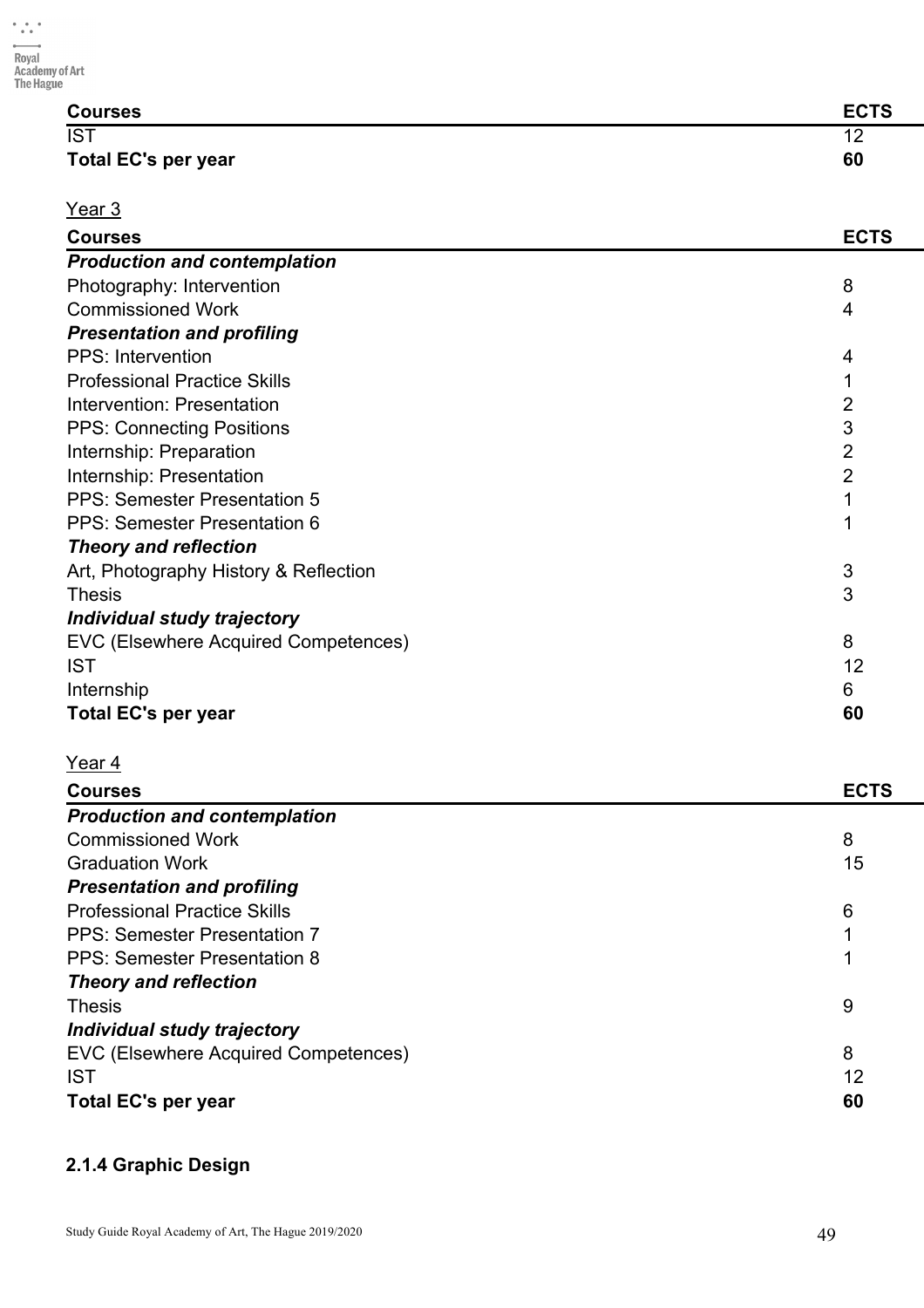| Courses | ECTS |
| --- | --- |
| IST | 12 |
| **Total EC's per year** | **60** |

Year 3

| Courses | ECTS |
| --- | --- |
| ***Production and contemplation*** | |
| Photography: Intervention | 8 |
| Commissioned Work | 4 |
| ***Presentation and profiling*** | |
| PPS: Intervention | 4 |
| Professional Practice Skills | 1 |
| Intervention: Presentation | 2 |
| PPS: Connecting Positions | 3 |
| Internship: Preparation | 2 |
| Internship: Presentation | 2 |
| PPS: Semester Presentation 5 | 1 |
| PPS: Semester Presentation 6 | 1 |
| ***Theory and reflection*** | |
| Art, Photography History & Reflection | 3 |
| Thesis | 3 |
| ***Individual study trajectory*** | |
| EVC (Elsewhere Acquired Competences) | 8 |
| IST | 12 |
| Internship | 6 |
| **Total EC's per year** | **60** |

Year 4

| Courses | ECTS |
| --- | --- |
| ***Production and contemplation*** | |
| Commissioned Work | 8 |
| Graduation Work | 15 |
| ***Presentation and profiling*** | |
| Professional Practice Skills | 6 |
| PPS: Semester Presentation 7 | 1 |
| PPS: Semester Presentation 8 | 1 |
| ***Theory and reflection*** | |
| Thesis | 9 |
| ***Individual study trajectory*** | |
| EVC (Elsewhere Acquired Competences) | 8 |
| IST | 12 |
| **Total EC's per year** | **60** |

### 2.1.4 Graphic Design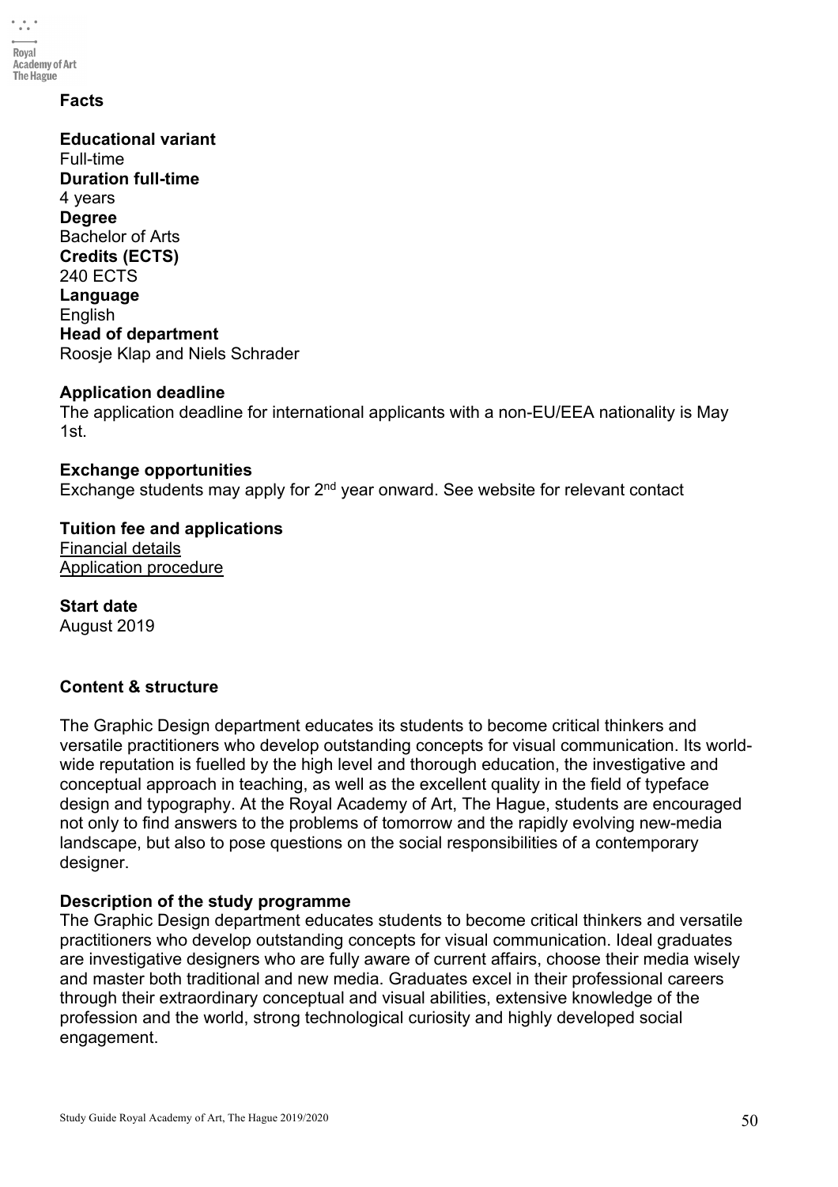## Facts

**Educational variant**
Full-time
**Duration full-time**
4 years
**Degree**
Bachelor of Arts
**Credits (ECTS)**
240 ECTS
**Language**
English
**Head of department**
Roosje Klap and Niels Schrader

**Application deadline**
The application deadline for international applicants with a non-EU/EEA nationality is May 1st.

**Exchange opportunities**
Exchange students may apply for 2nd year onward. See website for relevant contact

**Tuition fee and applications**
Financial details
Application procedure

**Start date**
August 2019

## Content & structure

The Graphic Design department educates its students to become critical thinkers and versatile practitioners who develop outstanding concepts for visual communication. Its world-wide reputation is fuelled by the high level and thorough education, the investigative and conceptual approach in teaching, as well as the excellent quality in the field of typeface design and typography. At the Royal Academy of Art, The Hague, students are encouraged not only to find answers to the problems of tomorrow and the rapidly evolving new-media landscape, but also to pose questions on the social responsibilities of a contemporary designer.

**Description of the study programme**
The Graphic Design department educates students to become critical thinkers and versatile practitioners who develop outstanding concepts for visual communication. Ideal graduates are investigative designers who are fully aware of current affairs, choose their media wisely and master both traditional and new media. Graduates excel in their professional careers through their extraordinary conceptual and visual abilities, extensive knowledge of the profession and the world, strong technological curiosity and highly developed social engagement.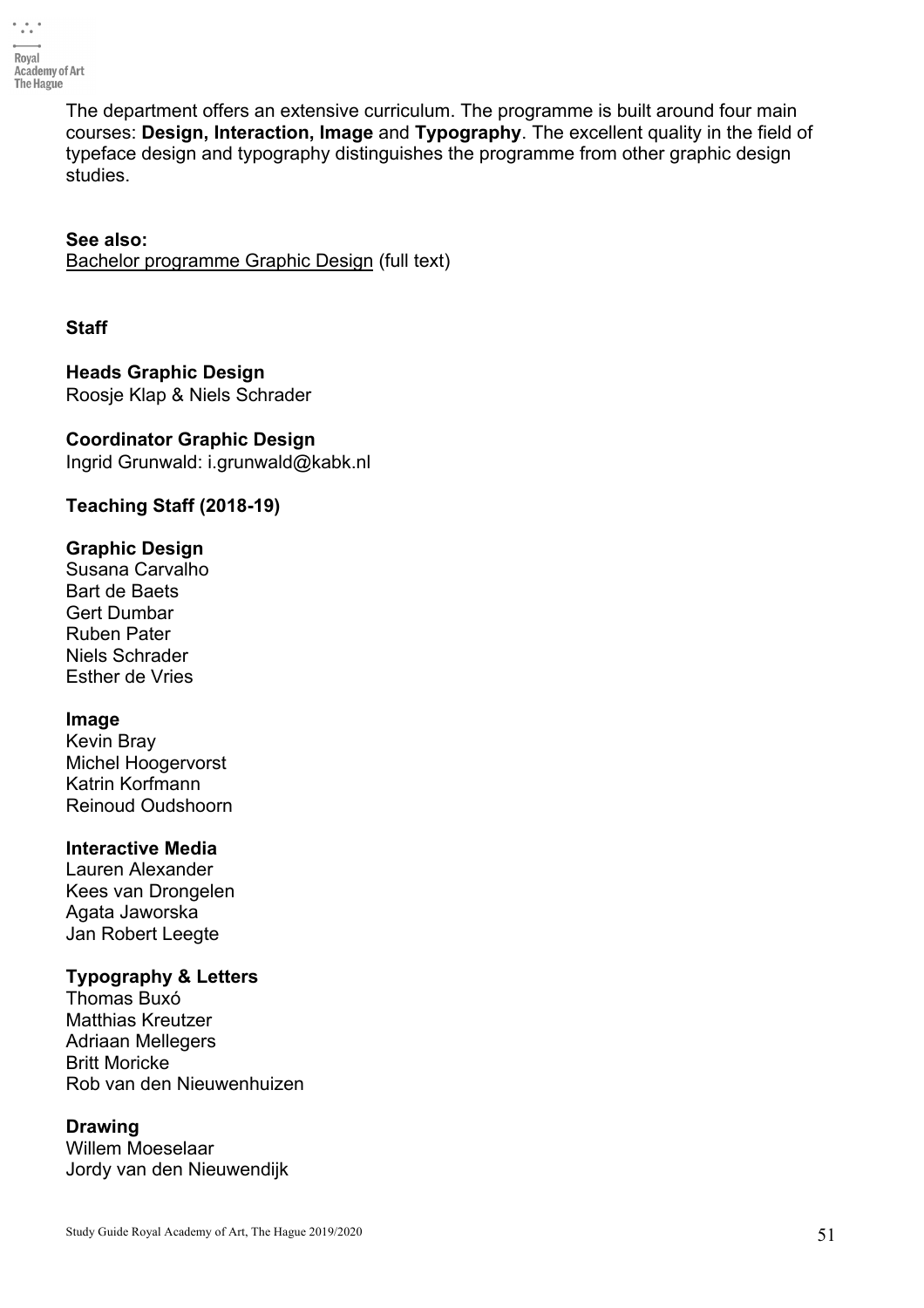The department offers an extensive curriculum. The programme is built around four main courses: **Design, Interaction, Image** and **Typography**. The excellent quality in the field of typeface design and typography distinguishes the programme from other graphic design studies.

**See also:**
Bachelor programme Graphic Design (full text)

**Staff**

**Heads Graphic Design**
Roosje Klap & Niels Schrader

**Coordinator Graphic Design**
Ingrid Grunwald: i.grunwald@kabk.nl

**Teaching Staff (2018-19)**

**Graphic Design**
Susana Carvalho
Bart de Baets
Gert Dumbar
Ruben Pater
Niels Schrader
Esther de Vries

**Image**
Kevin Bray
Michel Hoogervorst
Katrin Korfmann
Reinoud Oudshoorn

**Interactive Media**
Lauren Alexander
Kees van Drongelen
Agata Jaworska
Jan Robert Leegte

**Typography & Letters**
Thomas Buxó
Matthias Kreutzer
Adriaan Mellegers
Britt Moricke
Rob van den Nieuwenhuizen

**Drawing**
Willem Moeselaar
Jordy van den Nieuwendijk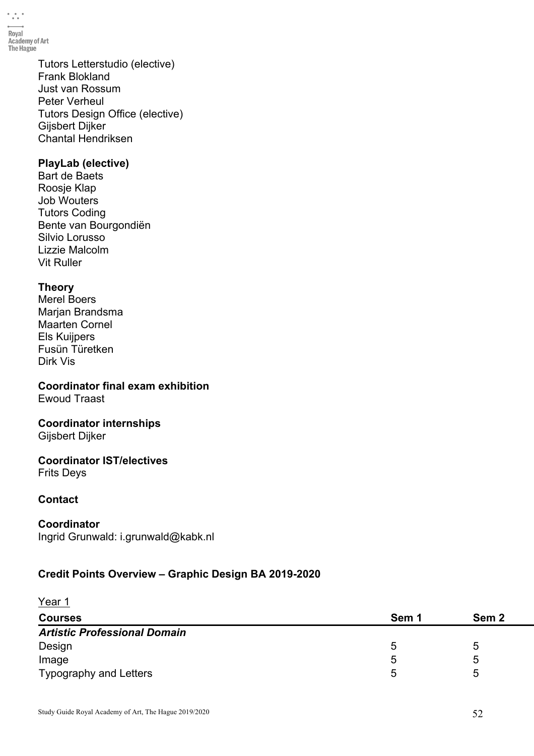Tutors Letterstudio (elective)
Frank Blokland
Just van Rossum
Peter Verheul
Tutors Design Office (elective)
Gijsbert Dijker
Chantal Hendriksen

**PlayLab (elective)**
Bart de Baets
Roosje Klap
Job Wouters
Tutors Coding
Bente van Bourgondiën
Silvio Lorusso
Lizzie Malcolm
Vit Ruller

**Theory**
Merel Boers
Marjan Brandsma
Maarten Cornel
Els Kuijpers
Fusün Türetken
Dirk Vis

**Coordinator final exam exhibition**
Ewoud Traast

**Coordinator internships**
Gijsbert Dijker

**Coordinator IST/electives**
Frits Deys

**Contact**

**Coordinator**
Ingrid Grunwald: i.grunwald@kabk.nl

**Credit Points Overview – Graphic Design BA 2019-2020**

Year 1

| Courses | Sem 1 | Sem 2 |
|---|---|---|
| ***Artistic Professional Domain*** | | |
| Design | 5 | 5 |
| Image | 5 | 5 |
| Typography and Letters | 5 | 5 |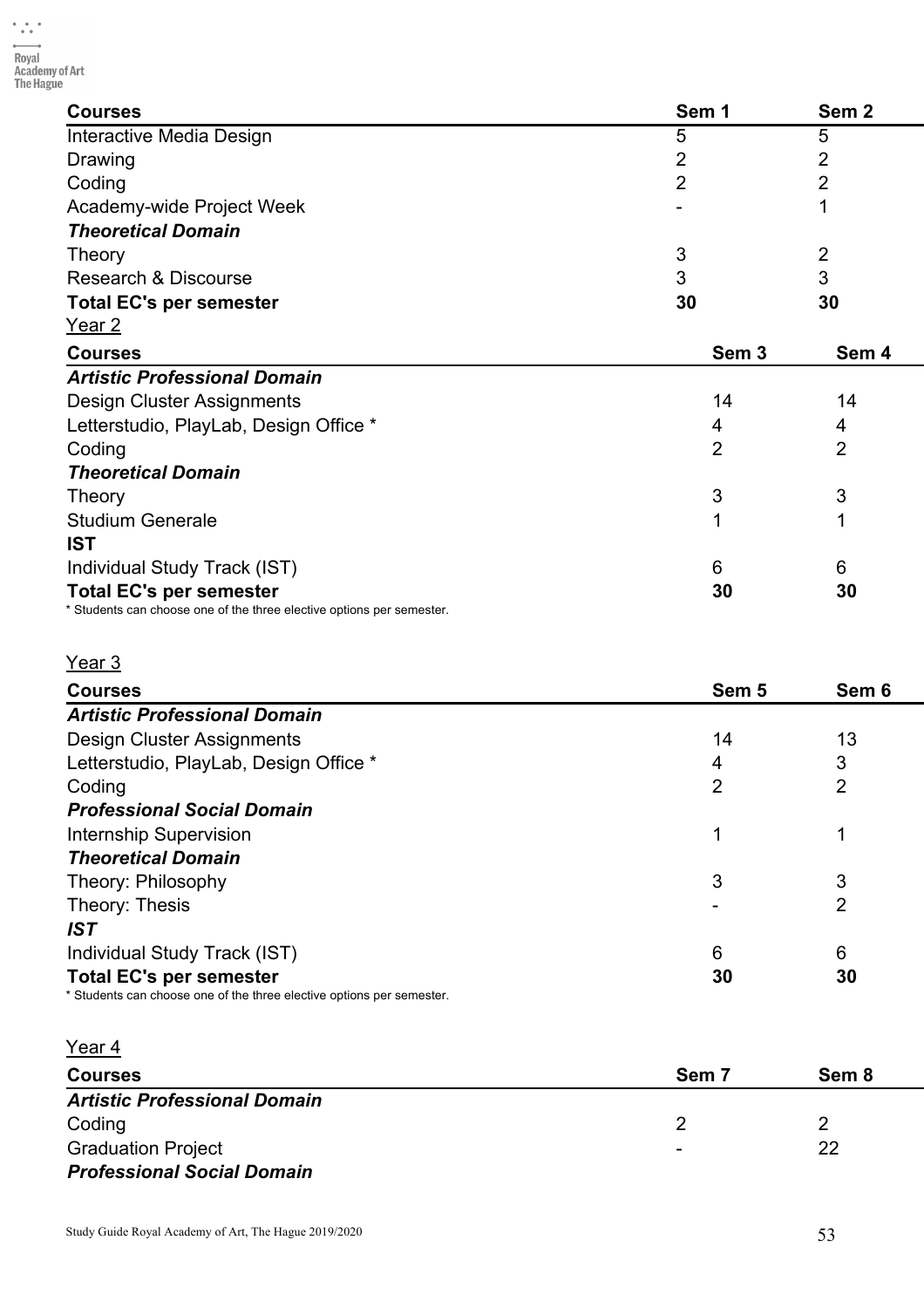| Courses | Sem 1 | Sem 2 |
|---|---|---|
| Interactive Media Design | 5 | 5 |
| Drawing | 2 | 2 |
| Coding | 2 | 2 |
| Academy-wide Project Week | - | 1 |
| ***Theoretical Domain*** | | |
| Theory | 3 | 2 |
| Research & Discourse | 3 | 3 |
| **Total EC's per semester** | **30** | **30** |

Year 2

| Courses | Sem 3 | Sem 4 |
|---|---|---|
| ***Artistic Professional Domain*** | | |
| Design Cluster Assignments | 14 | 14 |
| Letterstudio, PlayLab, Design Office * | 4 | 4 |
| Coding | 2 | 2 |
| ***Theoretical Domain*** | | |
| Theory | 3 | 3 |
| Studium Generale | 1 | 1 |
| **IST** | | |
| Individual Study Track (IST) | 6 | 6 |
| **Total EC's per semester** | **30** | **30** |

* Students can choose one of the three elective options per semester.

Year 3

| Courses | Sem 5 | Sem 6 |
|---|---|---|
| ***Artistic Professional Domain*** | | |
| Design Cluster Assignments | 14 | 13 |
| Letterstudio, PlayLab, Design Office * | 4 | 3 |
| Coding | 2 | 2 |
| ***Professional Social Domain*** | | |
| Internship Supervision | 1 | 1 |
| ***Theoretical Domain*** | | |
| Theory: Philosophy | 3 | 3 |
| Theory: Thesis | - | 2 |
| ***IST*** | | |
| Individual Study Track (IST) | 6 | 6 |
| **Total EC's per semester** | **30** | **30** |

* Students can choose one of the three elective options per semester.

Year 4

| Courses | Sem 7 | Sem 8 |
|---|---|---|
| ***Artistic Professional Domain*** | | |
| Coding | 2 | 2 |
| Graduation Project | - | 22 |
| ***Professional Social Domain*** | | |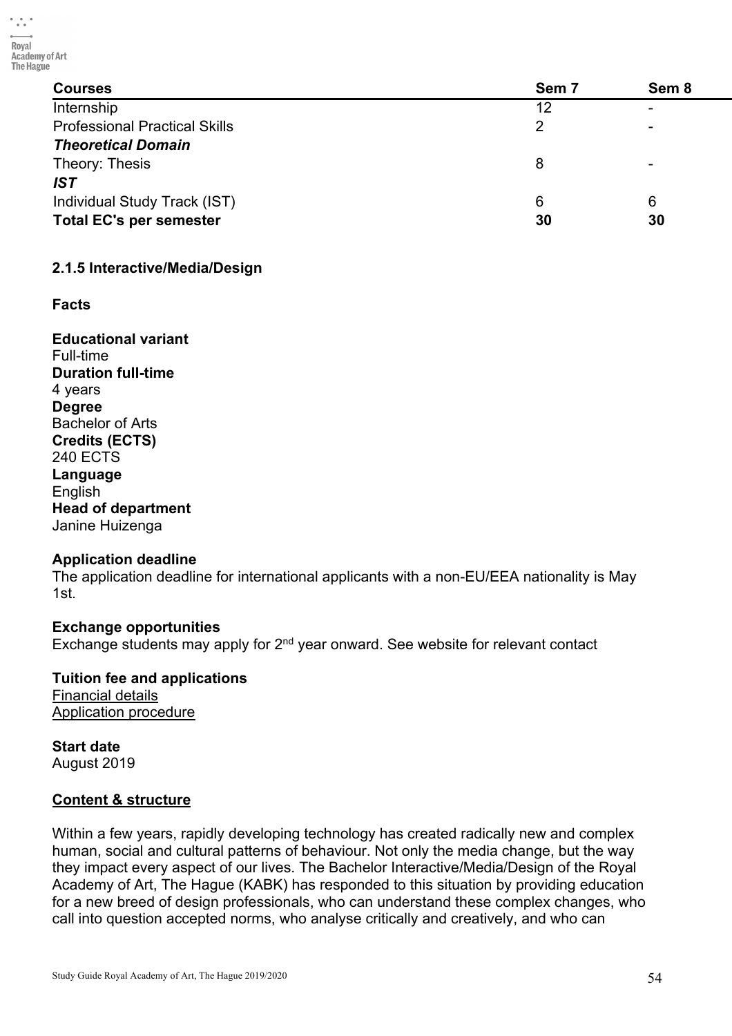| Courses | Sem 7 | Sem 8 |
|---|---|---|
| Internship | 12 | - |
| Professional Practical Skills | 2 | - |
| ***Theoretical Domain*** | | |
| Theory: Thesis | 8 | - |
| ***IST*** | | |
| Individual Study Track (IST) | 6 | 6 |
| **Total EC's per semester** | **30** | **30** |

### 2.1.5 Interactive/Media/Design

**Facts**

**Educational variant**
Full-time
**Duration full-time**
4 years
**Degree**
Bachelor of Arts
**Credits (ECTS)**
240 ECTS
**Language**
English
**Head of department**
Janine Huizenga

**Application deadline**
The application deadline for international applicants with a non-EU/EEA nationality is May 1st.

**Exchange opportunities**
Exchange students may apply for 2nd year onward. See website for relevant contact

**Tuition fee and applications**
Financial details
Application procedure

**Start date**
August 2019

**Content & structure**

Within a few years, rapidly developing technology has created radically new and complex human, social and cultural patterns of behaviour. Not only the media change, but the way they impact every aspect of our lives. The Bachelor Interactive/Media/Design of the Royal Academy of Art, The Hague (KABK) has responded to this situation by providing education for a new breed of design professionals, who can understand these complex changes, who call into question accepted norms, who analyse critically and creatively, and who can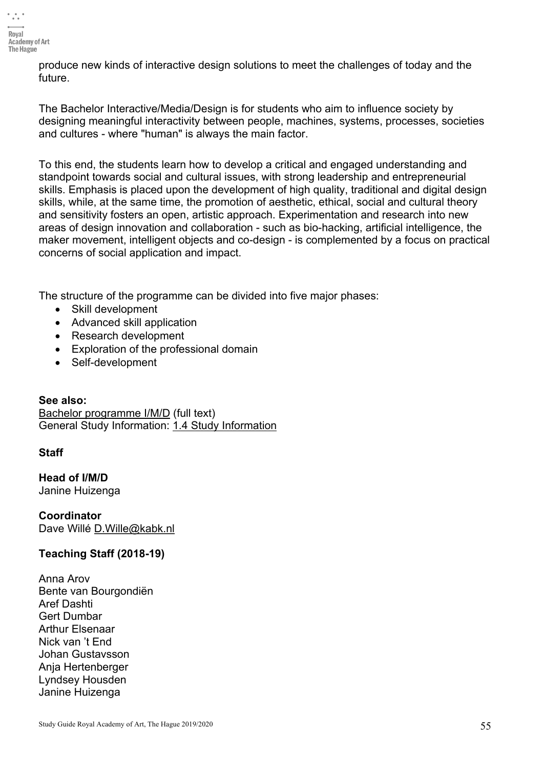produce new kinds of interactive design solutions to meet the challenges of today and the future.

The Bachelor Interactive/Media/Design is for students who aim to influence society by designing meaningful interactivity between people, machines, systems, processes, societies and cultures - where "human" is always the main factor.

To this end, the students learn how to develop a critical and engaged understanding and standpoint towards social and cultural issues, with strong leadership and entrepreneurial skills. Emphasis is placed upon the development of high quality, traditional and digital design skills, while, at the same time, the promotion of aesthetic, ethical, social and cultural theory and sensitivity fosters an open, artistic approach. Experimentation and research into new areas of design innovation and collaboration - such as bio-hacking, artificial intelligence, the maker movement, intelligent objects and co-design - is complemented by a focus on practical concerns of social application and impact.

The structure of the programme can be divided into five major phases:

- Skill development
- Advanced skill application
- Research development
- Exploration of the professional domain
- Self-development

**See also:**
Bachelor programme I/M/D (full text)
General Study Information: 1.4 Study Information

**Staff**

**Head of I/M/D**
Janine Huizenga

**Coordinator**
Dave Willé D.Wille@kabk.nl

**Teaching Staff (2018-19)**

Anna Arov
Bente van Bourgondiën
Aref Dashti
Gert Dumbar
Arthur Elsenaar
Nick van 't End
Johan Gustavsson
Anja Hertenberger
Lyndsey Housden
Janine Huizenga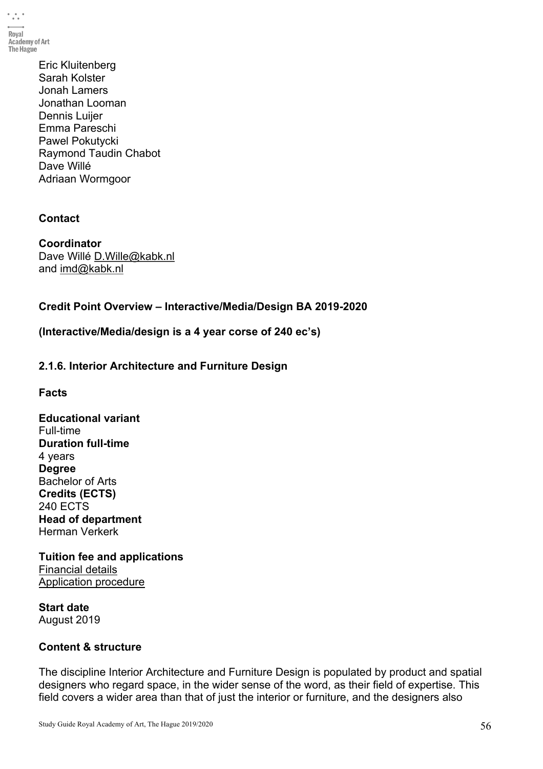Eric Kluitenberg
Sarah Kolster
Jonah Lamers
Jonathan Looman
Dennis Luijer
Emma Pareschi
Pawel Pokutycki
Raymond Taudin Chabot
Dave Willé
Adriaan Wormgoor

**Contact**

**Coordinator**
Dave Willé D.Wille@kabk.nl
and imd@kabk.nl

**Credit Point Overview – Interactive/Media/Design BA 2019-2020**

**(Interactive/Media/design is a 4 year corse of 240 ec's)**

### 2.1.6. Interior Architecture and Furniture Design

**Facts**

**Educational variant**
Full-time
**Duration full-time**
4 years
**Degree**
Bachelor of Arts
**Credits (ECTS)**
240 ECTS
**Head of department**
Herman Verkerk

**Tuition fee and applications**
Financial details
Application procedure

**Start date**
August 2019

**Content & structure**

The discipline Interior Architecture and Furniture Design is populated by product and spatial designers who regard space, in the wider sense of the word, as their field of expertise. This field covers a wider area than that of just the interior or furniture, and the designers also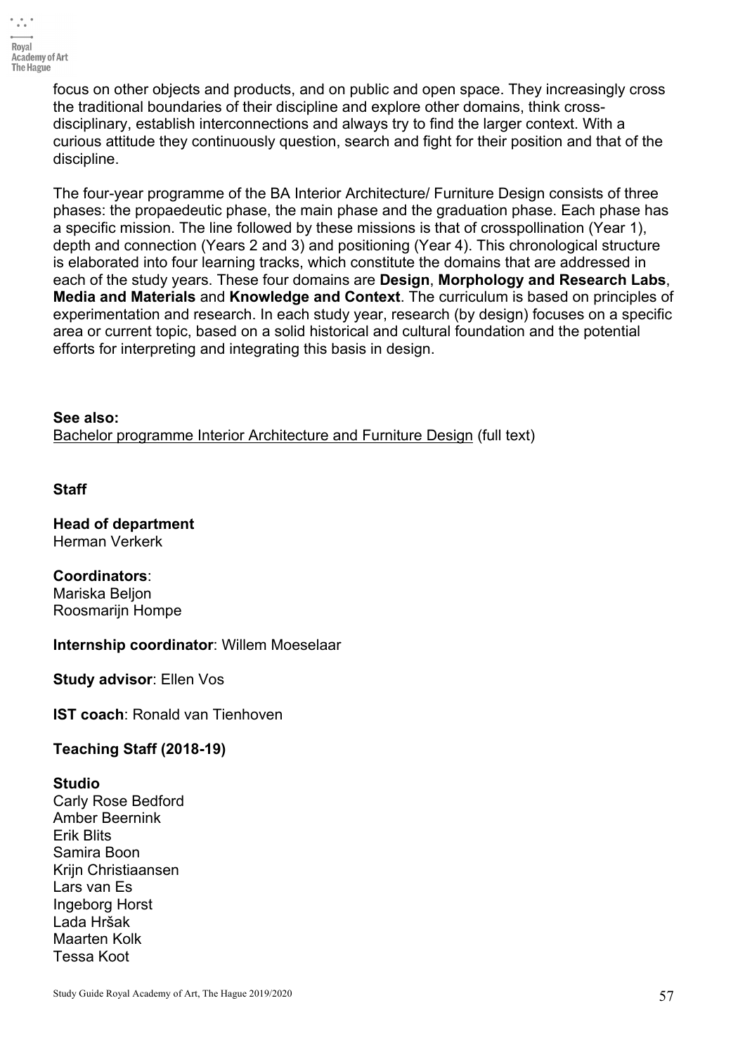focus on other objects and products, and on public and open space. They increasingly cross the traditional boundaries of their discipline and explore other domains, think cross-disciplinary, establish interconnections and always try to find the larger context. With a curious attitude they continuously question, search and fight for their position and that of the discipline.

The four-year programme of the BA Interior Architecture/ Furniture Design consists of three phases: the propaedeutic phase, the main phase and the graduation phase. Each phase has a specific mission. The line followed by these missions is that of crosspollination (Year 1), depth and connection (Years 2 and 3) and positioning (Year 4). This chronological structure is elaborated into four learning tracks, which constitute the domains that are addressed in each of the study years. These four domains are **Design**, **Morphology and Research Labs**, **Media and Materials** and **Knowledge and Context**. The curriculum is based on principles of experimentation and research. In each study year, research (by design) focuses on a specific area or current topic, based on a solid historical and cultural foundation and the potential efforts for interpreting and integrating this basis in design.

**See also:**
Bachelor programme Interior Architecture and Furniture Design (full text)

**Staff**

**Head of department**
Herman Verkerk

**Coordinators**:
Mariska Beljon
Roosmarijn Hompe

**Internship coordinator**: Willem Moeselaar

**Study advisor**: Ellen Vos

**IST coach**: Ronald van Tienhoven

**Teaching Staff (2018-19)**

**Studio**
Carly Rose Bedford
Amber Beernink
Erik Blits
Samira Boon
Krijn Christiaansen
Lars van Es
Ingeborg Horst
Lada Hršak
Maarten Kolk
Tessa Koot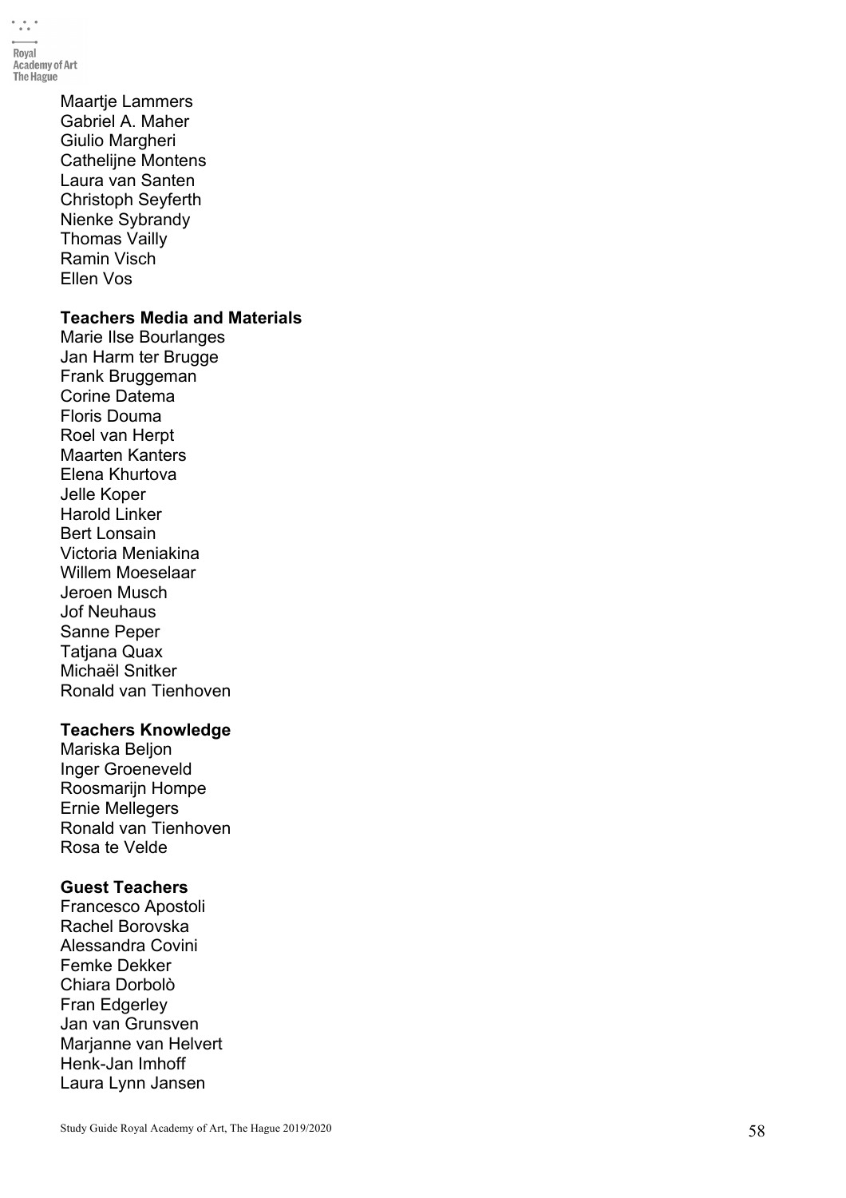Maartje Lammers
Gabriel A. Maher
Giulio Margheri
Cathelijne Montens
Laura van Santen
Christoph Seyferth
Nienke Sybrandy
Thomas Vailly
Ramin Visch
Ellen Vos

**Teachers Media and Materials**
Marie Ilse Bourlanges
Jan Harm ter Brugge
Frank Bruggeman
Corine Datema
Floris Douma
Roel van Herpt
Maarten Kanters
Elena Khurtova
Jelle Koper
Harold Linker
Bert Lonsain
Victoria Meniakina
Willem Moeselaar
Jeroen Musch
Jof Neuhaus
Sanne Peper
Tatjana Quax
Michaël Snitker
Ronald van Tienhoven

**Teachers Knowledge**
Mariska Beljon
Inger Groeneveld
Roosmarijn Hompe
Ernie Mellegers
Ronald van Tienhoven
Rosa te Velde

**Guest Teachers**
Francesco Apostoli
Rachel Borovska
Alessandra Covini
Femke Dekker
Chiara Dorbolò
Fran Edgerley
Jan van Grunsven
Marjanne van Helvert
Henk-Jan Imhoff
Laura Lynn Jansen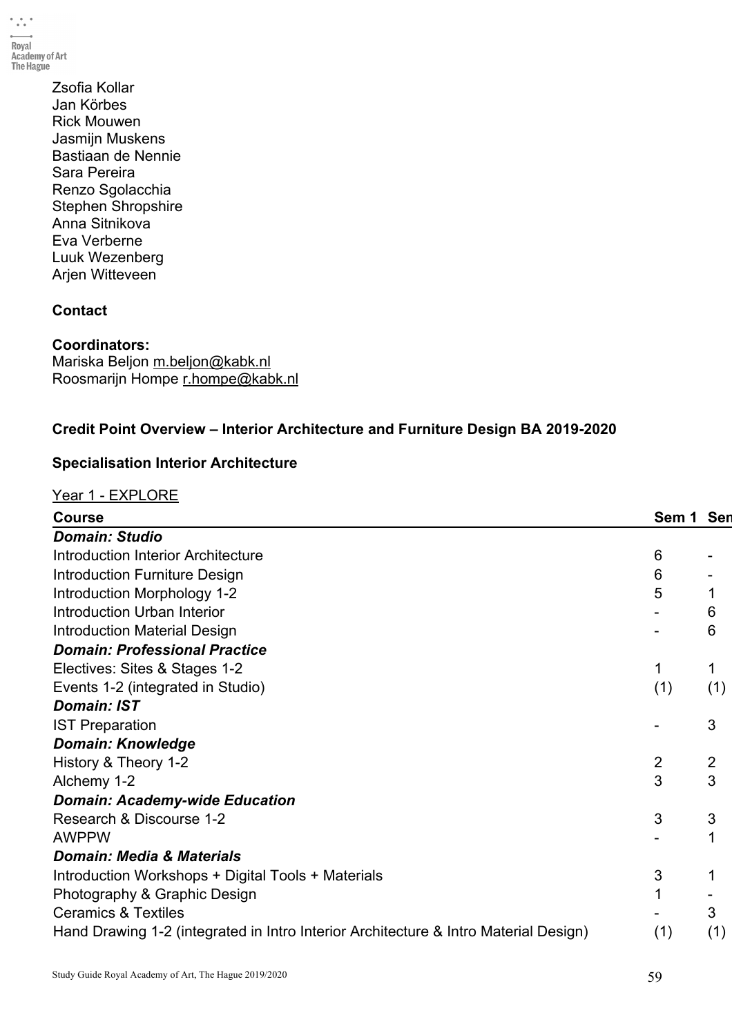Zsofia Kollar
Jan Körbes
Rick Mouwen
Jasmijn Muskens
Bastiaan de Nennie
Sara Pereira
Renzo Sgolacchia
Stephen Shropshire
Anna Sitnikova
Eva Verberne
Luuk Wezenberg
Arjen Witteveen

**Contact**

**Coordinators:**
Mariska Beljon m.beljon@kabk.nl
Roosmarijn Hompe r.hompe@kabk.nl

**Credit Point Overview – Interior Architecture and Furniture Design BA 2019-2020**

**Specialisation Interior Architecture**

Year 1 - EXPLORE

| Course | Sem 1 | Sem |
|---|---|---|
| ***Domain: Studio*** | | |
| Introduction Interior Architecture | 6 | - |
| Introduction Furniture Design | 6 | - |
| Introduction Morphology 1-2 | 5 | 1 |
| Introduction Urban Interior | - | 6 |
| Introduction Material Design | - | 6 |
| ***Domain: Professional Practice*** | | |
| Electives: Sites & Stages 1-2 | 1 | 1 |
| Events 1-2 (integrated in Studio) | (1) | (1) |
| ***Domain: IST*** | | |
| IST Preparation | - | 3 |
| ***Domain: Knowledge*** | | |
| History & Theory 1-2 | 2 | 2 |
| Alchemy 1-2 | 3 | 3 |
| ***Domain: Academy-wide Education*** | | |
| Research & Discourse 1-2 | 3 | 3 |
| AWPPW | - | 1 |
| ***Domain: Media & Materials*** | | |
| Introduction Workshops + Digital Tools + Materials | 3 | 1 |
| Photography & Graphic Design | 1 | - |
| Ceramics & Textiles | - | 3 |
| Hand Drawing 1-2 (integrated in Intro Interior Architecture & Intro Material Design) | (1) | (1) |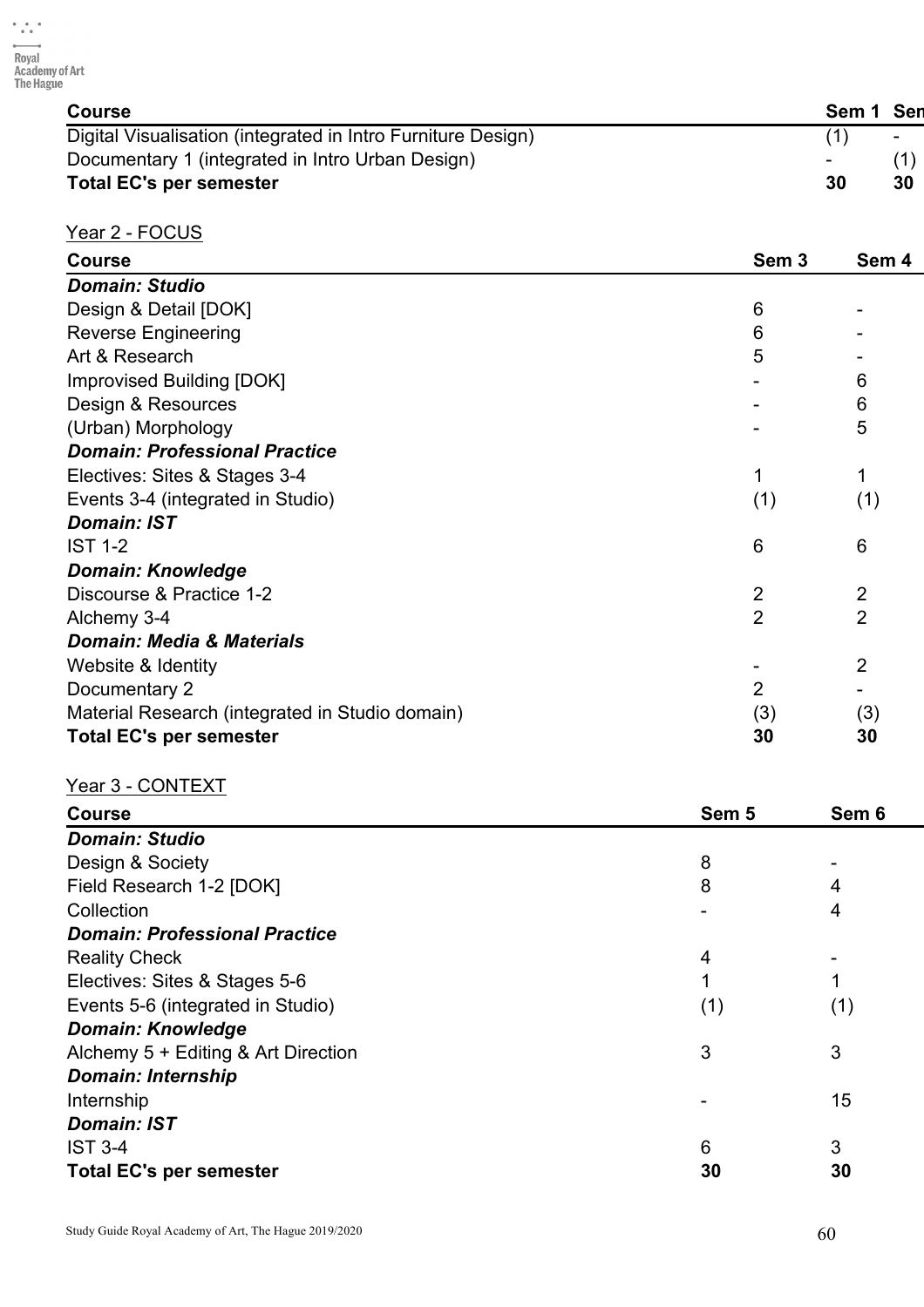| Course | Sem 1 | Sem 2 |
|---|---|---|
| Digital Visualisation (integrated in Intro Furniture Design) | (1) | - |
| Documentary 1 (integrated in Intro Urban Design) | - | (1) |
| **Total EC's per semester** | **30** | **30** |

Year 2 - FOCUS

| Course | Sem 3 | Sem 4 |
|---|---|---|
| ***Domain: Studio*** | | |
| Design & Detail [DOK] | 6 | - |
| Reverse Engineering | 6 | - |
| Art & Research | 5 | - |
| Improvised Building [DOK] | - | 6 |
| Design & Resources | - | 6 |
| (Urban) Morphology | - | 5 |
| ***Domain: Professional Practice*** | | |
| Electives: Sites & Stages 3-4 | 1 | 1 |
| Events 3-4 (integrated in Studio) | (1) | (1) |
| ***Domain: IST*** | | |
| IST 1-2 | 6 | 6 |
| ***Domain: Knowledge*** | | |
| Discourse & Practice 1-2 | 2 | 2 |
| Alchemy 3-4 | 2 | 2 |
| ***Domain: Media & Materials*** | | |
| Website & Identity | - | 2 |
| Documentary 2 | 2 | - |
| Material Research (integrated in Studio domain) | (3) | (3) |
| **Total EC's per semester** | **30** | **30** |

Year 3 - CONTEXT

| Course | Sem 5 | Sem 6 |
|---|---|---|
| ***Domain: Studio*** | | |
| Design & Society | 8 | - |
| Field Research 1-2 [DOK] | 8 | 4 |
| Collection | - | 4 |
| ***Domain: Professional Practice*** | | |
| Reality Check | 4 | - |
| Electives: Sites & Stages 5-6 | 1 | 1 |
| Events 5-6 (integrated in Studio) | (1) | (1) |
| ***Domain: Knowledge*** | | |
| Alchemy 5 + Editing & Art Direction | 3 | 3 |
| ***Domain: Internship*** | | |
| Internship | - | 15 |
| ***Domain: IST*** | | |
| IST 3-4 | 6 | 3 |
| **Total EC's per semester** | **30** | **30** |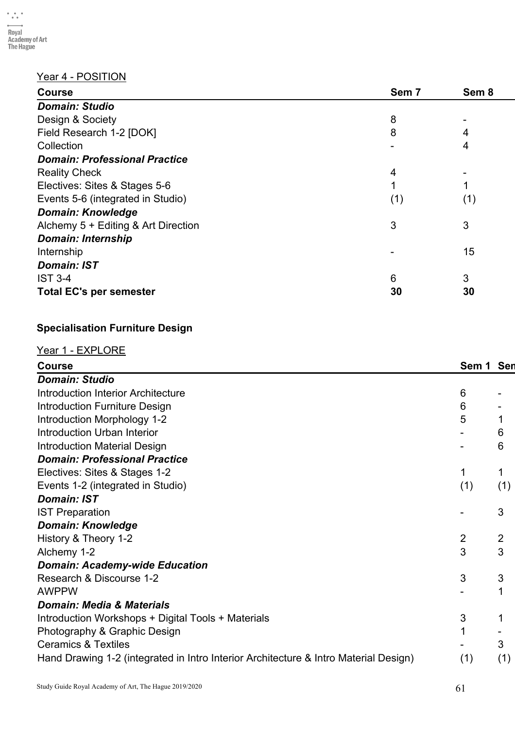Year 4 - POSITION

| Course | Sem 7 | Sem 8 |
|---|---|---|
| ***Domain: Studio*** | | |
| Design & Society | 8 | - |
| Field Research 1-2 [DOK] | 8 | 4 |
| Collection | - | 4 |
| ***Domain: Professional Practice*** | | |
| Reality Check | 4 | - |
| Electives: Sites & Stages 5-6 | 1 | 1 |
| Events 5-6 (integrated in Studio) | (1) | (1) |
| ***Domain: Knowledge*** | | |
| Alchemy 5 + Editing & Art Direction | 3 | 3 |
| ***Domain: Internship*** | | |
| Internship | - | 15 |
| ***Domain: IST*** | | |
| IST 3-4 | 6 | 3 |
| **Total EC's per semester** | **30** | **30** |

**Specialisation Furniture Design**

Year 1 - EXPLORE

| Course | Sem 1 | Sem |
|---|---|---|
| ***Domain: Studio*** | | |
| Introduction Interior Architecture | 6 | - |
| Introduction Furniture Design | 6 | - |
| Introduction Morphology 1-2 | 5 | 1 |
| Introduction Urban Interior | - | 6 |
| Introduction Material Design | - | 6 |
| ***Domain: Professional Practice*** | | |
| Electives: Sites & Stages 1-2 | 1 | 1 |
| Events 1-2 (integrated in Studio) | (1) | (1) |
| ***Domain: IST*** | | |
| IST Preparation | - | 3 |
| ***Domain: Knowledge*** | | |
| History & Theory 1-2 | 2 | 2 |
| Alchemy 1-2 | 3 | 3 |
| ***Domain: Academy-wide Education*** | | |
| Research & Discourse 1-2 | 3 | 3 |
| AWPPW | - | 1 |
| ***Domain: Media & Materials*** | | |
| Introduction Workshops + Digital Tools + Materials | 3 | 1 |
| Photography & Graphic Design | 1 | - |
| Ceramics & Textiles | - | 3 |
| Hand Drawing 1-2 (integrated in Intro Interior Architecture & Intro Material Design) | (1) | (1) |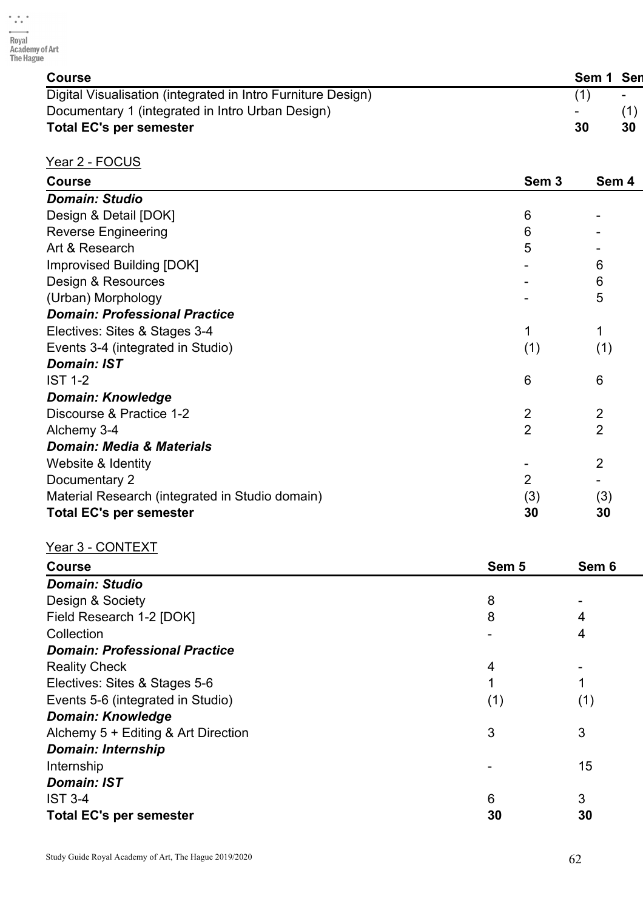| Course | Sem 1 | Sem 2 |
|---|---|---|
| Digital Visualisation (integrated in Intro Furniture Design) | (1) | - |
| Documentary 1 (integrated in Intro Urban Design) | - | (1) |
| **Total EC's per semester** | **30** | **30** |

Year 2 - FOCUS

| Course | Sem 3 | Sem 4 |
|---|---|---|
| ***Domain: Studio*** | | |
| Design & Detail [DOK] | 6 | - |
| Reverse Engineering | 6 | - |
| Art & Research | 5 | - |
| Improvised Building [DOK] | - | 6 |
| Design & Resources | - | 6 |
| (Urban) Morphology | - | 5 |
| ***Domain: Professional Practice*** | | |
| Electives: Sites & Stages 3-4 | 1 | 1 |
| Events 3-4 (integrated in Studio) | (1) | (1) |
| ***Domain: IST*** | | |
| IST 1-2 | 6 | 6 |
| ***Domain: Knowledge*** | | |
| Discourse & Practice 1-2 | 2 | 2 |
| Alchemy 3-4 | 2 | 2 |
| ***Domain: Media & Materials*** | | |
| Website & Identity | - | 2 |
| Documentary 2 | 2 | - |
| Material Research (integrated in Studio domain) | (3) | (3) |
| **Total EC's per semester** | **30** | **30** |

Year 3 - CONTEXT

| Course | Sem 5 | Sem 6 |
|---|---|---|
| ***Domain: Studio*** | | |
| Design & Society | 8 | - |
| Field Research 1-2 [DOK] | 8 | 4 |
| Collection | - | 4 |
| ***Domain: Professional Practice*** | | |
| Reality Check | 4 | - |
| Electives: Sites & Stages 5-6 | 1 | 1 |
| Events 5-6 (integrated in Studio) | (1) | (1) |
| ***Domain: Knowledge*** | | |
| Alchemy 5 + Editing & Art Direction | 3 | 3 |
| ***Domain: Internship*** | | |
| Internship | - | 15 |
| ***Domain: IST*** | | |
| IST 3-4 | 6 | 3 |
| **Total EC's per semester** | **30** | **30** |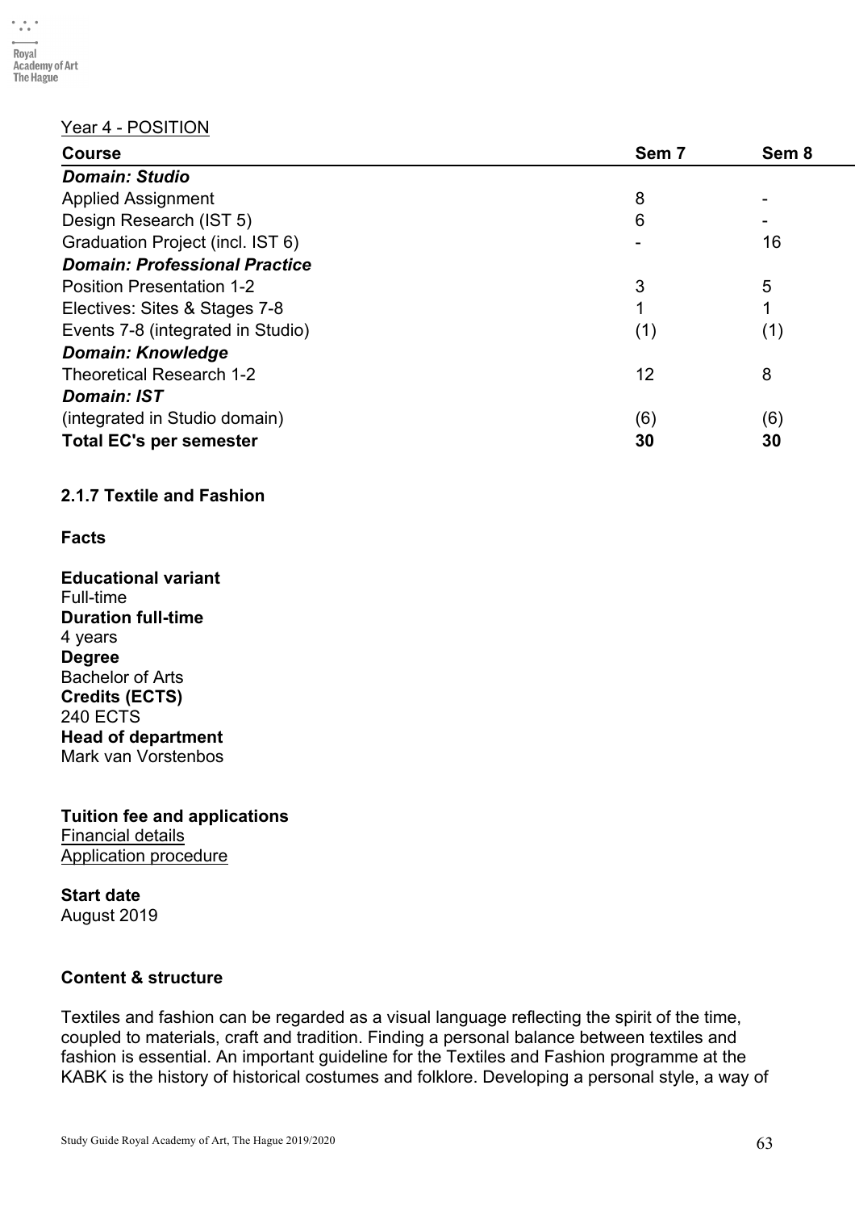Year 4 - POSITION

| Course | Sem 7 | Sem 8 |
|---|---|---|
| ***Domain: Studio*** | | |
| Applied Assignment | 8 | - |
| Design Research (IST 5) | 6 | - |
| Graduation Project (incl. IST 6) | - | 16 |
| ***Domain: Professional Practice*** | | |
| Position Presentation 1-2 | 3 | 5 |
| Electives: Sites & Stages 7-8 | 1 | 1 |
| Events 7-8 (integrated in Studio) | (1) | (1) |
| ***Domain: Knowledge*** | | |
| Theoretical Research 1-2 | 12 | 8 |
| ***Domain: IST*** | | |
| (integrated in Studio domain) | (6) | (6) |
| **Total EC's per semester** | **30** | **30** |

### 2.1.7 Textile and Fashion

**Facts**

**Educational variant**
Full-time
**Duration full-time**
4 years
**Degree**
Bachelor of Arts
**Credits (ECTS)**
240 ECTS
**Head of department**
Mark van Vorstenbos

**Tuition fee and applications**
Financial details
Application procedure

**Start date**
August 2019

**Content & structure**

Textiles and fashion can be regarded as a visual language reflecting the spirit of the time, coupled to materials, craft and tradition. Finding a personal balance between textiles and fashion is essential. An important guideline for the Textiles and Fashion programme at the KABK is the history of historical costumes and folklore. Developing a personal style, a way of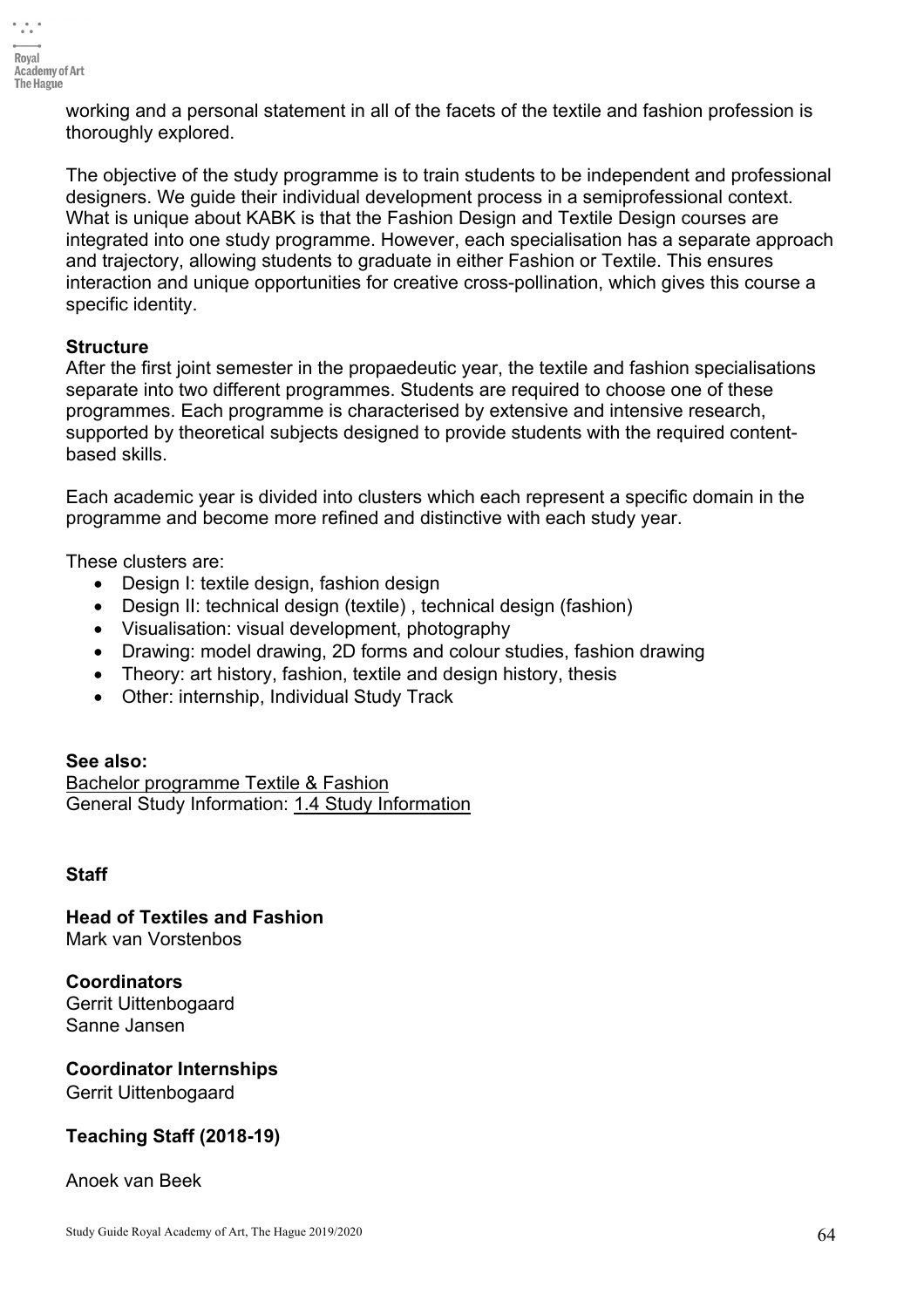working and a personal statement in all of the facets of the textile and fashion profession is thoroughly explored.

The objective of the study programme is to train students to be independent and professional designers. We guide their individual development process in a semiprofessional context. What is unique about KABK is that the Fashion Design and Textile Design courses are integrated into one study programme. However, each specialisation has a separate approach and trajectory, allowing students to graduate in either Fashion or Textile. This ensures interaction and unique opportunities for creative cross-pollination, which gives this course a specific identity.

**Structure**
After the first joint semester in the propaedeutic year, the textile and fashion specialisations separate into two different programmes. Students are required to choose one of these programmes. Each programme is characterised by extensive and intensive research, supported by theoretical subjects designed to provide students with the required content-based skills.

Each academic year is divided into clusters which each represent a specific domain in the programme and become more refined and distinctive with each study year.

These clusters are:

- Design I: textile design, fashion design
- Design II: technical design (textile) , technical design (fashion)
- Visualisation: visual development, photography
- Drawing: model drawing, 2D forms and colour studies, fashion drawing
- Theory: art history, fashion, textile and design history, thesis
- Other: internship, Individual Study Track

**See also:**
Bachelor programme Textile & Fashion
General Study Information: 1.4 Study Information

**Staff**

**Head of Textiles and Fashion**
Mark van Vorstenbos

**Coordinators**
Gerrit Uittenbogaard
Sanne Jansen

**Coordinator Internships**
Gerrit Uittenbogaard

**Teaching Staff (2018-19)**

Anoek van Beek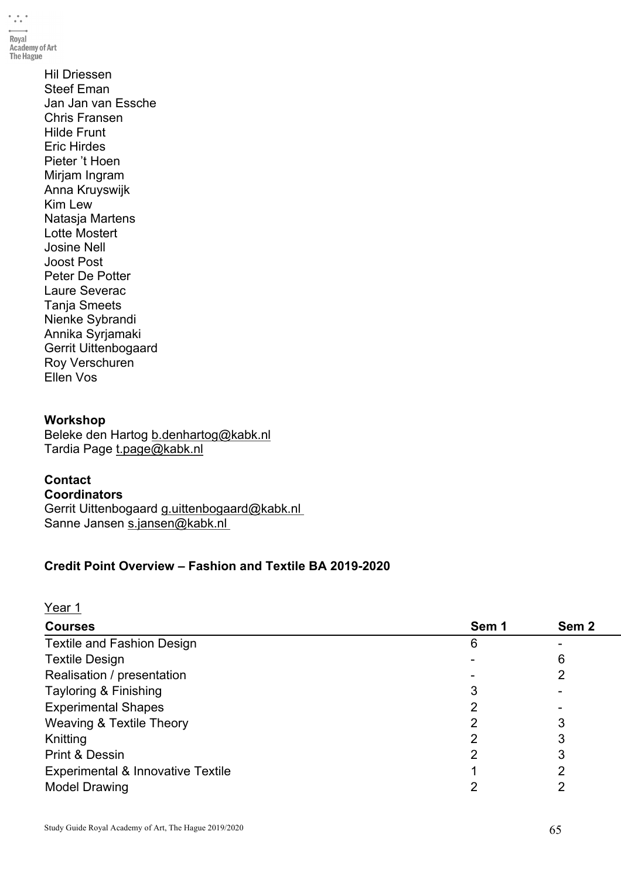Hil Driessen
Steef Eman
Jan Jan van Essche
Chris Fransen
Hilde Frunt
Eric Hirdes
Pieter 't Hoen
Mirjam Ingram
Anna Kruyswijk
Kim Lew
Natasja Martens
Lotte Mostert
Josine Nell
Joost Post
Peter De Potter
Laure Severac
Tanja Smeets
Nienke Sybrandi
Annika Syrjamaki
Gerrit Uittenbogaard
Roy Verschuren
Ellen Vos

**Workshop**
Beleke den Hartog b.denhartog@kabk.nl
Tardia Page t.page@kabk.nl

**Contact**
**Coordinators**
Gerrit Uittenbogaard g.uittenbogaard@kabk.nl
Sanne Jansen s.jansen@kabk.nl

**Credit Point Overview – Fashion and Textile BA 2019-2020**

Year 1

| Courses | Sem 1 | Sem 2 |
|---|---|---|
| Textile and Fashion Design | 6 | - |
| Textile Design | - | 6 |
| Realisation / presentation | - | 2 |
| Tayloring & Finishing | 3 | - |
| Experimental Shapes | 2 | - |
| Weaving & Textile Theory | 2 | 3 |
| Knitting | 2 | 3 |
| Print & Dessin | 2 | 3 |
| Experimental & Innovative Textile | 1 | 2 |
| Model Drawing | 2 | 2 |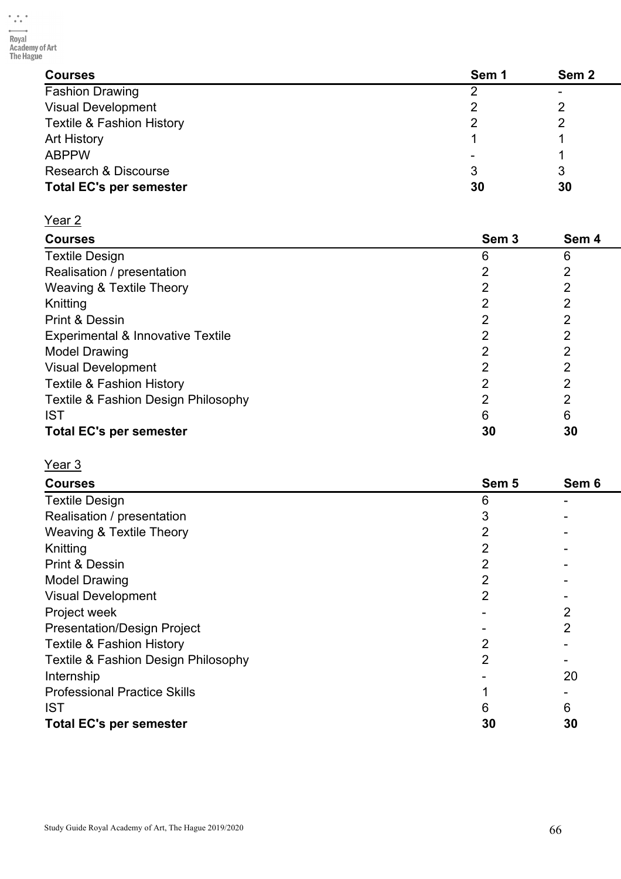| Courses | Sem 1 | Sem 2 |
|---|---|---|
| Fashion Drawing | 2 | - |
| Visual Development | 2 | 2 |
| Textile & Fashion History | 2 | 2 |
| Art History | 1 | 1 |
| ABPPW | - | 1 |
| Research & Discourse | 3 | 3 |
| **Total EC's per semester** | **30** | **30** |

Year 2

| Courses | Sem 3 | Sem 4 |
|---|---|---|
| Textile Design | 6 | 6 |
| Realisation / presentation | 2 | 2 |
| Weaving & Textile Theory | 2 | 2 |
| Knitting | 2 | 2 |
| Print & Dessin | 2 | 2 |
| Experimental & Innovative Textile | 2 | 2 |
| Model Drawing | 2 | 2 |
| Visual Development | 2 | 2 |
| Textile & Fashion History | 2 | 2 |
| Textile & Fashion Design Philosophy | 2 | 2 |
| IST | 6 | 6 |
| **Total EC's per semester** | **30** | **30** |

Year 3

| Courses | Sem 5 | Sem 6 |
|---|---|---|
| Textile Design | 6 | - |
| Realisation / presentation | 3 | - |
| Weaving & Textile Theory | 2 | - |
| Knitting | 2 | - |
| Print & Dessin | 2 | - |
| Model Drawing | 2 | - |
| Visual Development | 2 | - |
| Project week | - | 2 |
| Presentation/Design Project | - | 2 |
| Textile & Fashion History | 2 | - |
| Textile & Fashion Design Philosophy | 2 | - |
| Internship | - | 20 |
| Professional Practice Skills | 1 | - |
| IST | 6 | 6 |
| **Total EC's per semester** | **30** | **30** |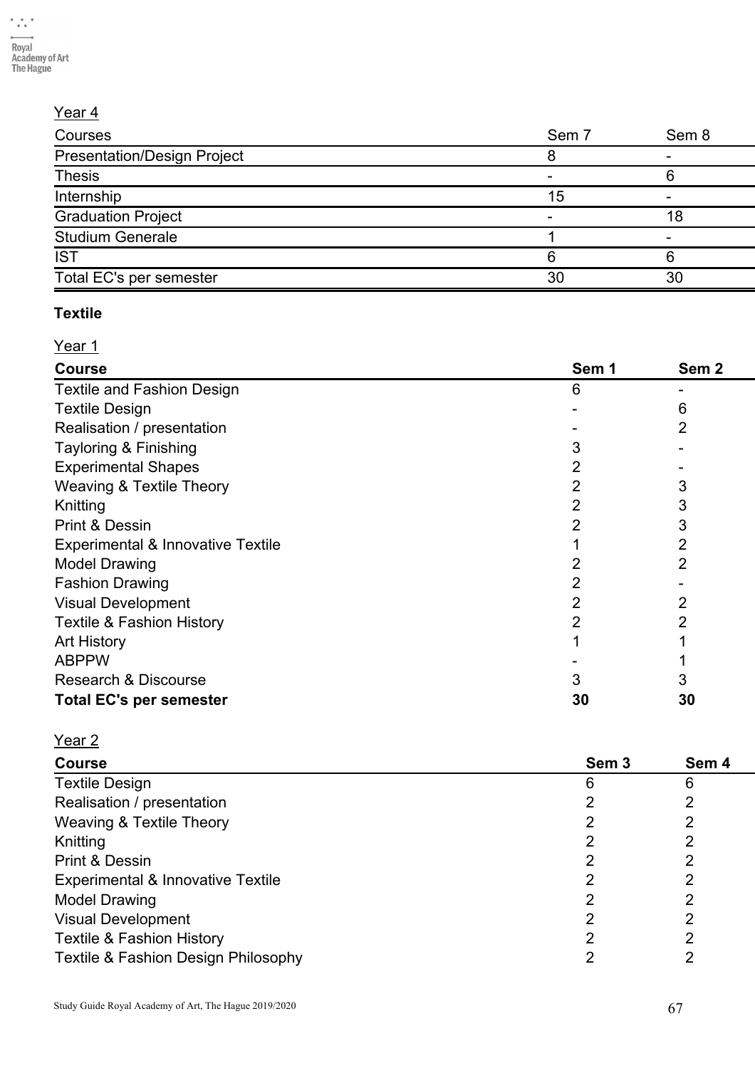Year 4

| Courses | Sem 7 | Sem 8 |
|---|---|---|
| Presentation/Design Project | 8 | - |
| Thesis | - | 6 |
| Internship | 15 | - |
| Graduation Project | - | 18 |
| Studium Generale | 1 | - |
| IST | 6 | 6 |
| Total EC's per semester | 30 | 30 |

**Textile**

Year 1

| **Course** | **Sem 1** | **Sem 2** |
|---|---|---|
| Textile and Fashion Design | 6 | - |
| Textile Design | - | 6 |
| Realisation / presentation | - | 2 |
| Tayloring & Finishing | 3 | - |
| Experimental Shapes | 2 | - |
| Weaving & Textile Theory | 2 | 3 |
| Knitting | 2 | 3 |
| Print & Dessin | 2 | 3 |
| Experimental & Innovative Textile | 1 | 2 |
| Model Drawing | 2 | 2 |
| Fashion Drawing | 2 | - |
| Visual Development | 2 | 2 |
| Textile & Fashion History | 2 | 2 |
| Art History | 1 | 1 |
| ABPPW | - | 1 |
| Research & Discourse | 3 | 3 |
| **Total EC's per semester** | **30** | **30** |

Year 2

| **Course** | **Sem 3** | **Sem 4** |
|---|---|---|
| Textile Design | 6 | 6 |
| Realisation / presentation | 2 | 2 |
| Weaving & Textile Theory | 2 | 2 |
| Knitting | 2 | 2 |
| Print & Dessin | 2 | 2 |
| Experimental & Innovative Textile | 2 | 2 |
| Model Drawing | 2 | 2 |
| Visual Development | 2 | 2 |
| Textile & Fashion History | 2 | 2 |
| Textile & Fashion Design Philosophy | 2 | 2 |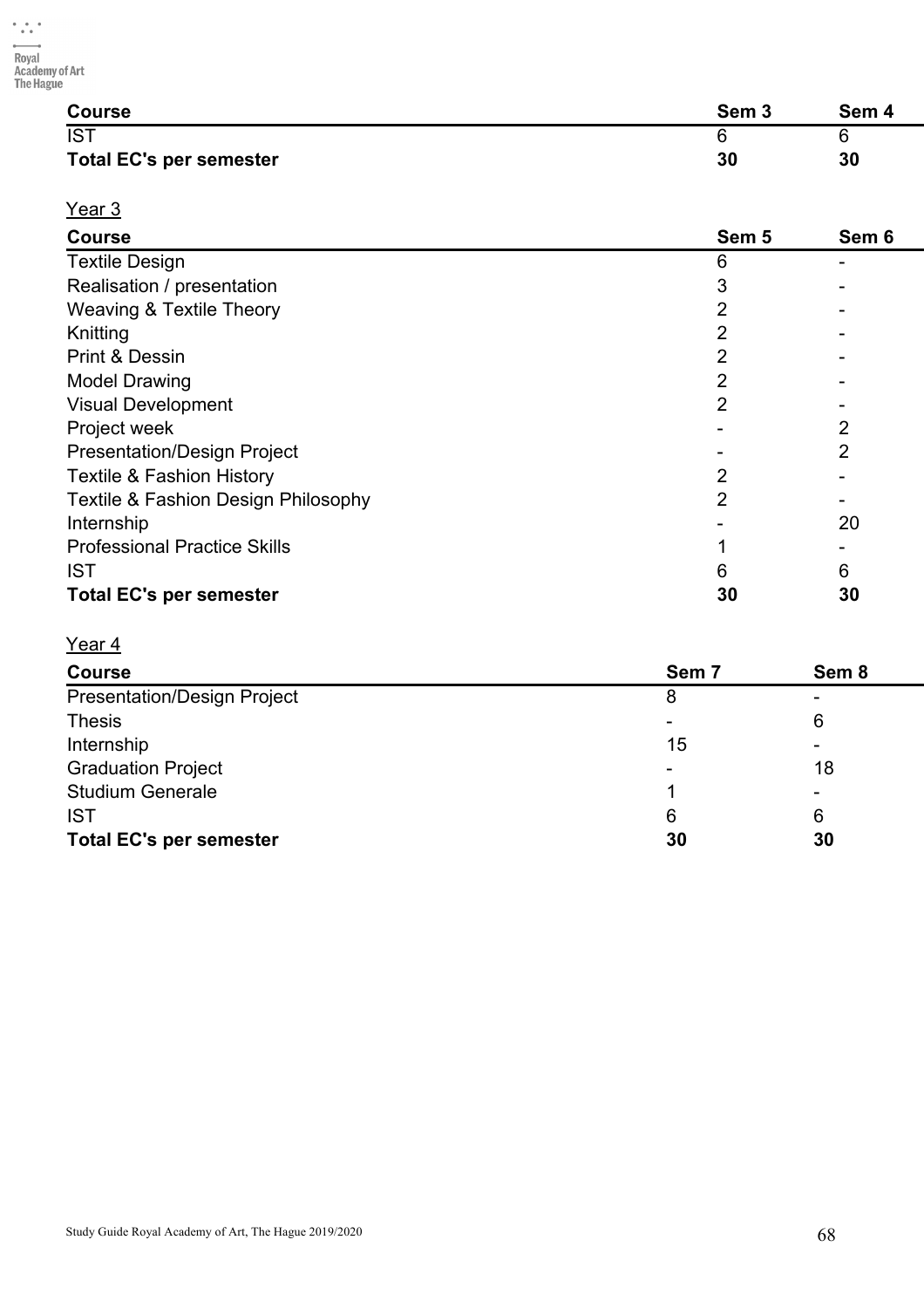| Course | Sem 3 | Sem 4 |
|---|---|---|
| IST | 6 | 6 |
| **Total EC's per semester** | **30** | **30** |

Year 3

| Course | Sem 5 | Sem 6 |
|---|---|---|
| Textile Design | 6 | - |
| Realisation / presentation | 3 | - |
| Weaving & Textile Theory | 2 | - |
| Knitting | 2 | - |
| Print & Dessin | 2 | - |
| Model Drawing | 2 | - |
| Visual Development | 2 | - |
| Project week | - | 2 |
| Presentation/Design Project | - | 2 |
| Textile & Fashion History | 2 | - |
| Textile & Fashion Design Philosophy | 2 | - |
| Internship | - | 20 |
| Professional Practice Skills | 1 | - |
| IST | 6 | 6 |
| **Total EC's per semester** | **30** | **30** |

Year 4

| Course | Sem 7 | Sem 8 |
|---|---|---|
| Presentation/Design Project | 8 | - |
| Thesis | - | 6 |
| Internship | 15 | - |
| Graduation Project | - | 18 |
| Studium Generale | 1 | - |
| IST | 6 | 6 |
| **Total EC's per semester** | **30** | **30** |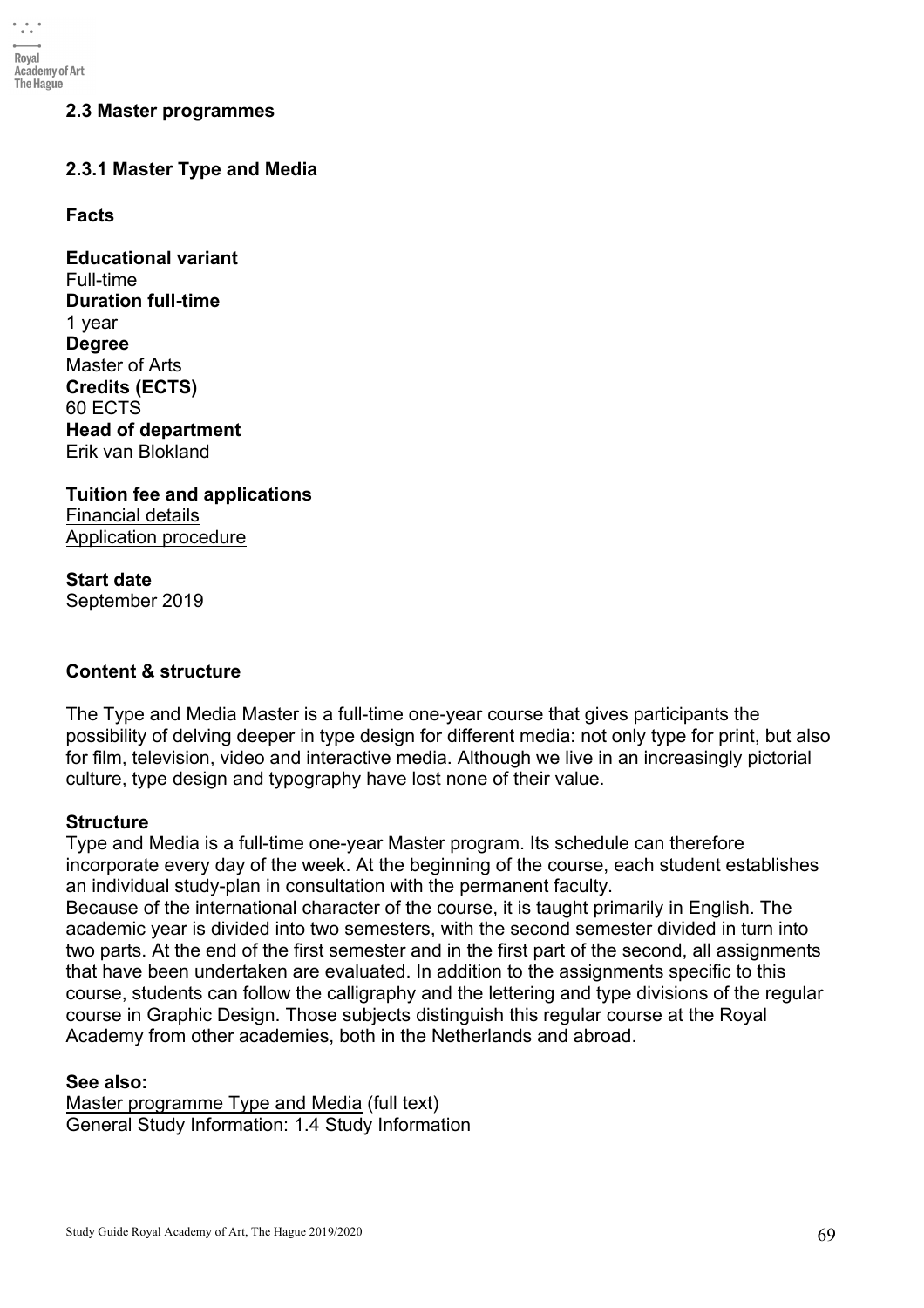## 2.3 Master programmes

### 2.3.1 Master Type and Media

**Facts**

**Educational variant**
Full-time
**Duration full-time**
1 year
**Degree**
Master of Arts
**Credits (ECTS)**
60 ECTS
**Head of department**
Erik van Blokland

**Tuition fee and applications**
Financial details
Application procedure

**Start date**
September 2019

**Content & structure**

The Type and Media Master is a full-time one-year course that gives participants the possibility of delving deeper in type design for different media: not only type for print, but also for film, television, video and interactive media. Although we live in an increasingly pictorial culture, type design and typography have lost none of their value.

**Structure**
Type and Media is a full-time one-year Master program. Its schedule can therefore incorporate every day of the week. At the beginning of the course, each student establishes an individual study-plan in consultation with the permanent faculty.
Because of the international character of the course, it is taught primarily in English. The academic year is divided into two semesters, with the second semester divided in turn into two parts. At the end of the first semester and in the first part of the second, all assignments that have been undertaken are evaluated. In addition to the assignments specific to this course, students can follow the calligraphy and the lettering and type divisions of the regular course in Graphic Design. Those subjects distinguish this regular course at the Royal Academy from other academies, both in the Netherlands and abroad.

**See also:**
Master programme Type and Media (full text)
General Study Information: 1.4 Study Information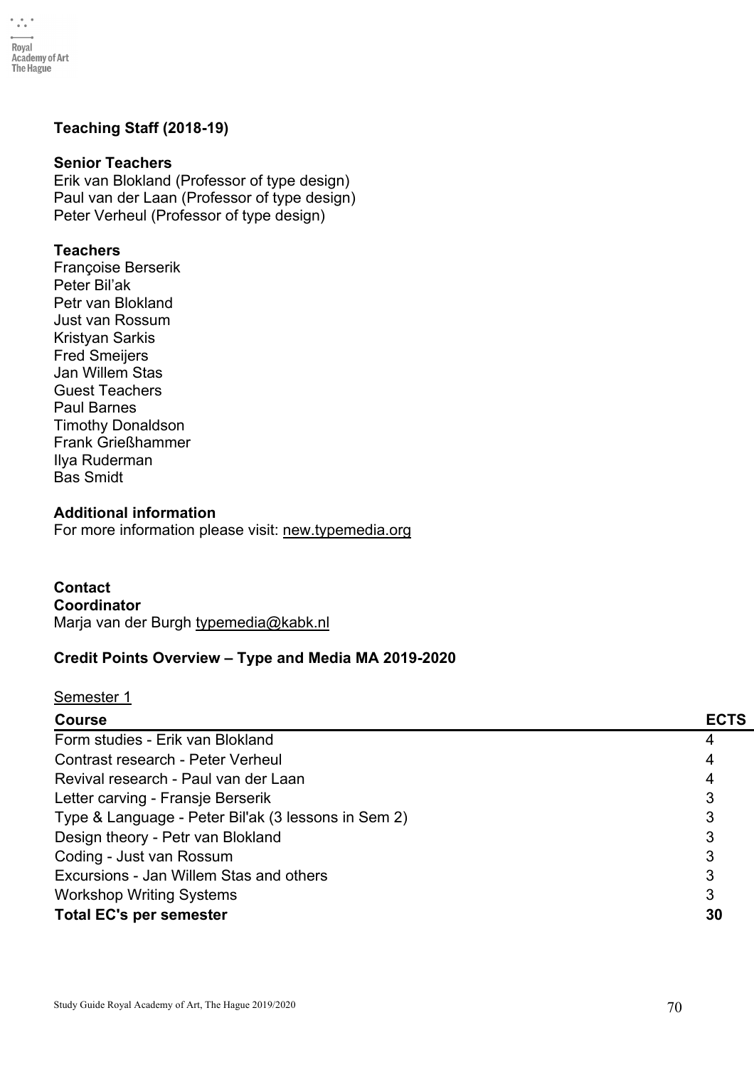**Teaching Staff (2018-19)**

**Senior Teachers**
Erik van Blokland (Professor of type design)
Paul van der Laan (Professor of type design)
Peter Verheul (Professor of type design)

**Teachers**
Françoise Berserik
Peter Bil'ak
Petr van Blokland
Just van Rossum
Kristyan Sarkis
Fred Smeijers
Jan Willem Stas
Guest Teachers
Paul Barnes
Timothy Donaldson
Frank Grießhammer
Ilya Ruderman
Bas Smidt

**Additional information**
For more information please visit: new.typemedia.org

**Contact**
**Coordinator**
Marja van der Burgh typemedia@kabk.nl

**Credit Points Overview – Type and Media MA 2019-2020**

Semester 1

| Course | ECTS |
|---|---|
| Form studies - Erik van Blokland | 4 |
| Contrast research - Peter Verheul | 4 |
| Revival research - Paul van der Laan | 4 |
| Letter carving - Fransje Berserik | 3 |
| Type & Language - Peter Bil'ak (3 lessons in Sem 2) | 3 |
| Design theory - Petr van Blokland | 3 |
| Coding - Just van Rossum | 3 |
| Excursions - Jan Willem Stas and others | 3 |
| Workshop Writing Systems | 3 |
| **Total EC's per semester** | **30** |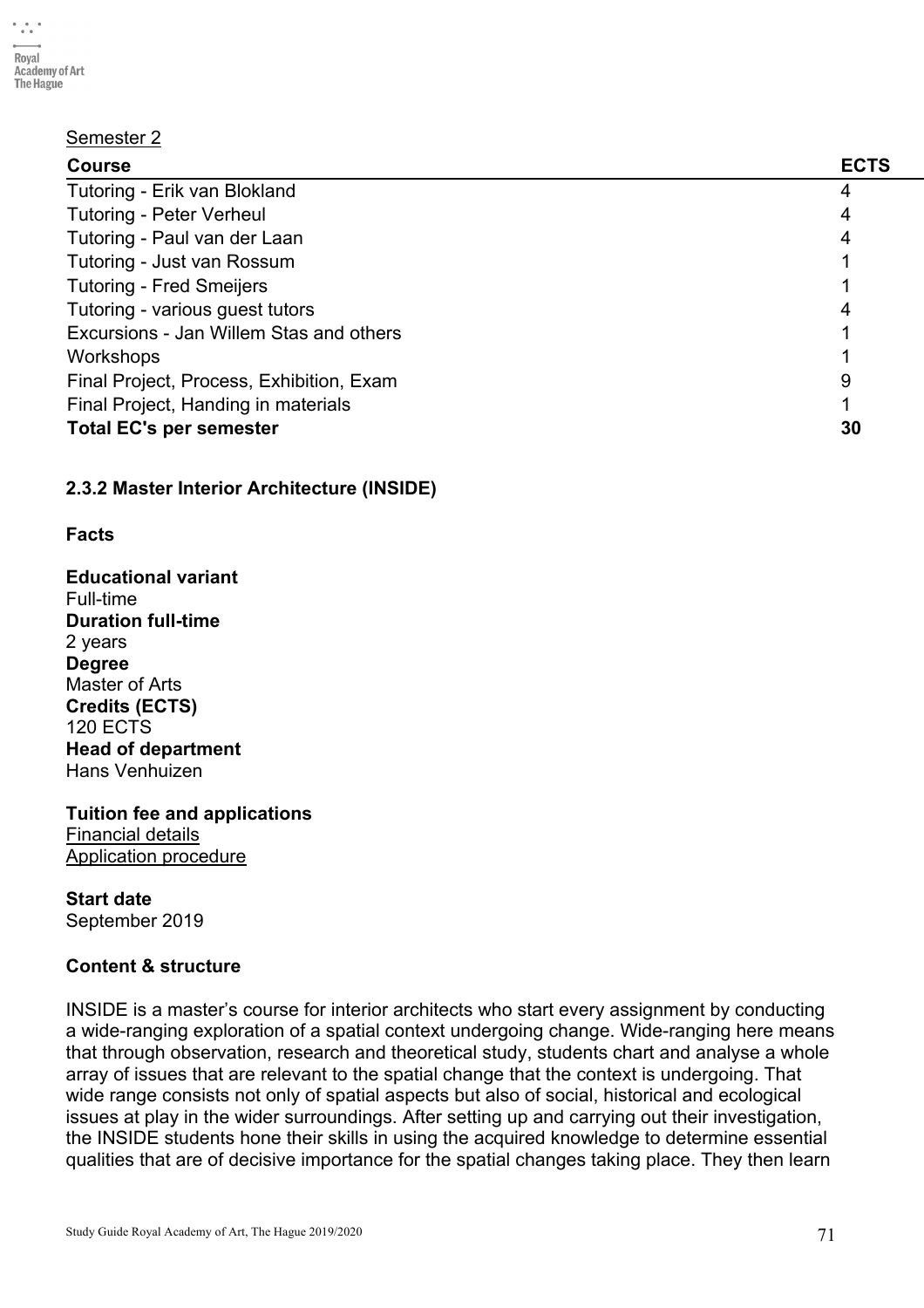Semester 2

| Course | ECTS |
| --- | --- |
| Tutoring - Erik van Blokland | 4 |
| Tutoring - Peter Verheul | 4 |
| Tutoring - Paul van der Laan | 4 |
| Tutoring - Just van Rossum | 1 |
| Tutoring - Fred Smeijers | 1 |
| Tutoring - various guest tutors | 4 |
| Excursions - Jan Willem Stas and others | 1 |
| Workshops | 1 |
| Final Project, Process, Exhibition, Exam | 9 |
| Final Project, Handing in materials | 1 |
| **Total EC's per semester** | **30** |

### 2.3.2 Master Interior Architecture (INSIDE)

**Facts**

**Educational variant**
Full-time
**Duration full-time**
2 years
**Degree**
Master of Arts
**Credits (ECTS)**
120 ECTS
**Head of department**
Hans Venhuizen

**Tuition fee and applications**
Financial details
Application procedure

**Start date**
September 2019

**Content & structure**

INSIDE is a master's course for interior architects who start every assignment by conducting a wide-ranging exploration of a spatial context undergoing change. Wide-ranging here means that through observation, research and theoretical study, students chart and analyse a whole array of issues that are relevant to the spatial change that the context is undergoing. That wide range consists not only of spatial aspects but also of social, historical and ecological issues at play in the wider surroundings. After setting up and carrying out their investigation, the INSIDE students hone their skills in using the acquired knowledge to determine essential qualities that are of decisive importance for the spatial changes taking place. They then learn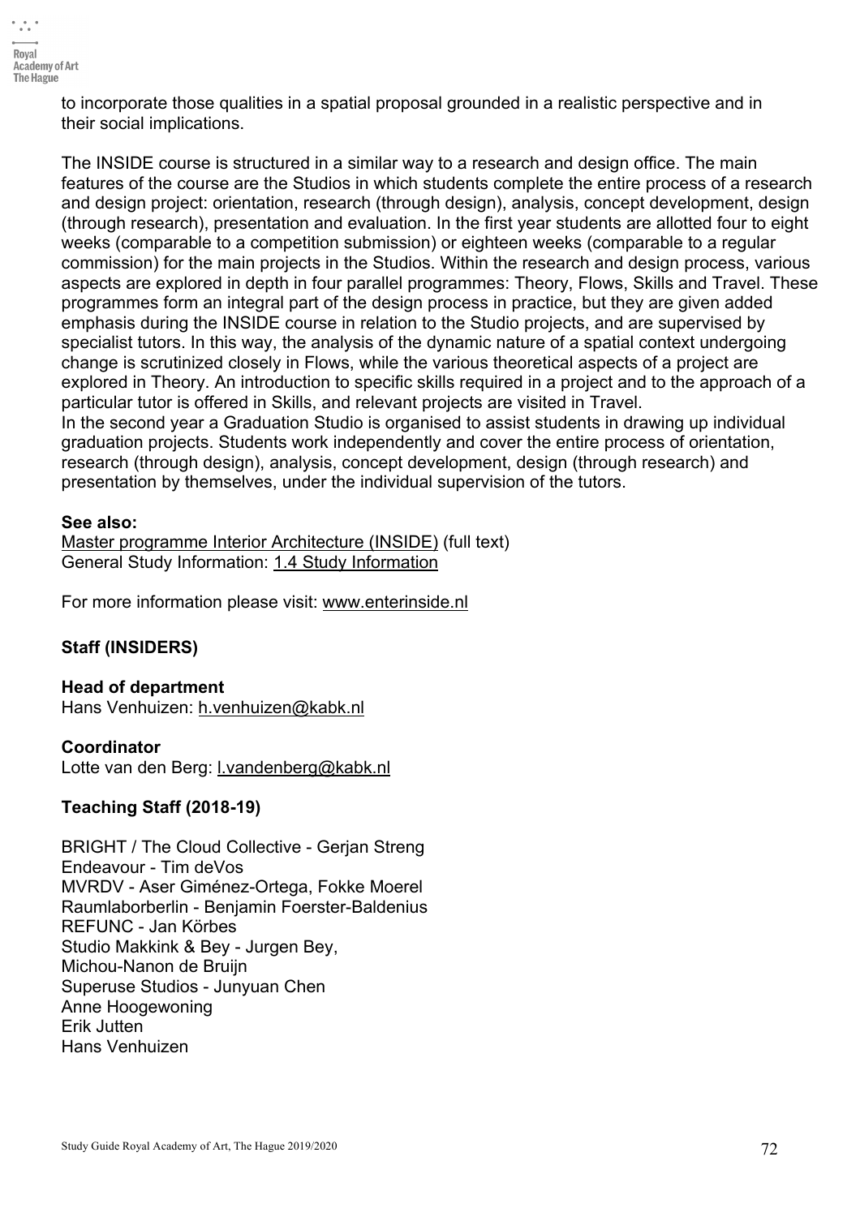to incorporate those qualities in a spatial proposal grounded in a realistic perspective and in their social implications.

The INSIDE course is structured in a similar way to a research and design office. The main features of the course are the Studios in which students complete the entire process of a research and design project: orientation, research (through design), analysis, concept development, design (through research), presentation and evaluation. In the first year students are allotted four to eight weeks (comparable to a competition submission) or eighteen weeks (comparable to a regular commission) for the main projects in the Studios. Within the research and design process, various aspects are explored in depth in four parallel programmes: Theory, Flows, Skills and Travel. These programmes form an integral part of the design process in practice, but they are given added emphasis during the INSIDE course in relation to the Studio projects, and are supervised by specialist tutors. In this way, the analysis of the dynamic nature of a spatial context undergoing change is scrutinized closely in Flows, while the various theoretical aspects of a project are explored in Theory. An introduction to specific skills required in a project and to the approach of a particular tutor is offered in Skills, and relevant projects are visited in Travel.
In the second year a Graduation Studio is organised to assist students in drawing up individual graduation projects. Students work independently and cover the entire process of orientation, research (through design), analysis, concept development, design (through research) and presentation by themselves, under the individual supervision of the tutors.

**See also:**
Master programme Interior Architecture (INSIDE) (full text)
General Study Information: 1.4 Study Information

For more information please visit: www.enterinside.nl

**Staff (INSIDERS)**

**Head of department**
Hans Venhuizen: h.venhuizen@kabk.nl

**Coordinator**
Lotte van den Berg: l.vandenberg@kabk.nl

**Teaching Staff (2018-19)**

BRIGHT / The Cloud Collective - Gerjan Streng
Endeavour - Tim deVos
MVRDV - Aser Giménez-Ortega, Fokke Moerel
Raumlaborberlin - Benjamin Foerster-Baldenius
REFUNC - Jan Körbes
Studio Makkink & Bey - Jurgen Bey,
Michou-Nanon de Bruijn
Superuse Studios - Junyuan Chen
Anne Hoogewoning
Erik Jutten
Hans Venhuizen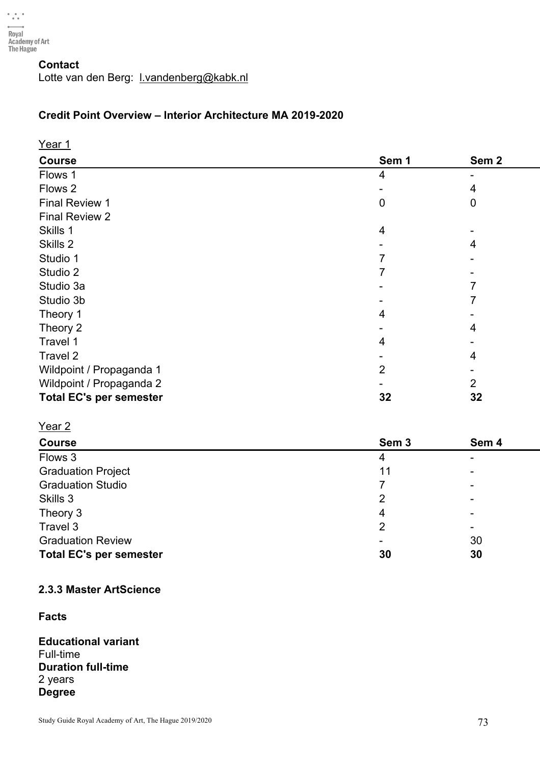**Contact**
Lotte van den Berg: l.vandenberg@kabk.nl

**Credit Point Overview – Interior Architecture MA 2019-2020**

Year 1

| Course | Sem 1 | Sem 2 |
|---|---|---|
| Flows 1 | 4 | - |
| Flows 2 | - | 4 |
| Final Review 1 | 0 | 0 |
| Final Review 2 | | |
| Skills 1 | 4 | - |
| Skills 2 | - | 4 |
| Studio 1 | 7 | - |
| Studio 2 | 7 | - |
| Studio 3a | - | 7 |
| Studio 3b | - | 7 |
| Theory 1 | 4 | - |
| Theory 2 | - | 4 |
| Travel 1 | 4 | - |
| Travel 2 | - | 4 |
| Wildpoint / Propaganda 1 | 2 | - |
| Wildpoint / Propaganda 2 | - | 2 |
| **Total EC's per semester** | **32** | **32** |

Year 2

| Course | Sem 3 | Sem 4 |
|---|---|---|
| Flows 3 | 4 | - |
| Graduation Project | 11 | - |
| Graduation Studio | 7 | - |
| Skills 3 | 2 | - |
| Theory 3 | 4 | - |
| Travel 3 | 2 | - |
| Graduation Review | - | 30 |
| **Total EC's per semester** | **30** | **30** |

### 2.3.3 Master ArtScience

**Facts**

**Educational variant**
Full-time
**Duration full-time**
2 years
**Degree**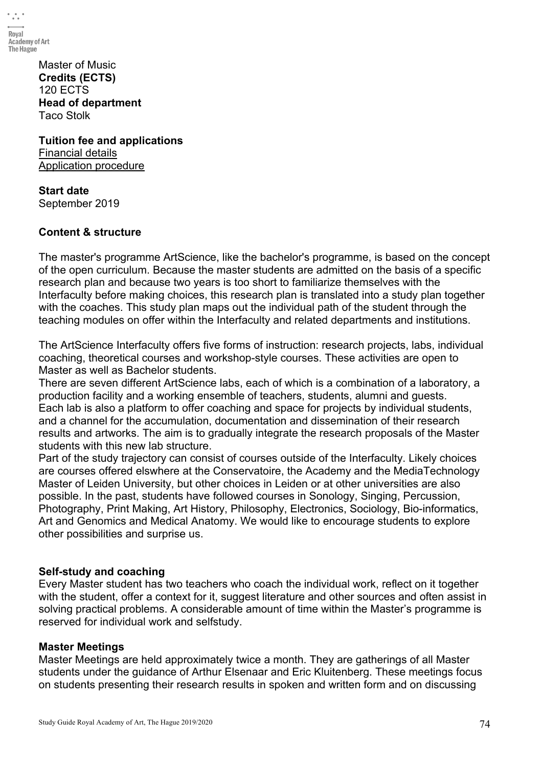Master of Music
**Credits (ECTS)**
120 ECTS
**Head of department**
Taco Stolk

**Tuition fee and applications**
Financial details
Application procedure

**Start date**
September 2019

**Content & structure**

The master's programme ArtScience, like the bachelor's programme, is based on the concept of the open curriculum. Because the master students are admitted on the basis of a specific research plan and because two years is too short to familiarize themselves with the Interfaculty before making choices, this research plan is translated into a study plan together with the coaches. This study plan maps out the individual path of the student through the teaching modules on offer within the Interfaculty and related departments and institutions.

The ArtScience Interfaculty offers five forms of instruction: research projects, labs, individual coaching, theoretical courses and workshop-style courses. These activities are open to Master as well as Bachelor students.
There are seven different ArtScience labs, each of which is a combination of a laboratory, a production facility and a working ensemble of teachers, students, alumni and guests. Each lab is also a platform to offer coaching and space for projects by individual students, and a channel for the accumulation, documentation and dissemination of their research results and artworks. The aim is to gradually integrate the research proposals of the Master students with this new lab structure.
Part of the study trajectory can consist of courses outside of the Interfaculty. Likely choices are courses offered elswhere at the Conservatoire, the Academy and the MediaTechnology Master of Leiden University, but other choices in Leiden or at other universities are also possible. In the past, students have followed courses in Sonology, Singing, Percussion, Photography, Print Making, Art History, Philosophy, Electronics, Sociology, Bio-informatics, Art and Genomics and Medical Anatomy. We would like to encourage students to explore other possibilities and surprise us.

**Self-study and coaching**
Every Master student has two teachers who coach the individual work, reflect on it together with the student, offer a context for it, suggest literature and other sources and often assist in solving practical problems. A considerable amount of time within the Master's programme is reserved for individual work and selfstudy.

**Master Meetings**
Master Meetings are held approximately twice a month. They are gatherings of all Master students under the guidance of Arthur Elsenaar and Eric Kluitenberg. These meetings focus on students presenting their research results in spoken and written form and on discussing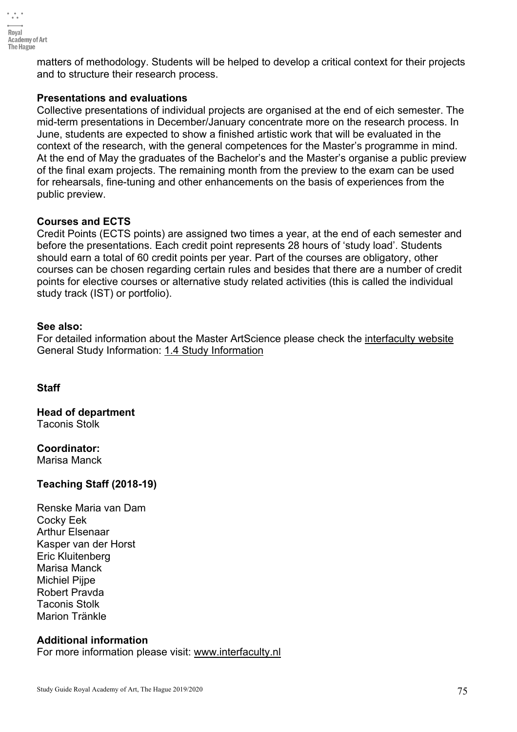matters of methodology. Students will be helped to develop a critical context for their projects and to structure their research process.

**Presentations and evaluations**
Collective presentations of individual projects are organised at the end of eich semester. The mid-term presentations in December/January concentrate more on the research process. In June, students are expected to show a finished artistic work that will be evaluated in the context of the research, with the general competences for the Master's programme in mind. At the end of May the graduates of the Bachelor's and the Master's organise a public preview of the final exam projects. The remaining month from the preview to the exam can be used for rehearsals, fine-tuning and other enhancements on the basis of experiences from the public preview.

**Courses and ECTS**
Credit Points (ECTS points) are assigned two times a year, at the end of each semester and before the presentations. Each credit point represents 28 hours of 'study load'. Students should earn a total of 60 credit points per year. Part of the courses are obligatory, other courses can be chosen regarding certain rules and besides that there are a number of credit points for elective courses or alternative study related activities (this is called the individual study track (IST) or portfolio).

**See also:**
For detailed information about the Master ArtScience please check the interfaculty website
General Study Information: 1.4 Study Information

**Staff**

**Head of department**
Taconis Stolk

**Coordinator:**
Marisa Manck

**Teaching Staff (2018-19)**

Renske Maria van Dam
Cocky Eek
Arthur Elsenaar
Kasper van der Horst
Eric Kluitenberg
Marisa Manck
Michiel Pijpe
Robert Pravda
Taconis Stolk
Marion Tränkle

**Additional information**
For more information please visit: www.interfaculty.nl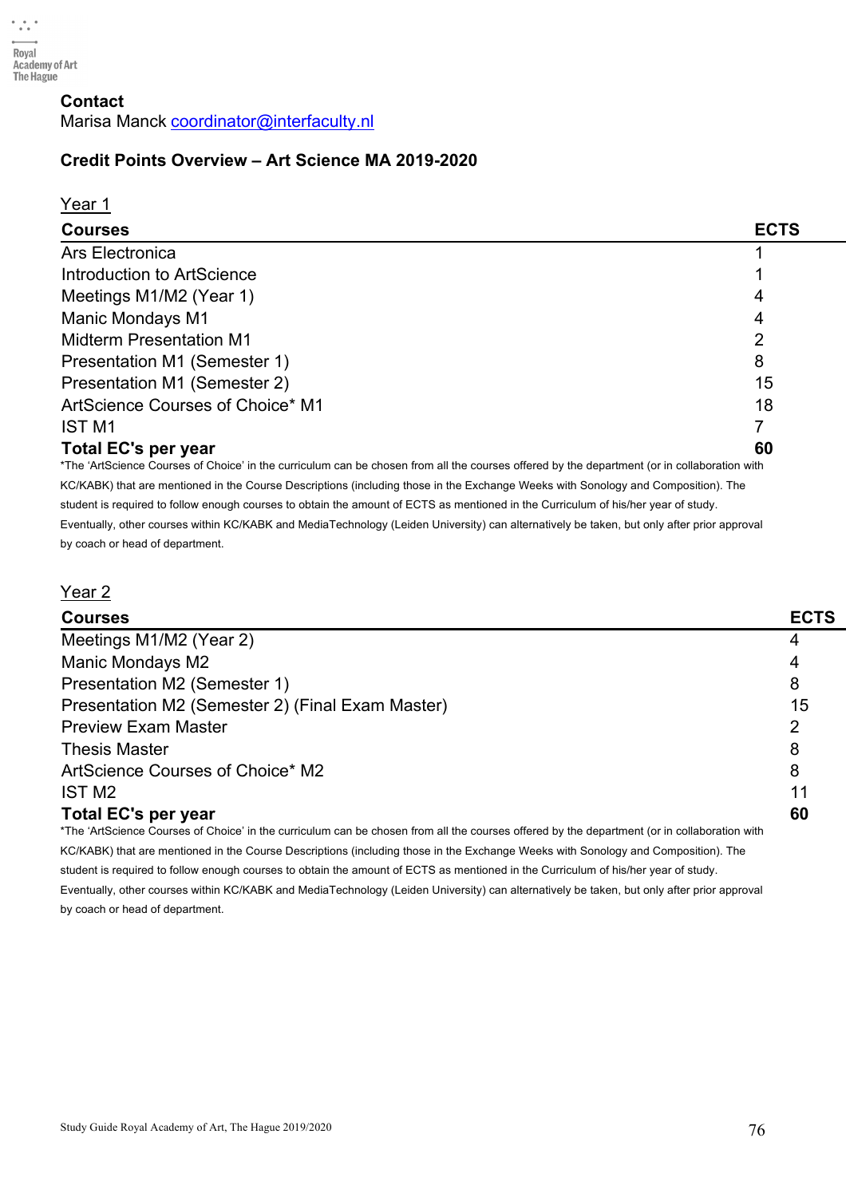**Contact**
Marisa Manck coordinator@interfaculty.nl

**Credit Points Overview – Art Science MA 2019-2020**

Year 1

| Courses | ECTS |
|---|---|
| Ars Electronica | 1 |
| Introduction to ArtScience | 1 |
| Meetings M1/M2 (Year 1) | 4 |
| Manic Mondays M1 | 4 |
| Midterm Presentation M1 | 2 |
| Presentation M1 (Semester 1) | 8 |
| Presentation M1 (Semester 2) | 15 |
| ArtScience Courses of Choice* M1 | 18 |
| IST M1 | 7 |
| **Total EC's per year** | **60** |

*The 'ArtScience Courses of Choice' in the curriculum can be chosen from all the courses offered by the department (or in collaboration with KC/KABK) that are mentioned in the Course Descriptions (including those in the Exchange Weeks with Sonology and Composition). The student is required to follow enough courses to obtain the amount of ECTS as mentioned in the Curriculum of his/her year of study. Eventually, other courses within KC/KABK and MediaTechnology (Leiden University) can alternatively be taken, but only after prior approval by coach or head of department.

Year 2

| Courses | ECTS |
|---|---|
| Meetings M1/M2 (Year 2) | 4 |
| Manic Mondays M2 | 4 |
| Presentation M2 (Semester 1) | 8 |
| Presentation M2 (Semester 2) (Final Exam Master) | 15 |
| Preview Exam Master | 2 |
| Thesis Master | 8 |
| ArtScience Courses of Choice* M2 | 8 |
| IST M2 | 11 |
| **Total EC's per year** | **60** |

*The 'ArtScience Courses of Choice' in the curriculum can be chosen from all the courses offered by the department (or in collaboration with KC/KABK) that are mentioned in the Course Descriptions (including those in the Exchange Weeks with Sonology and Composition). The student is required to follow enough courses to obtain the amount of ECTS as mentioned in the Curriculum of his/her year of study. Eventually, other courses within KC/KABK and MediaTechnology (Leiden University) can alternatively be taken, but only after prior approval by coach or head of department.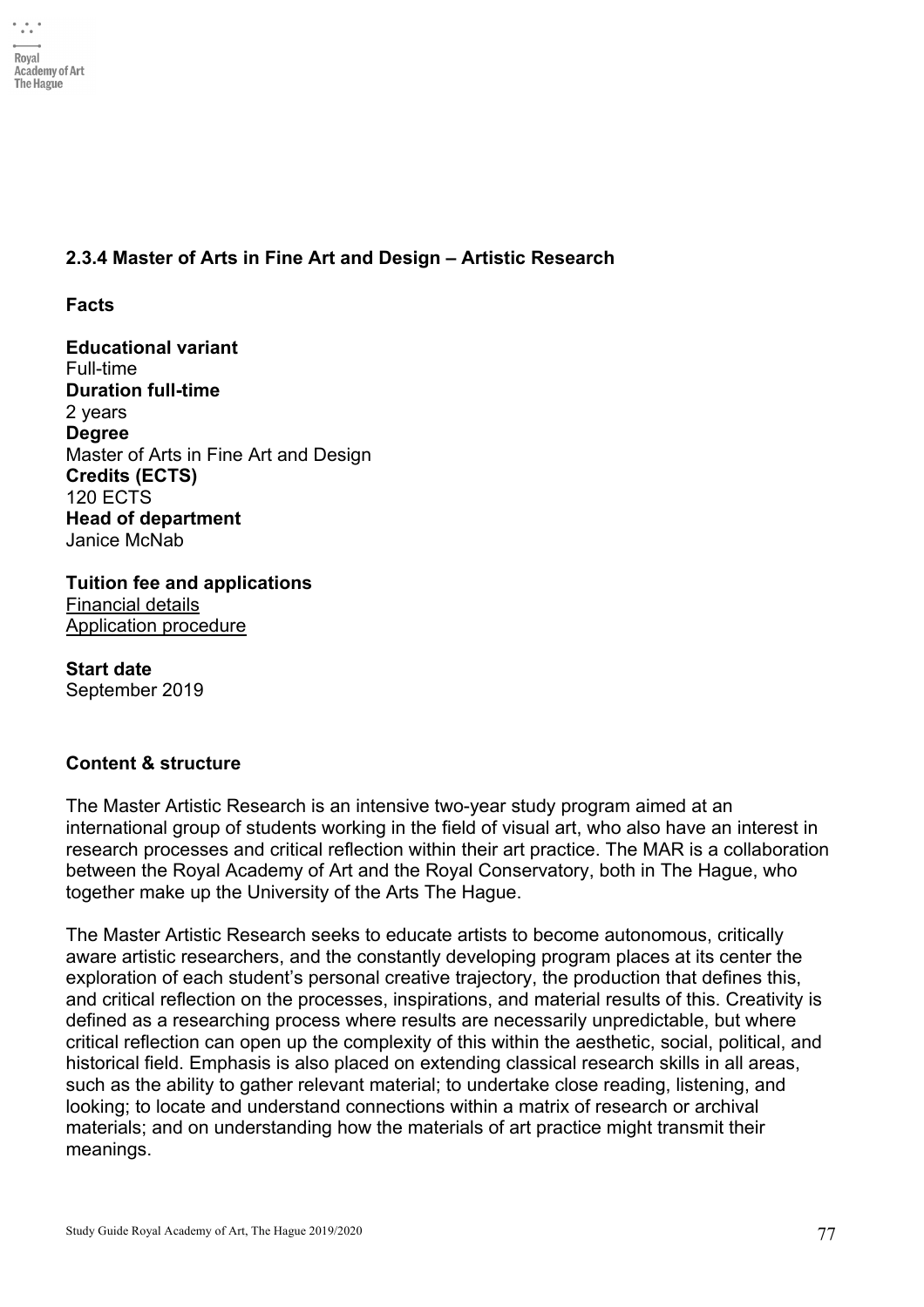### 2.3.4 Master of Arts in Fine Art and Design – Artistic Research

**Facts**

**Educational variant**
Full-time
**Duration full-time**
2 years
**Degree**
Master of Arts in Fine Art and Design
**Credits (ECTS)**
120 ECTS
**Head of department**
Janice McNab

**Tuition fee and applications**
Financial details
Application procedure

**Start date**
September 2019

**Content & structure**

The Master Artistic Research is an intensive two-year study program aimed at an international group of students working in the field of visual art, who also have an interest in research processes and critical reflection within their art practice. The MAR is a collaboration between the Royal Academy of Art and the Royal Conservatory, both in The Hague, who together make up the University of the Arts The Hague.

The Master Artistic Research seeks to educate artists to become autonomous, critically aware artistic researchers, and the constantly developing program places at its center the exploration of each student's personal creative trajectory, the production that defines this, and critical reflection on the processes, inspirations, and material results of this. Creativity is defined as a researching process where results are necessarily unpredictable, but where critical reflection can open up the complexity of this within the aesthetic, social, political, and historical field. Emphasis is also placed on extending classical research skills in all areas, such as the ability to gather relevant material; to undertake close reading, listening, and looking; to locate and understand connections within a matrix of research or archival materials; and on understanding how the materials of art practice might transmit their meanings.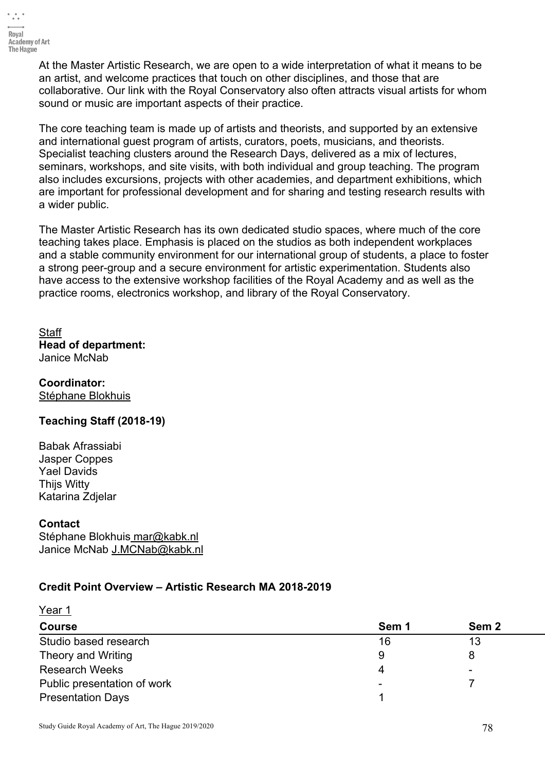At the Master Artistic Research, we are open to a wide interpretation of what it means to be an artist, and welcome practices that touch on other disciplines, and those that are collaborative. Our link with the Royal Conservatory also often attracts visual artists for whom sound or music are important aspects of their practice.

The core teaching team is made up of artists and theorists, and supported by an extensive and international guest program of artists, curators, poets, musicians, and theorists. Specialist teaching clusters around the Research Days, delivered as a mix of lectures, seminars, workshops, and site visits, with both individual and group teaching. The program also includes excursions, projects with other academies, and department exhibitions, which are important for professional development and for sharing and testing research results with a wider public.

The Master Artistic Research has its own dedicated studio spaces, where much of the core teaching takes place. Emphasis is placed on the studios as both independent workplaces and a stable community environment for our international group of students, a place to foster a strong peer-group and a secure environment for artistic experimentation. Students also have access to the extensive workshop facilities of the Royal Academy and as well as the practice rooms, electronics workshop, and library of the Royal Conservatory.

Staff

**Head of department:**
Janice McNab

**Coordinator:**
Stéphane Blokhuis

**Teaching Staff (2018-19)**

Babak Afrassiabi
Jasper Coppes
Yael Davids
Thijs Witty
Katarina Zdjelar

**Contact**
Stéphane Blokhuis mar@kabk.nl
Janice McNab J.MCNab@kabk.nl

**Credit Point Overview – Artistic Research MA 2018-2019**

Year 1

| Course | Sem 1 | Sem 2 |
|---|---|---|
| Studio based research | 16 | 13 |
| Theory and Writing | 9 | 8 |
| Research Weeks | 4 | - |
| Public presentation of work | - | 7 |
| Presentation Days | 1 | |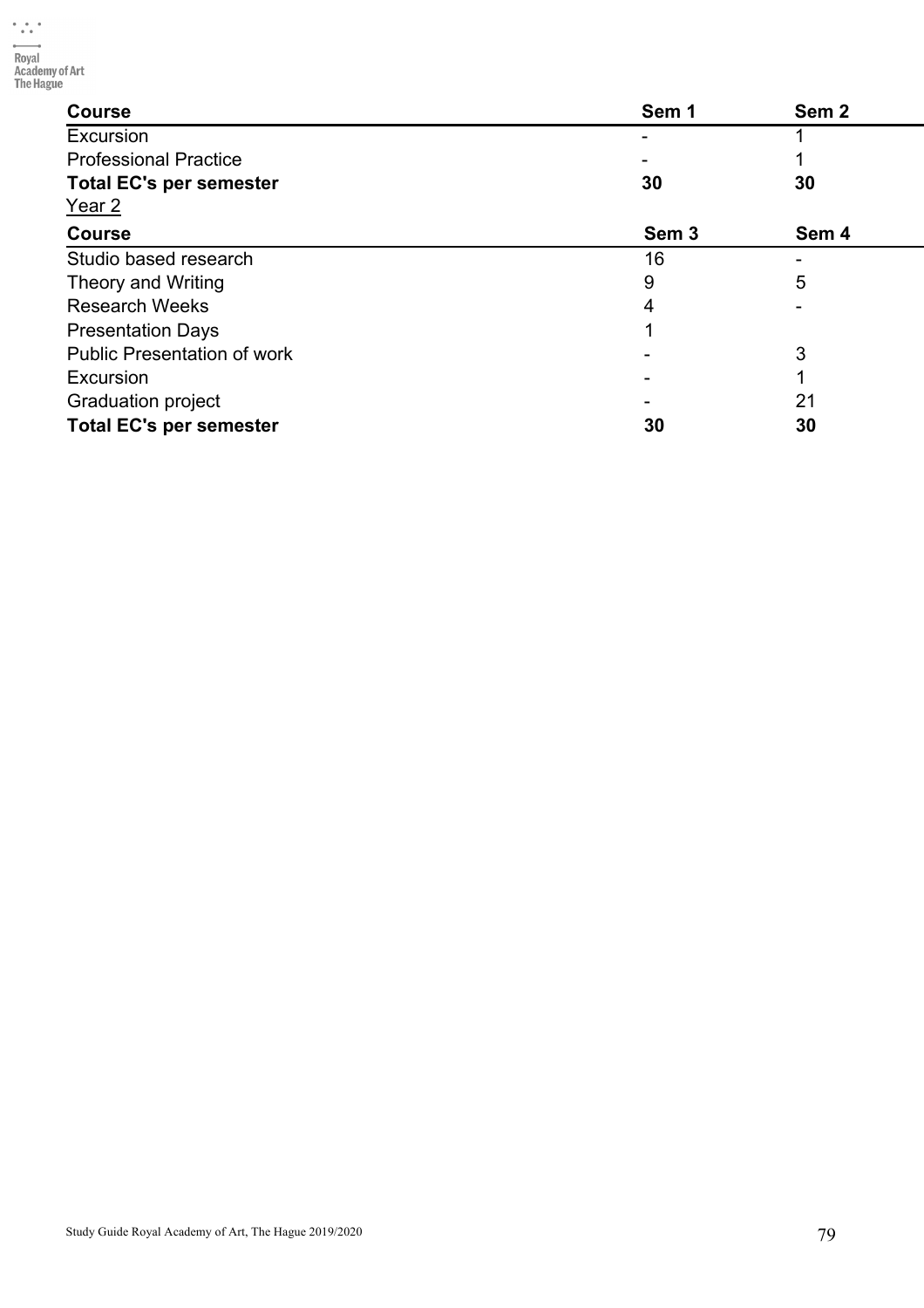| Course | Sem 1 | Sem 2 |
|---|---|---|
| Excursion | - | 1 |
| Professional Practice | - | 1 |
| **Total EC's per semester** | **30** | **30** |

Year 2

| Course | Sem 3 | Sem 4 |
|---|---|---|
| Studio based research | 16 | - |
| Theory and Writing | 9 | 5 |
| Research Weeks | 4 | - |
| Presentation Days | 1 | |
| Public Presentation of work | - | 3 |
| Excursion | - | 1 |
| Graduation project | - | 21 |
| **Total EC's per semester** | **30** | **30** |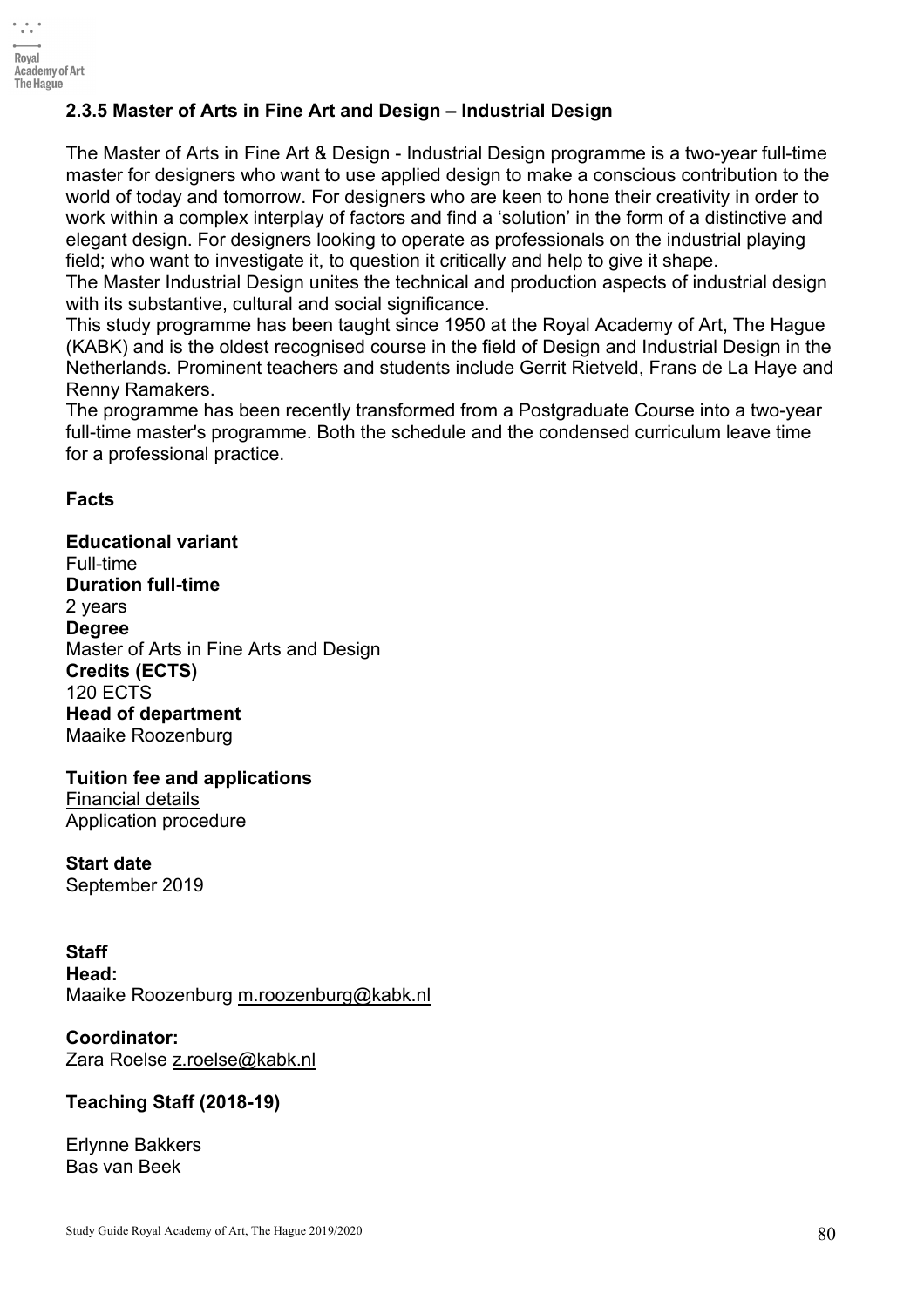### 2.3.5 Master of Arts in Fine Art and Design – Industrial Design

The Master of Arts in Fine Art & Design - Industrial Design programme is a two-year full-time master for designers who want to use applied design to make a conscious contribution to the world of today and tomorrow. For designers who are keen to hone their creativity in order to work within a complex interplay of factors and find a 'solution' in the form of a distinctive and elegant design. For designers looking to operate as professionals on the industrial playing field; who want to investigate it, to question it critically and help to give it shape.
The Master Industrial Design unites the technical and production aspects of industrial design with its substantive, cultural and social significance.
This study programme has been taught since 1950 at the Royal Academy of Art, The Hague (KABK) and is the oldest recognised course in the field of Design and Industrial Design in the Netherlands. Prominent teachers and students include Gerrit Rietveld, Frans de La Haye and Renny Ramakers.
The programme has been recently transformed from a Postgraduate Course into a two-year full-time master's programme. Both the schedule and the condensed curriculum leave time for a professional practice.

**Facts**

**Educational variant**
Full-time
**Duration full-time**
2 years
**Degree**
Master of Arts in Fine Arts and Design
**Credits (ECTS)**
120 ECTS
**Head of department**
Maaike Roozenburg

**Tuition fee and applications**
Financial details
Application procedure

**Start date**
September 2019

**Staff**
**Head:**
Maaike Roozenburg m.roozenburg@kabk.nl

**Coordinator:**
Zara Roelse z.roelse@kabk.nl

**Teaching Staff (2018-19)**

Erlynne Bakkers
Bas van Beek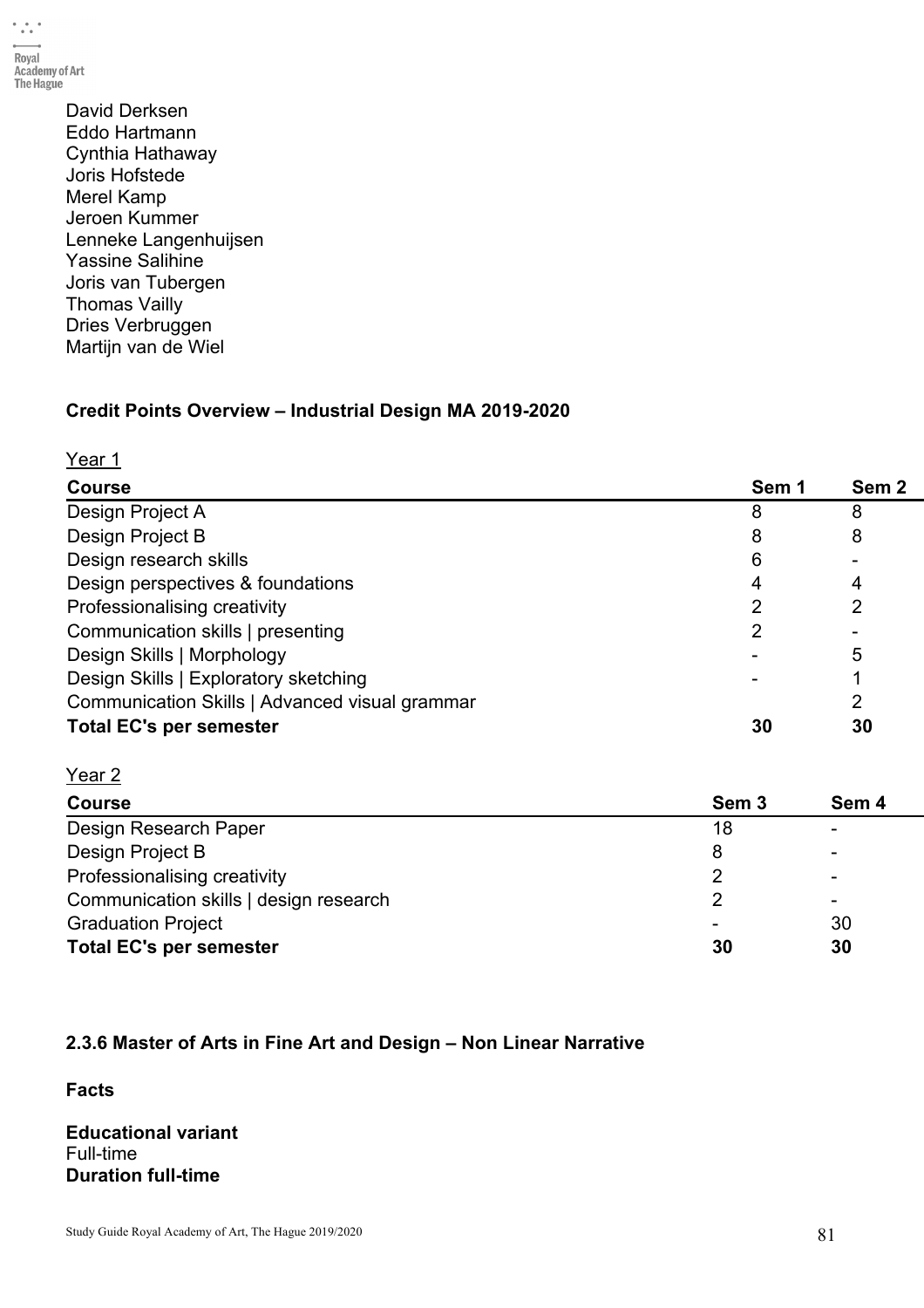David Derksen
Eddo Hartmann
Cynthia Hathaway
Joris Hofstede
Merel Kamp
Jeroen Kummer
Lenneke Langenhuijsen
Yassine Salihine
Joris van Tubergen
Thomas Vailly
Dries Verbruggen
Martijn van de Wiel

**Credit Points Overview – Industrial Design MA 2019-2020**

Year 1

| Course | Sem 1 | Sem 2 |
|---|---|---|
| Design Project A | 8 | 8 |
| Design Project B | 8 | 8 |
| Design research skills | 6 | - |
| Design perspectives & foundations | 4 | 4 |
| Professionalising creativity | 2 | 2 |
| Communication skills \| presenting | 2 | - |
| Design Skills \| Morphology | - | 5 |
| Design Skills \| Exploratory sketching | - | 1 |
| Communication Skills \| Advanced visual grammar | | 2 |
| **Total EC's per semester** | **30** | **30** |

Year 2

| Course | Sem 3 | Sem 4 |
|---|---|---|
| Design Research Paper | 18 | - |
| Design Project B | 8 | - |
| Professionalising creativity | 2 | - |
| Communication skills \| design research | 2 | - |
| Graduation Project | - | 30 |
| **Total EC's per semester** | **30** | **30** |

### 2.3.6 Master of Arts in Fine Art and Design – Non Linear Narrative

**Facts**

**Educational variant**
Full-time
**Duration full-time**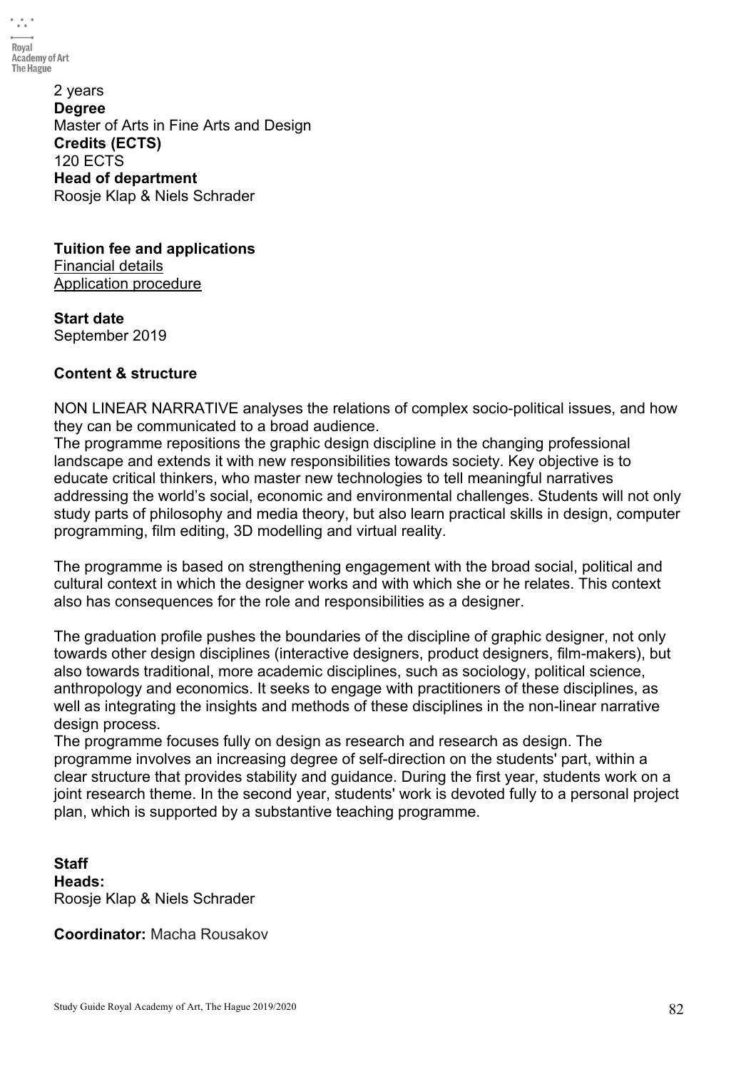2 years

**Degree**
Master of Arts in Fine Arts and Design

**Credits (ECTS)**
120 ECTS

**Head of department**
Roosje Klap & Niels Schrader

**Tuition fee and applications**
Financial details
Application procedure

**Start date**
September 2019

**Content & structure**

NON LINEAR NARRATIVE analyses the relations of complex socio-political issues, and how they can be communicated to a broad audience.
The programme repositions the graphic design discipline in the changing professional landscape and extends it with new responsibilities towards society. Key objective is to educate critical thinkers, who master new technologies to tell meaningful narratives addressing the world's social, economic and environmental challenges. Students will not only study parts of philosophy and media theory, but also learn practical skills in design, computer programming, film editing, 3D modelling and virtual reality.

The programme is based on strengthening engagement with the broad social, political and cultural context in which the designer works and with which she or he relates. This context also has consequences for the role and responsibilities as a designer.

The graduation profile pushes the boundaries of the discipline of graphic designer, not only towards other design disciplines (interactive designers, product designers, film-makers), but also towards traditional, more academic disciplines, such as sociology, political science, anthropology and economics. It seeks to engage with practitioners of these disciplines, as well as integrating the insights and methods of these disciplines in the non-linear narrative design process.
The programme focuses fully on design as research and research as design. The programme involves an increasing degree of self-direction on the students' part, within a clear structure that provides stability and guidance. During the first year, students work on a joint research theme. In the second year, students' work is devoted fully to a personal project plan, which is supported by a substantive teaching programme.

**Staff**
**Heads:**
Roosje Klap & Niels Schrader

**Coordinator:** Macha Rousakov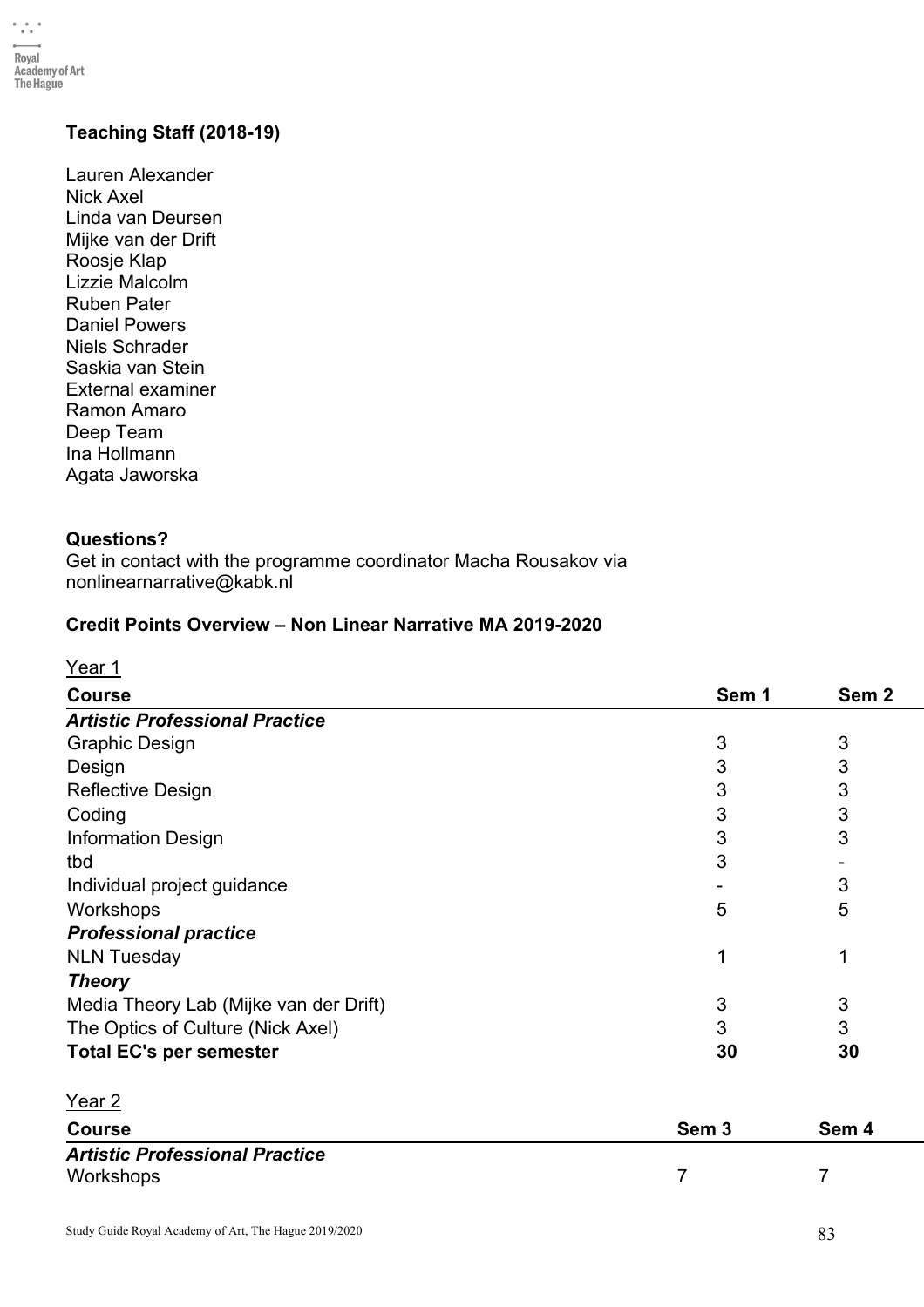### Teaching Staff (2018-19)

Lauren Alexander
Nick Axel
Linda van Deursen
Mijke van der Drift
Roosje Klap
Lizzie Malcolm
Ruben Pater
Daniel Powers
Niels Schrader
Saskia van Stein
External examiner
Ramon Amaro
Deep Team
Ina Hollmann
Agata Jaworska

**Questions?**
Get in contact with the programme coordinator Macha Rousakov via nonlinearnarrative@kabk.nl

### Credit Points Overview – Non Linear Narrative MA 2019-2020

Year 1

| Course | Sem 1 | Sem 2 |
|---|---|---|
| ***Artistic Professional Practice*** | | |
| Graphic Design | 3 | 3 |
| Design | 3 | 3 |
| Reflective Design | 3 | 3 |
| Coding | 3 | 3 |
| Information Design | 3 | 3 |
| tbd | 3 | - |
| Individual project guidance | - | 3 |
| Workshops | 5 | 5 |
| ***Professional practice*** | | |
| NLN Tuesday | 1 | 1 |
| ***Theory*** | | |
| Media Theory Lab (Mijke van der Drift) | 3 | 3 |
| The Optics of Culture (Nick Axel) | 3 | 3 |
| **Total EC's per semester** | **30** | **30** |

Year 2

| Course | Sem 3 | Sem 4 |
|---|---|---|
| ***Artistic Professional Practice*** | | |
| Workshops | 7 | 7 |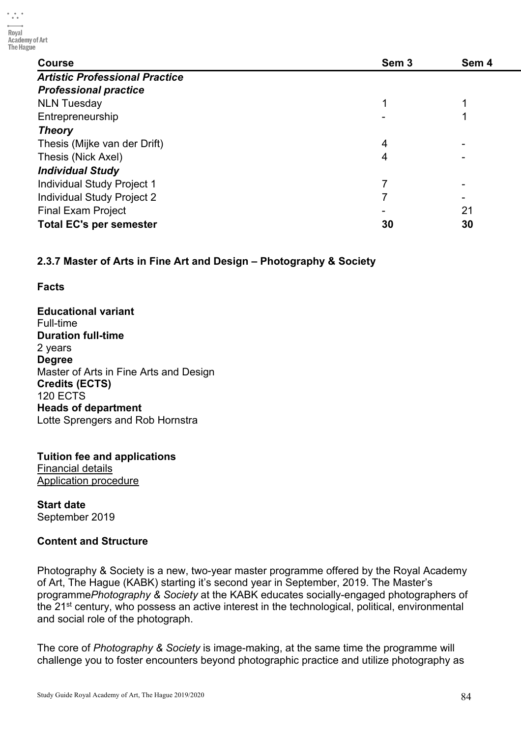| Course | Sem 3 | Sem 4 |
|---|---|---|
| ***Artistic Professional Practice*** | | |
| ***Professional practice*** | | |
| NLN Tuesday | 1 | 1 |
| Entrepreneurship | - | 1 |
| ***Theory*** | | |
| Thesis (Mijke van der Drift) | 4 | - |
| Thesis (Nick Axel) | 4 | - |
| ***Individual Study*** | | |
| Individual Study Project 1 | 7 | - |
| Individual Study Project 2 | 7 | - |
| Final Exam Project | - | 21 |
| **Total EC's per semester** | **30** | **30** |

### 2.3.7 Master of Arts in Fine Art and Design – Photography & Society

**Facts**

**Educational variant**
Full-time
**Duration full-time**
2 years
**Degree**
Master of Arts in Fine Arts and Design
**Credits (ECTS)**
120 ECTS
**Heads of department**
Lotte Sprengers and Rob Hornstra

**Tuition fee and applications**
Financial details
Application procedure

**Start date**
September 2019

**Content and Structure**

Photography & Society is a new, two-year master programme offered by the Royal Academy of Art, The Hague (KABK) starting it's second year in September, 2019. The Master's programme*Photography & Society* at the KABK educates socially-engaged photographers of the 21st century, who possess an active interest in the technological, political, environmental and social role of the photograph.

The core of *Photography & Society* is image-making, at the same time the programme will challenge you to foster encounters beyond photographic practice and utilize photography as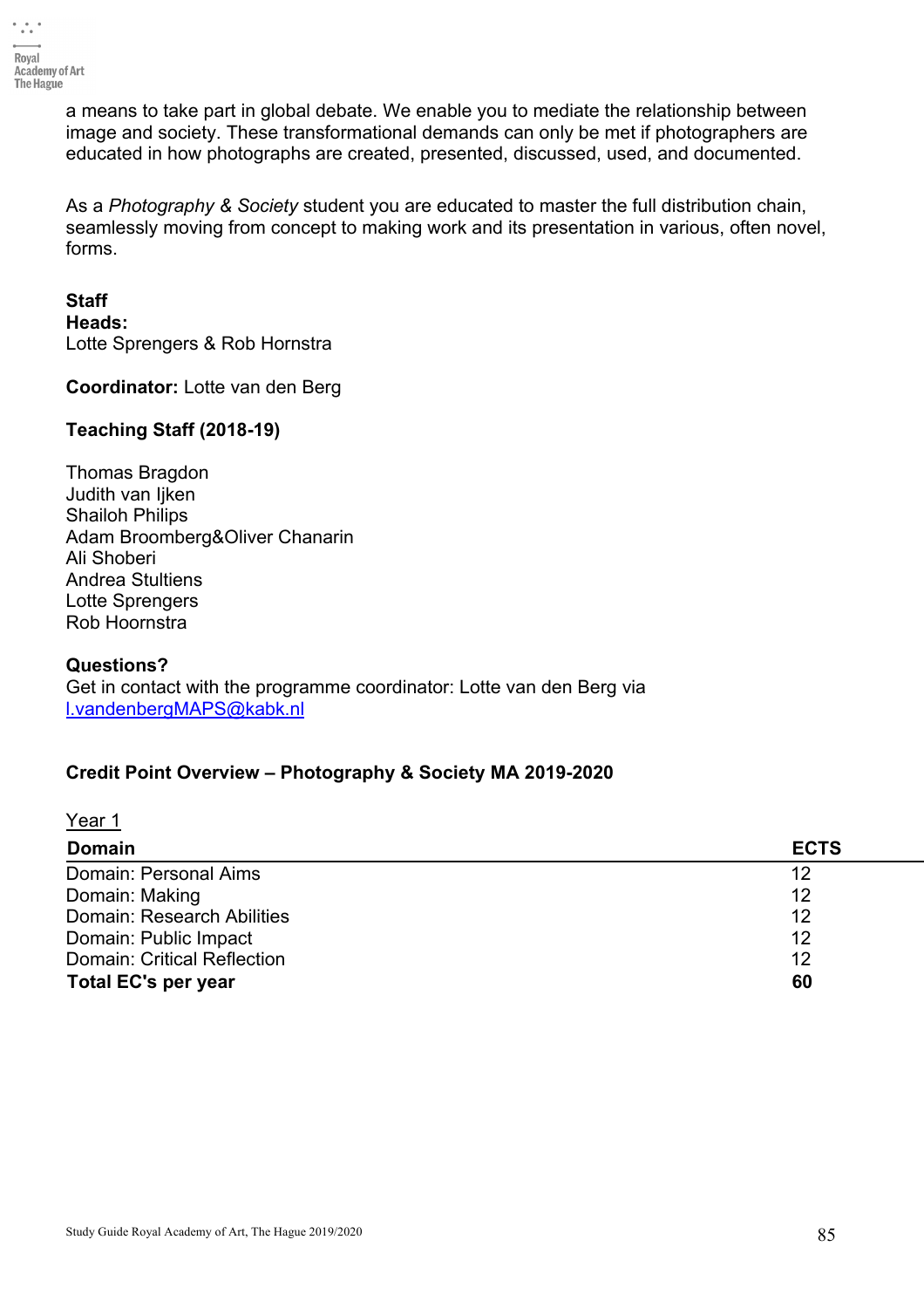a means to take part in global debate. We enable you to mediate the relationship between image and society. These transformational demands can only be met if photographers are educated in how photographs are created, presented, discussed, used, and documented.

As a *Photography & Society* student you are educated to master the full distribution chain, seamlessly moving from concept to making work and its presentation in various, often novel, forms.

**Staff**
**Heads:**
Lotte Sprengers & Rob Hornstra

**Coordinator:** Lotte van den Berg

**Teaching Staff (2018-19)**

Thomas Bragdon
Judith van Ijken
Shailoh Philips
Adam Broomberg&Oliver Chanarin
Ali Shoberi
Andrea Stultiens
Lotte Sprengers
Rob Hoornstra

**Questions?**
Get in contact with the programme coordinator: Lotte van den Berg via
l.vandenbergMAPS@kabk.nl

**Credit Point Overview – Photography & Society MA 2019-2020**

Year 1

| Domain | ECTS |
|---|---|
| Domain: Personal Aims | 12 |
| Domain: Making | 12 |
| Domain: Research Abilities | 12 |
| Domain: Public Impact | 12 |
| Domain: Critical Reflection | 12 |
| **Total EC's per year** | **60** |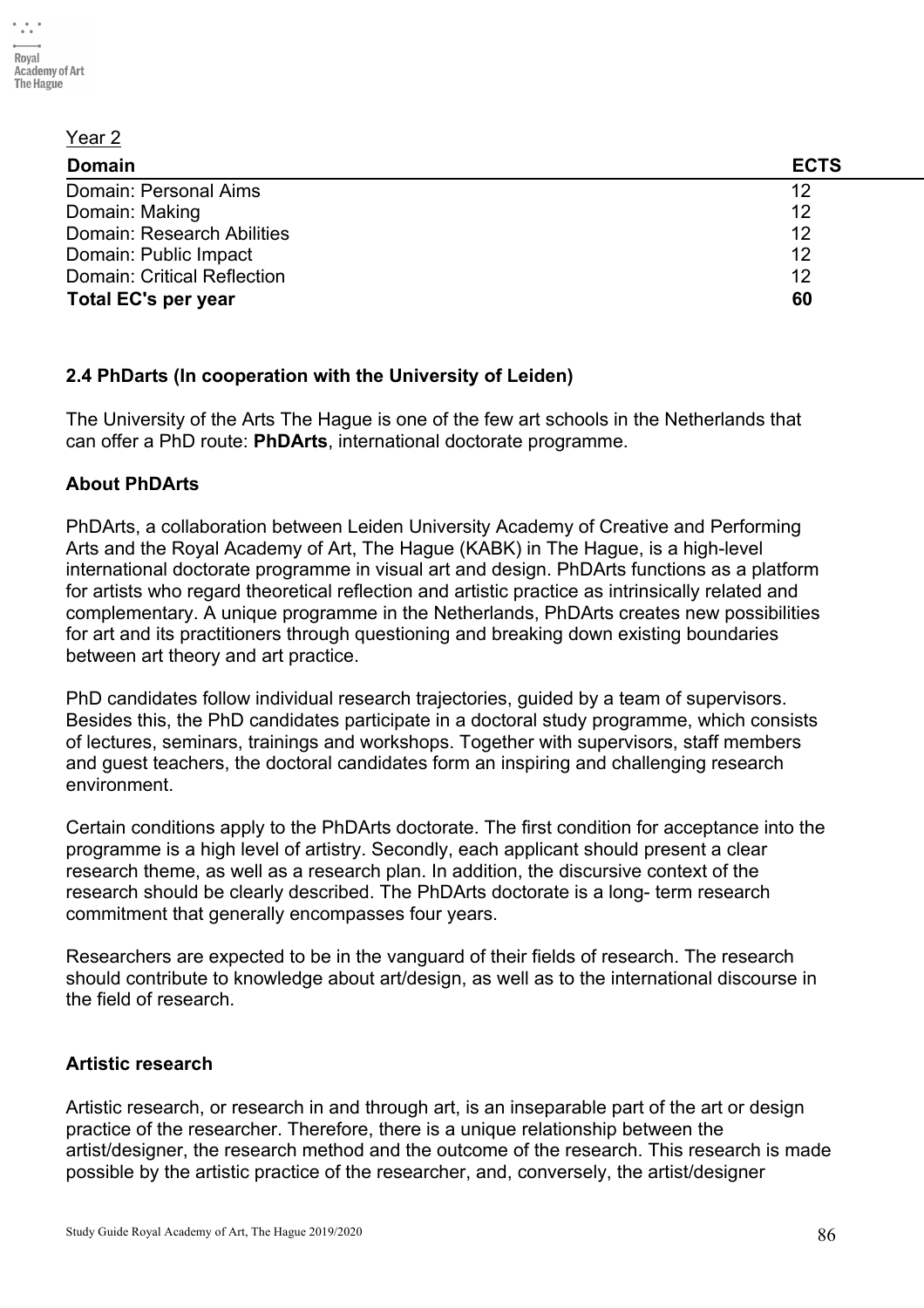Year 2

| Domain | ECTS |
|---|---|
| Domain: Personal Aims | 12 |
| Domain: Making | 12 |
| Domain: Research Abilities | 12 |
| Domain: Public Impact | 12 |
| Domain: Critical Reflection | 12 |
| **Total EC's per year** | **60** |

### 2.4 PhDarts (In cooperation with the University of Leiden)

The University of the Arts The Hague is one of the few art schools in the Netherlands that can offer a PhD route: **PhDArts**, international doctorate programme.

**About PhDArts**

PhDArts, a collaboration between Leiden University Academy of Creative and Performing Arts and the Royal Academy of Art, The Hague (KABK) in The Hague, is a high-level international doctorate programme in visual art and design. PhDArts functions as a platform for artists who regard theoretical reflection and artistic practice as intrinsically related and complementary. A unique programme in the Netherlands, PhDArts creates new possibilities for art and its practitioners through questioning and breaking down existing boundaries between art theory and art practice.

PhD candidates follow individual research trajectories, guided by a team of supervisors. Besides this, the PhD candidates participate in a doctoral study programme, which consists of lectures, seminars, trainings and workshops. Together with supervisors, staff members and guest teachers, the doctoral candidates form an inspiring and challenging research environment.

Certain conditions apply to the PhDArts doctorate. The first condition for acceptance into the programme is a high level of artistry. Secondly, each applicant should present a clear research theme, as well as a research plan. In addition, the discursive context of the research should be clearly described. The PhDArts doctorate is a long- term research commitment that generally encompasses four years.

Researchers are expected to be in the vanguard of their fields of research. The research should contribute to knowledge about art/design, as well as to the international discourse in the field of research.

**Artistic research**

Artistic research, or research in and through art, is an inseparable part of the art or design practice of the researcher. Therefore, there is a unique relationship between the artist/designer, the research method and the outcome of the research. This research is made possible by the artistic practice of the researcher, and, conversely, the artist/designer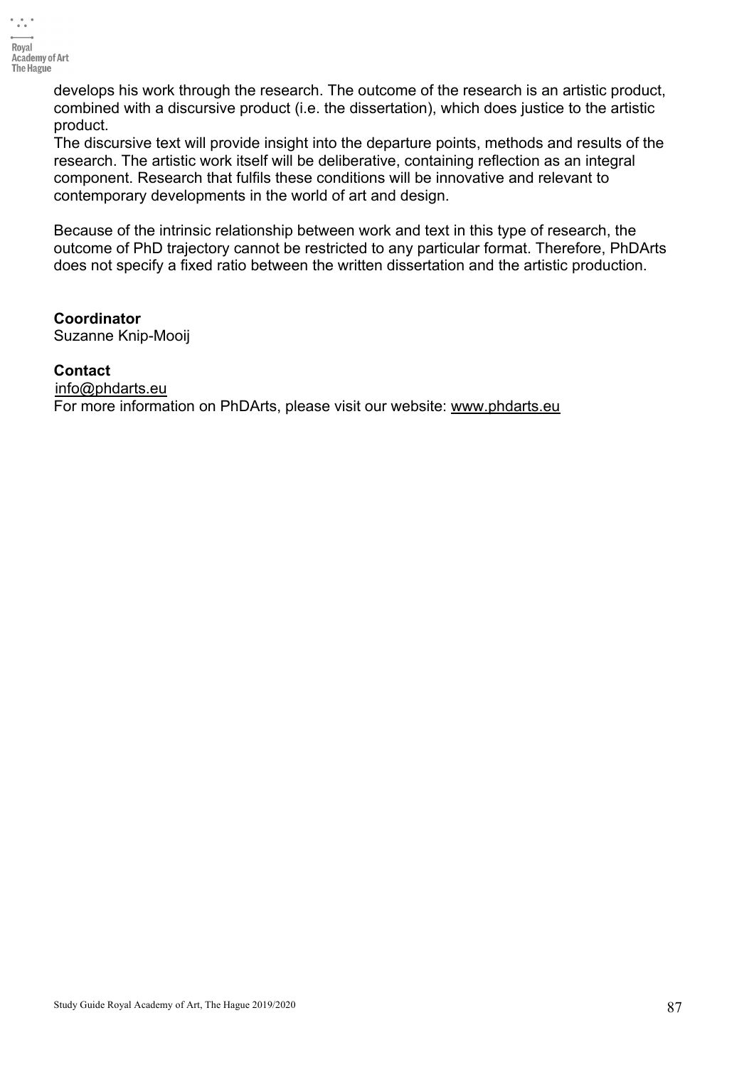develops his work through the research. The outcome of the research is an artistic product, combined with a discursive product (i.e. the dissertation), which does justice to the artistic product.
The discursive text will provide insight into the departure points, methods and results of the research. The artistic work itself will be deliberative, containing reflection as an integral component. Research that fulfils these conditions will be innovative and relevant to contemporary developments in the world of art and design.

Because of the intrinsic relationship between work and text in this type of research, the outcome of PhD trajectory cannot be restricted to any particular format. Therefore, PhDArts does not specify a fixed ratio between the written dissertation and the artistic production.

**Coordinator**
Suzanne Knip-Mooij

**Contact**
info@phdarts.eu
For more information on PhDArts, please visit our website: www.phdarts.eu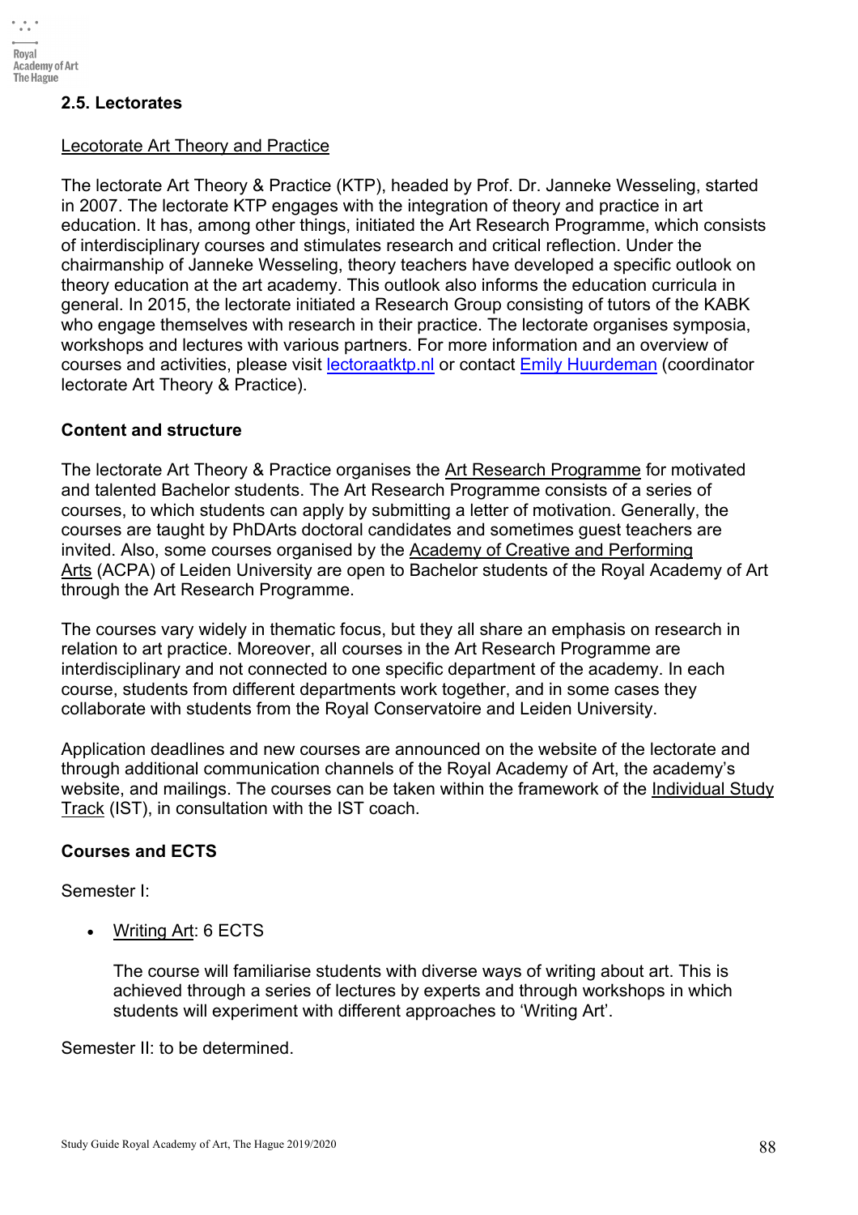## 2.5. Lectorates

Lecotorate Art Theory and Practice

The lectorate Art Theory & Practice (KTP), headed by Prof. Dr. Janneke Wesseling, started in 2007. The lectorate KTP engages with the integration of theory and practice in art education. It has, among other things, initiated the Art Research Programme, which consists of interdisciplinary courses and stimulates research and critical reflection. Under the chairmanship of Janneke Wesseling, theory teachers have developed a specific outlook on theory education at the art academy. This outlook also informs the education curricula in general. In 2015, the lectorate initiated a Research Group consisting of tutors of the KABK who engage themselves with research in their practice. The lectorate organises symposia, workshops and lectures with various partners. For more information and an overview of courses and activities, please visit lectoraatktp.nl or contact Emily Huurdeman (coordinator lectorate Art Theory & Practice).

**Content and structure**

The lectorate Art Theory & Practice organises the Art Research Programme for motivated and talented Bachelor students. The Art Research Programme consists of a series of courses, to which students can apply by submitting a letter of motivation. Generally, the courses are taught by PhDArts doctoral candidates and sometimes guest teachers are invited. Also, some courses organised by the Academy of Creative and Performing Arts (ACPA) of Leiden University are open to Bachelor students of the Royal Academy of Art through the Art Research Programme.

The courses vary widely in thematic focus, but they all share an emphasis on research in relation to art practice. Moreover, all courses in the Art Research Programme are interdisciplinary and not connected to one specific department of the academy. In each course, students from different departments work together, and in some cases they collaborate with students from the Royal Conservatoire and Leiden University.

Application deadlines and new courses are announced on the website of the lectorate and through additional communication channels of the Royal Academy of Art, the academy's website, and mailings. The courses can be taken within the framework of the Individual Study Track (IST), in consultation with the IST coach.

**Courses and ECTS**

Semester I:

- Writing Art: 6 ECTS

  The course will familiarise students with diverse ways of writing about art. This is achieved through a series of lectures by experts and through workshops in which students will experiment with different approaches to 'Writing Art'.

Semester II: to be determined.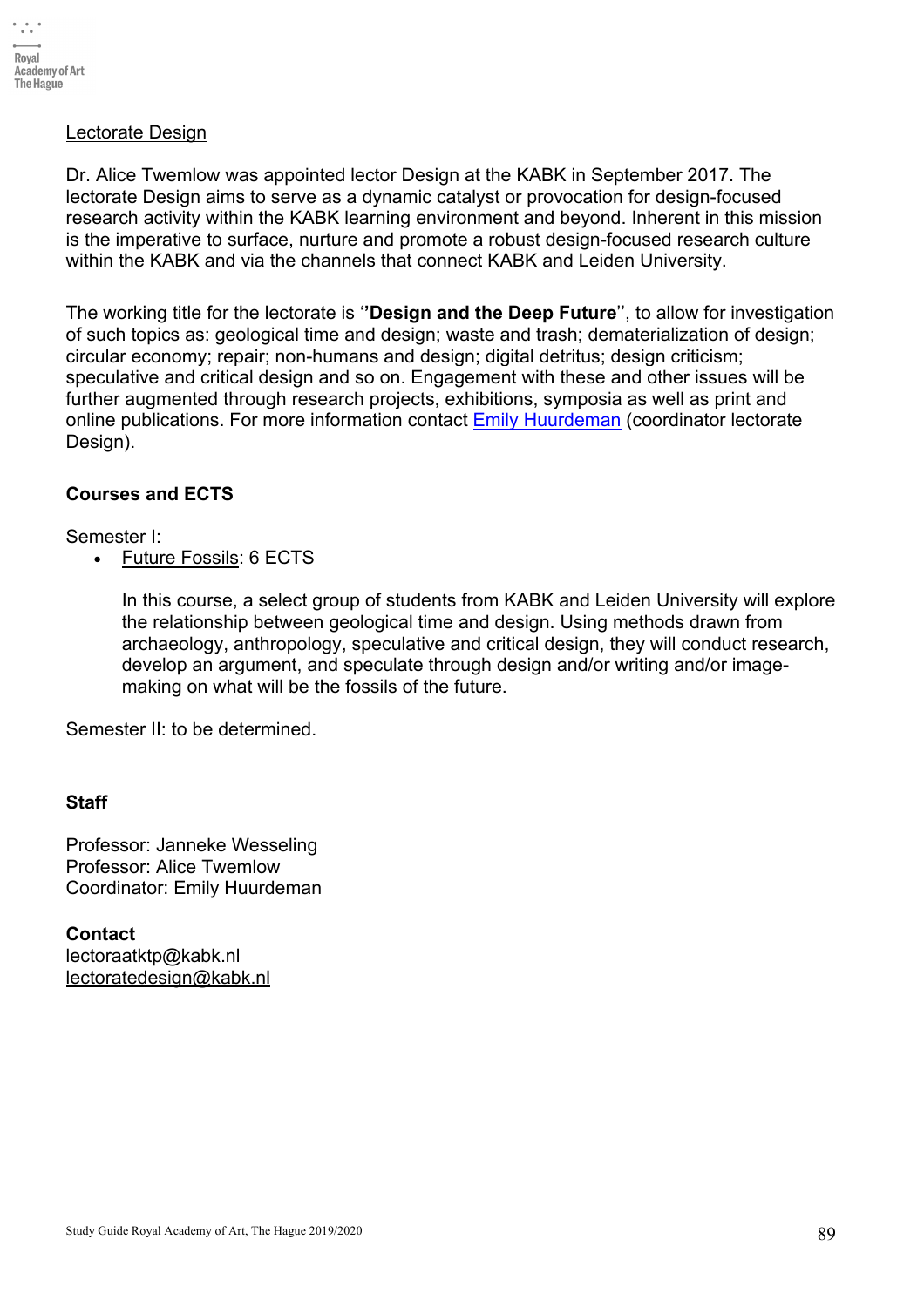## Lectorate Design

Dr. Alice Twemlow was appointed lector Design at the KABK in September 2017. The lectorate Design aims to serve as a dynamic catalyst or provocation for design-focused research activity within the KABK learning environment and beyond. Inherent in this mission is the imperative to surface, nurture and promote a robust design-focused research culture within the KABK and via the channels that connect KABK and Leiden University.

The working title for the lectorate is ''**Design and the Deep Future**'', to allow for investigation of such topics as: geological time and design; waste and trash; dematerialization of design; circular economy; repair; non-humans and design; digital detritus; design criticism; speculative and critical design and so on. Engagement with these and other issues will be further augmented through research projects, exhibitions, symposia as well as print and online publications. For more information contact Emily Huurdeman (coordinator lectorate Design).

### Courses and ECTS

Semester I:

- Future Fossils: 6 ECTS

  In this course, a select group of students from KABK and Leiden University will explore the relationship between geological time and design. Using methods drawn from archaeology, anthropology, speculative and critical design, they will conduct research, develop an argument, and speculate through design and/or writing and/or image-making on what will be the fossils of the future.

Semester II: to be determined.

### Staff

Professor: Janneke Wesseling
Professor: Alice Twemlow
Coordinator: Emily Huurdeman

### Contact

lectoraatktp@kabk.nl
lectoratedesign@kabk.nl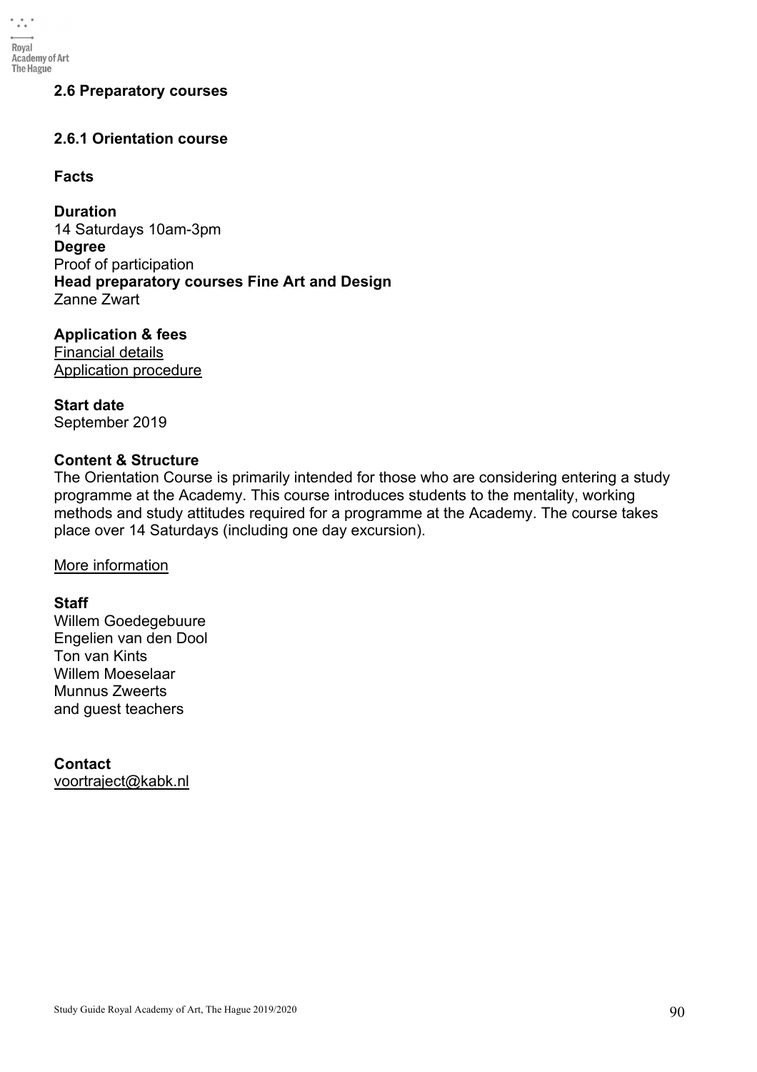## 2.6 Preparatory courses

### 2.6.1 Orientation course

**Facts**

**Duration**
14 Saturdays 10am-3pm
**Degree**
Proof of participation
**Head preparatory courses Fine Art and Design**
Zanne Zwart

**Application & fees**
Financial details
Application procedure

**Start date**
September 2019

**Content & Structure**
The Orientation Course is primarily intended for those who are considering entering a study programme at the Academy. This course introduces students to the mentality, working methods and study attitudes required for a programme at the Academy. The course takes place over 14 Saturdays (including one day excursion).

More information

**Staff**
Willem Goedegebuure
Engelien van den Dool
Ton van Kints
Willem Moeselaar
Munnus Zweerts
and guest teachers

**Contact**
voortraject@kabk.nl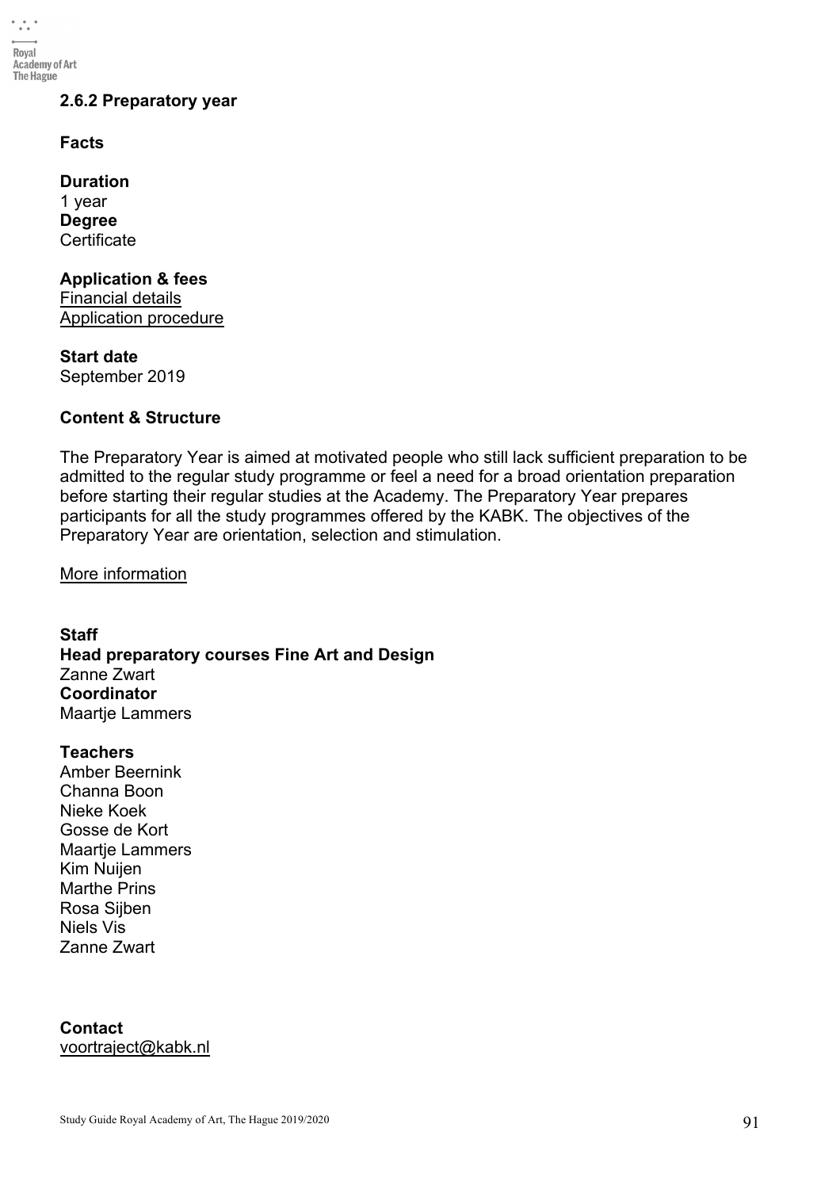### 2.6.2 Preparatory year

**Facts**

**Duration**
1 year
**Degree**
Certificate

**Application & fees**
Financial details
Application procedure

**Start date**
September 2019

**Content & Structure**

The Preparatory Year is aimed at motivated people who still lack sufficient preparation to be admitted to the regular study programme or feel a need for a broad orientation preparation before starting their regular studies at the Academy. The Preparatory Year prepares participants for all the study programmes offered by the KABK. The objectives of the Preparatory Year are orientation, selection and stimulation.

More information

**Staff**
**Head preparatory courses Fine Art and Design**
Zanne Zwart
**Coordinator**
Maartje Lammers

**Teachers**
Amber Beernink
Channa Boon
Nieke Koek
Gosse de Kort
Maartje Lammers
Kim Nuijen
Marthe Prins
Rosa Sijben
Niels Vis
Zanne Zwart

**Contact**
voortraject@kabk.nl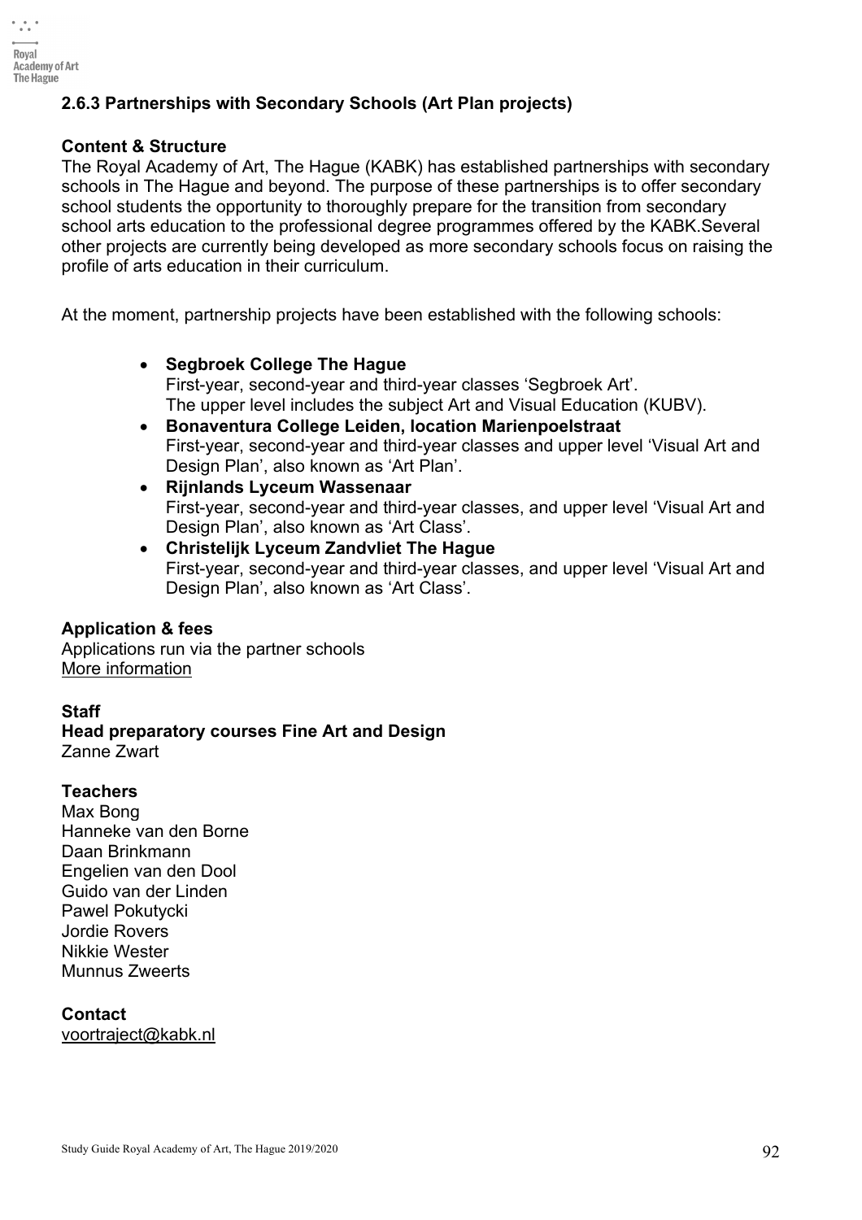### 2.6.3 Partnerships with Secondary Schools (Art Plan projects)

**Content & Structure**
The Royal Academy of Art, The Hague (KABK) has established partnerships with secondary schools in The Hague and beyond. The purpose of these partnerships is to offer secondary school students the opportunity to thoroughly prepare for the transition from secondary school arts education to the professional degree programmes offered by the KABK.Several other projects are currently being developed as more secondary schools focus on raising the profile of arts education in their curriculum.

At the moment, partnership projects have been established with the following schools:

- **Segbroek College The Hague**
  First-year, second-year and third-year classes 'Segbroek Art'.
  The upper level includes the subject Art and Visual Education (KUBV).
- **Bonaventura College Leiden, location Marienpoelstraat**
  First-year, second-year and third-year classes and upper level 'Visual Art and Design Plan', also known as 'Art Plan'.
- **Rijnlands Lyceum Wassenaar**
  First-year, second-year and third-year classes, and upper level 'Visual Art and Design Plan', also known as 'Art Class'.
- **Christelijk Lyceum Zandvliet The Hague**
  First-year, second-year and third-year classes, and upper level 'Visual Art and Design Plan', also known as 'Art Class'.

**Application & fees**
Applications run via the partner schools
More information

**Staff**
**Head preparatory courses Fine Art and Design**
Zanne Zwart

**Teachers**
Max Bong
Hanneke van den Borne
Daan Brinkmann
Engelien van den Dool
Guido van der Linden
Pawel Pokutycki
Jordie Rovers
Nikkie Wester
Munnus Zweerts

**Contact**
voortraject@kabk.nl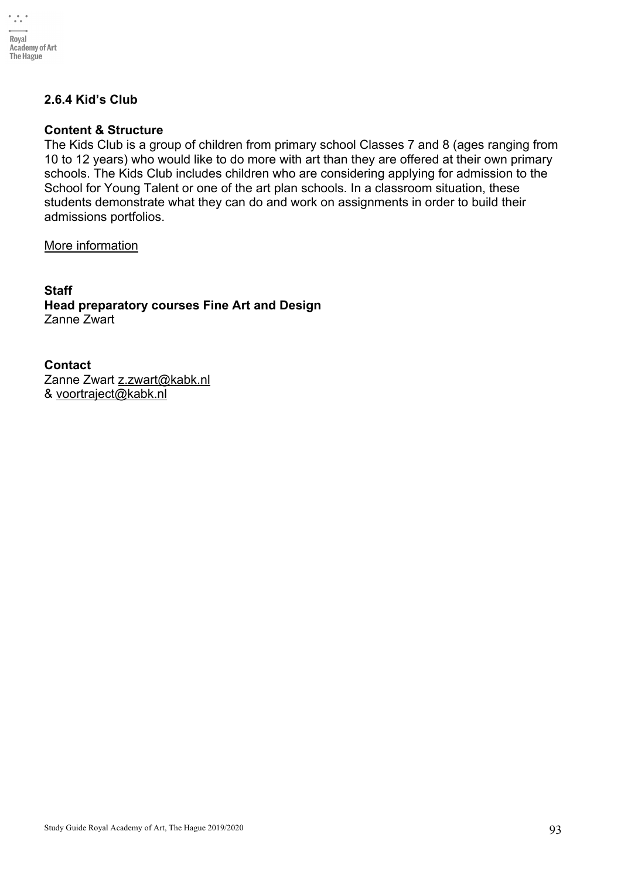### 2.6.4 Kid's Club

**Content & Structure**

The Kids Club is a group of children from primary school Classes 7 and 8 (ages ranging from 10 to 12 years) who would like to do more with art than they are offered at their own primary schools. The Kids Club includes children who are considering applying for admission to the School for Young Talent or one of the art plan schools. In a classroom situation, these students demonstrate what they can do and work on assignments in order to build their admissions portfolios.

More information

**Staff**

**Head preparatory courses Fine Art and Design**

Zanne Zwart

**Contact**

Zanne Zwart z.zwart@kabk.nl
& voortraject@kabk.nl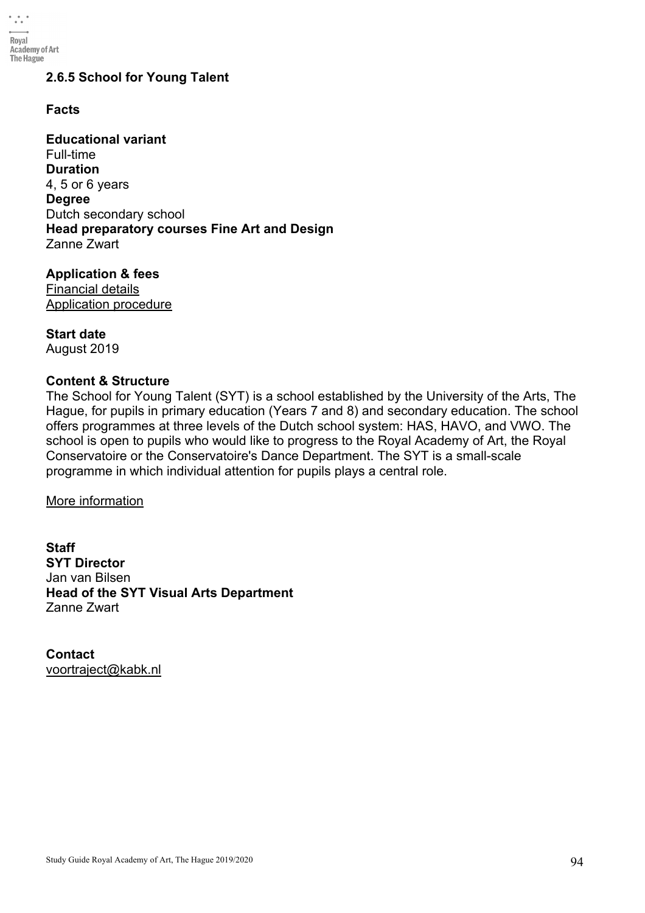### 2.6.5 School for Young Talent

**Facts**

**Educational variant**
Full-time
**Duration**
4, 5 or 6 years
**Degree**
Dutch secondary school
**Head preparatory courses Fine Art and Design**
Zanne Zwart

**Application & fees**
Financial details
Application procedure

**Start date**
August 2019

**Content & Structure**
The School for Young Talent (SYT) is a school established by the University of the Arts, The Hague, for pupils in primary education (Years 7 and 8) and secondary education. The school offers programmes at three levels of the Dutch school system: HAS, HAVO, and VWO. The school is open to pupils who would like to progress to the Royal Academy of Art, the Royal Conservatoire or the Conservatoire's Dance Department. The SYT is a small-scale programme in which individual attention for pupils plays a central role.

More information

**Staff**
**SYT Director**
Jan van Bilsen
**Head of the SYT Visual Arts Department**
Zanne Zwart

**Contact**
voortraject@kabk.nl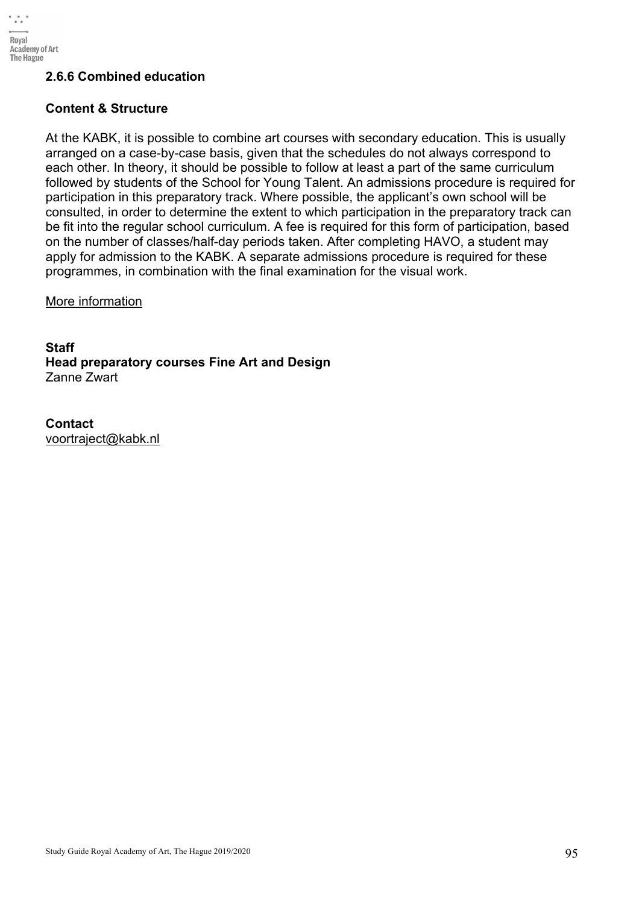### 2.6.6 Combined education

#### Content & Structure

At the KABK, it is possible to combine art courses with secondary education. This is usually arranged on a case-by-case basis, given that the schedules do not always correspond to each other. In theory, it should be possible to follow at least a part of the same curriculum followed by students of the School for Young Talent. An admissions procedure is required for participation in this preparatory track. Where possible, the applicant's own school will be consulted, in order to determine the extent to which participation in the preparatory track can be fit into the regular school curriculum. A fee is required for this form of participation, based on the number of classes/half-day periods taken. After completing HAVO, a student may apply for admission to the KABK. A separate admissions procedure is required for these programmes, in combination with the final examination for the visual work.

More information

**Staff**
**Head preparatory courses Fine Art and Design**
Zanne Zwart

**Contact**
voortraject@kabk.nl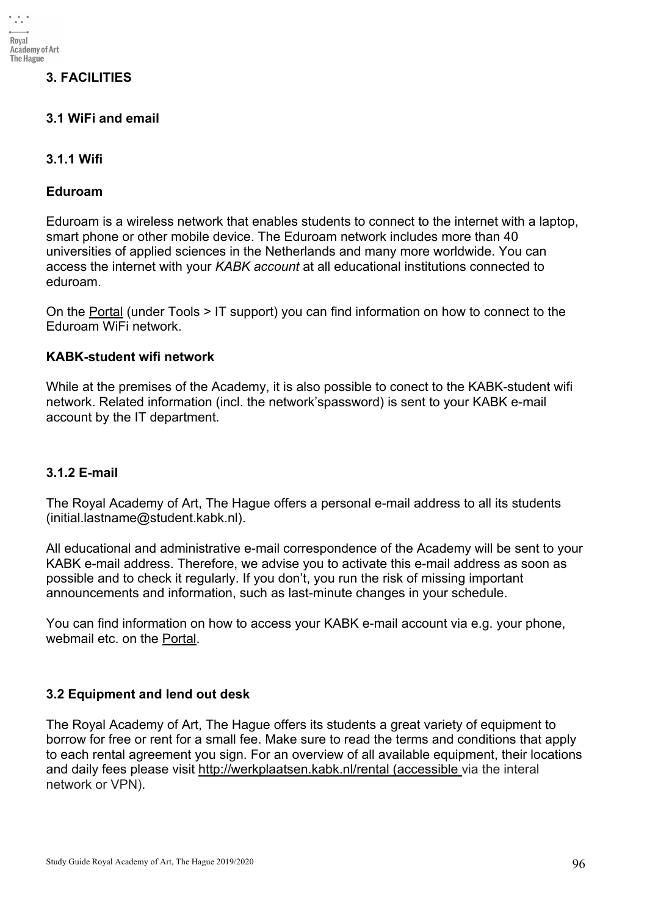# 3. FACILITIES

## 3.1 WiFi and email

### 3.1.1 Wifi

**Eduroam**

Eduroam is a wireless network that enables students to connect to the internet with a laptop, smart phone or other mobile device. The Eduroam network includes more than 40 universities of applied sciences in the Netherlands and many more worldwide. You can access the internet with your *KABK account* at all educational institutions connected to eduroam.

On the Portal (under Tools > IT support) you can find information on how to connect to the Eduroam WiFi network.

**KABK-student wifi network**

While at the premises of the Academy, it is also possible to conect to the KABK-student wifi network. Related information (incl. the network'spassword) is sent to your KABK e-mail account by the IT department.

### 3.1.2 E-mail

The Royal Academy of Art, The Hague offers a personal e-mail address to all its students (initial.lastname@student.kabk.nl).

All educational and administrative e-mail correspondence of the Academy will be sent to your KABK e-mail address. Therefore, we advise you to activate this e-mail address as soon as possible and to check it regularly. If you don't, you run the risk of missing important announcements and information, such as last-minute changes in your schedule.

You can find information on how to access your KABK e-mail account via e.g. your phone, webmail etc. on the Portal.

## 3.2 Equipment and lend out desk

The Royal Academy of Art, The Hague offers its students a great variety of equipment to borrow for free or rent for a small fee. Make sure to read the terms and conditions that apply to each rental agreement you sign. For an overview of all available equipment, their locations and daily fees please visit http://werkplaatsen.kabk.nl/rental (accessible via the interal network or VPN).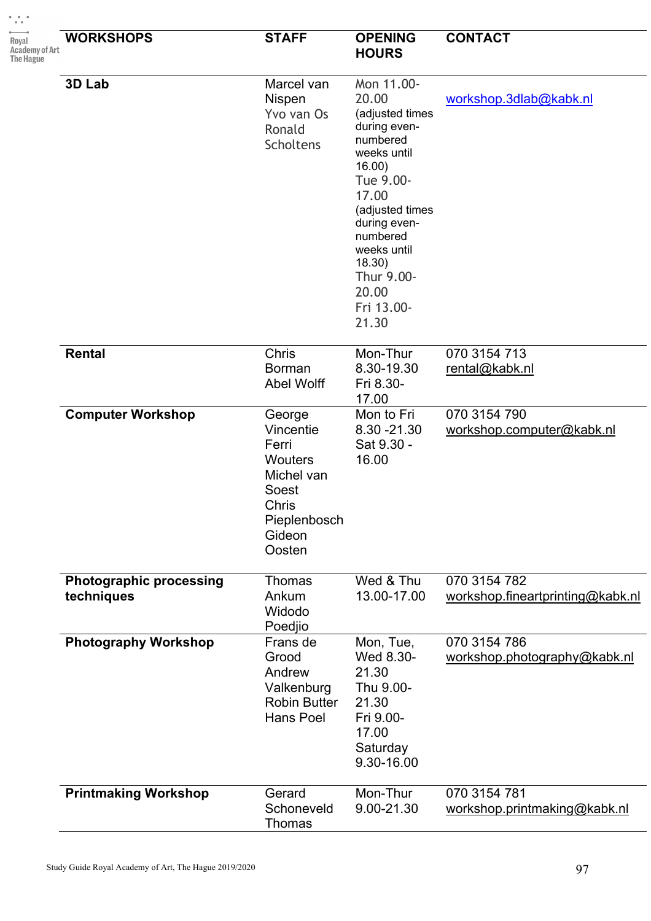| WORKSHOPS | STAFF | OPENING HOURS | CONTACT |
|---|---|---|---|
| **3D Lab** | Marcel van Nispen<br>Yvo van Os<br>Ronald Scholtens | Mon 11.00-20.00 (adjusted times during even-numbered weeks until 16.00)<br>Tue 9.00-17.00 (adjusted times during even-numbered weeks until 18.30)<br>Thur 9.00-20.00<br>Fri 13.00-21.30 | workshop.3dlab@kabk.nl |
| **Rental** | Chris Borman<br>Abel Wolff | Mon-Thur 8.30-19.30<br>Fri 8.30-17.00 | 070 3154 713<br>rental@kabk.nl |
| **Computer Workshop** | George Vincentie<br>Ferri Wouters<br>Michel van Soest<br>Chris Pieplenbosch<br>Gideon Oosten | Mon to Fri 8.30 -21.30<br>Sat 9.30 - 16.00 | 070 3154 790<br>workshop.computer@kabk.nl |
| **Photographic processing techniques** | Thomas Ankum<br>Widodo Poedjio | Wed & Thu 13.00-17.00 | 070 3154 782<br>workshop.fineartprinting@kabk.nl |
| **Photography Workshop** | Frans de Grood<br>Andrew Valkenburg<br>Robin Butter<br>Hans Poel | Mon, Tue, Wed 8.30-21.30<br>Thu 9.00-21.30<br>Fri 9.00-17.00<br>Saturday 9.30-16.00 | 070 3154 786<br>workshop.photography@kabk.nl |
| **Printmaking Workshop** | Gerard Schoneveld<br>Thomas | Mon-Thur 9.00-21.30 | 070 3154 781<br>workshop.printmaking@kabk.nl |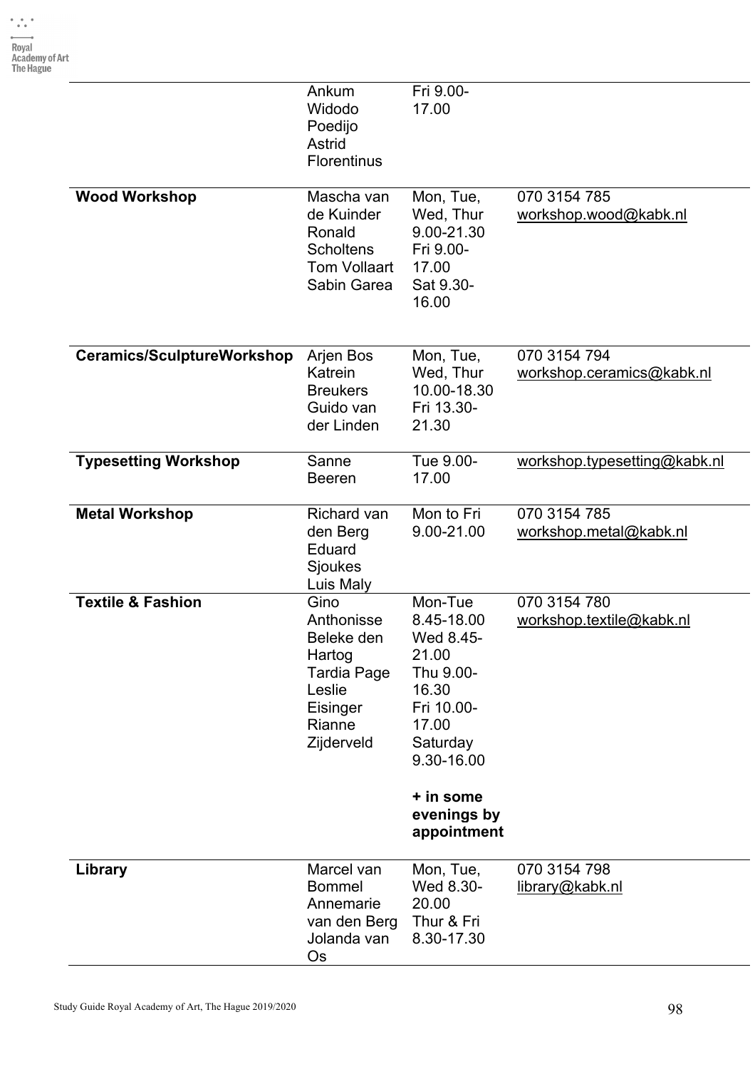| | | | |
|---|---|---|---|
| | Ankum Widodo Poedijo Astrid Florentinus | Fri 9.00-17.00 | |
| **Wood Workshop** | Mascha van de Kuinder Ronald Scholtens Tom Vollaart Sabin Garea | Mon, Tue, Wed, Thur 9.00-21.30 Fri 9.00-17.00 Sat 9.30-16.00 | 070 3154 785 workshop.wood@kabk.nl |
| **Ceramics/SculptureWorkshop** | Arjen Bos Katrein Breukers Guido van der Linden | Mon, Tue, Wed, Thur 10.00-18.30 Fri 13.30-21.30 | 070 3154 794 workshop.ceramics@kabk.nl |
| **Typesetting Workshop** | Sanne Beeren | Tue 9.00-17.00 | workshop.typesetting@kabk.nl |
| **Metal Workshop** | Richard van den Berg Eduard Sjoukes Luis Maly | Mon to Fri 9.00-21.00 | 070 3154 785 workshop.metal@kabk.nl |
| **Textile & Fashion** | Gino Anthonisse Beleke den Hartog Tardia Page Leslie Eisinger Rianne Zijderveld | Mon-Tue 8.45-18.00 Wed 8.45-21.00 Thu 9.00-16.30 Fri 10.00-17.00 Saturday 9.30-16.00 **+ in some evenings by appointment** | 070 3154 780 workshop.textile@kabk.nl |
| **Library** | Marcel van Bommel Annemarie van den Berg Jolanda van Os | Mon, Tue, Wed 8.30-20.00 Thur & Fri 8.30-17.30 | 070 3154 798 library@kabk.nl |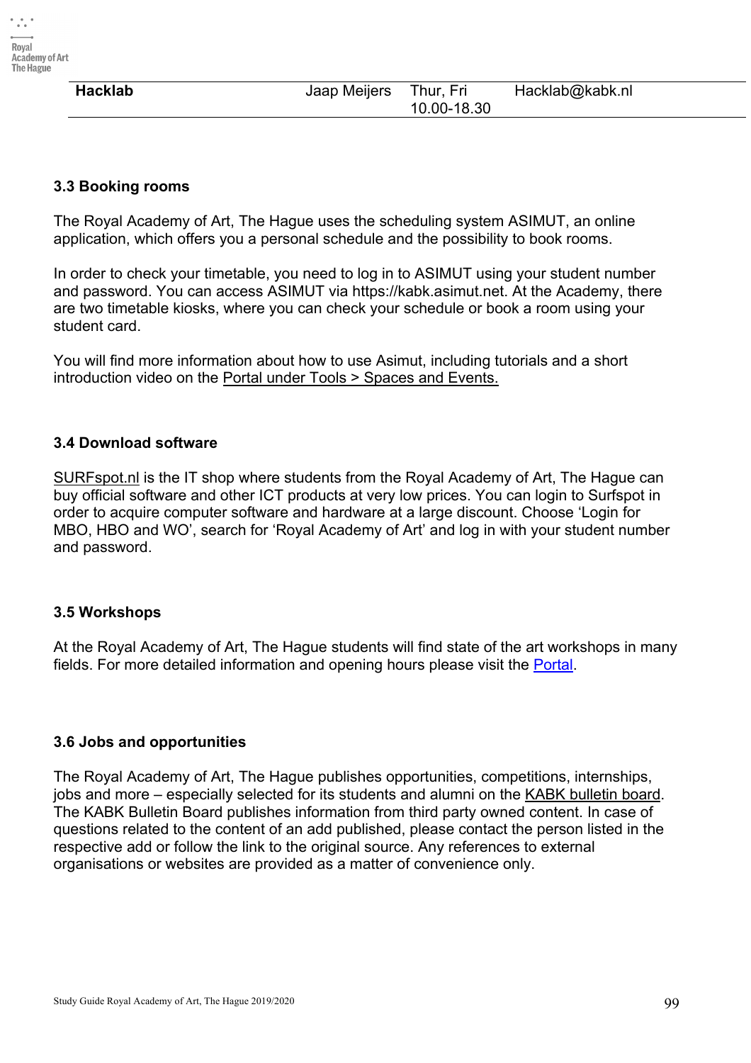| | | | |
|---|---|---|---|
| **Hacklab** | Jaap Meijers | Thur, Fri 10.00-18.30 | Hacklab@kabk.nl |

### 3.3 Booking rooms

The Royal Academy of Art, The Hague uses the scheduling system ASIMUT, an online application, which offers you a personal schedule and the possibility to book rooms.

In order to check your timetable, you need to log in to ASIMUT using your student number and password. You can access ASIMUT via https://kabk.asimut.net. At the Academy, there are two timetable kiosks, where you can check your schedule or book a room using your student card.

You will find more information about how to use Asimut, including tutorials and a short introduction video on the Portal under Tools > Spaces and Events.

### 3.4 Download software

SURFspot.nl is the IT shop where students from the Royal Academy of Art, The Hague can buy official software and other ICT products at very low prices. You can login to Surfspot in order to acquire computer software and hardware at a large discount. Choose 'Login for MBO, HBO and WO', search for 'Royal Academy of Art' and log in with your student number and password.

### 3.5 Workshops

At the Royal Academy of Art, The Hague students will find state of the art workshops in many fields. For more detailed information and opening hours please visit the Portal.

### 3.6 Jobs and opportunities

The Royal Academy of Art, The Hague publishes opportunities, competitions, internships, jobs and more – especially selected for its students and alumni on the KABK bulletin board. The KABK Bulletin Board publishes information from third party owned content. In case of questions related to the content of an add published, please contact the person listed in the respective add or follow the link to the original source. Any references to external organisations or websites are provided as a matter of convenience only.